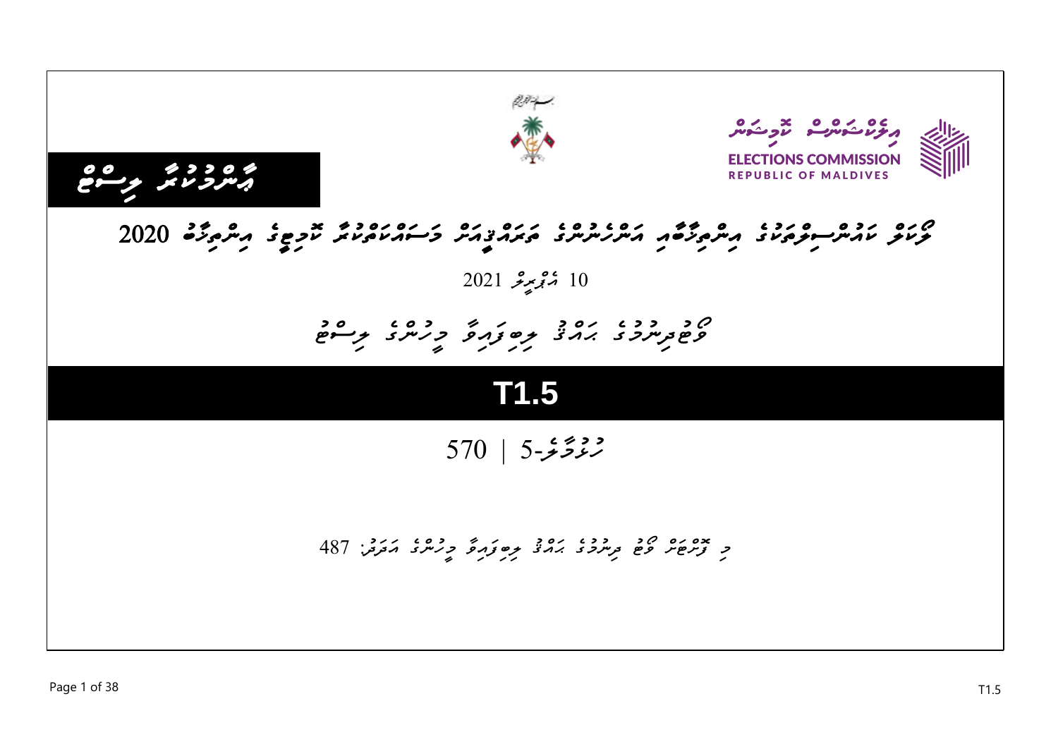ބިސްމިﷲ

އިލެކްޝަންސް ކޮމިޝަން

ELECTIONS COMMISSION
REPUBLIC OF MALDIVES

# އަންދާޒާ ލިސްޓު

## ލޯކަލް ކައުންސިލްތަކުގެ އިންތިޚާބާއި އަންހެނުންގެ ތަރައްޤީއަށް މަސައްކަތްކުރާ ކޮމިޓީގެ އިންތިޚާބު 2020

10 އޮކްޓޫބަރ 2021

### ވޯޓުދިނުމުގެ ޙައްޤު ލިބިފައިވާ މީހުންގެ ލިސްޓު

# T1.5

ހުޅުމާލެ-5 | 570

މި ފޯރމުގައި ވޯޓު ދިނުމުގެ ޙައްޤު ލިބިފައިވާ މީހުންގެ އަދަދު: 487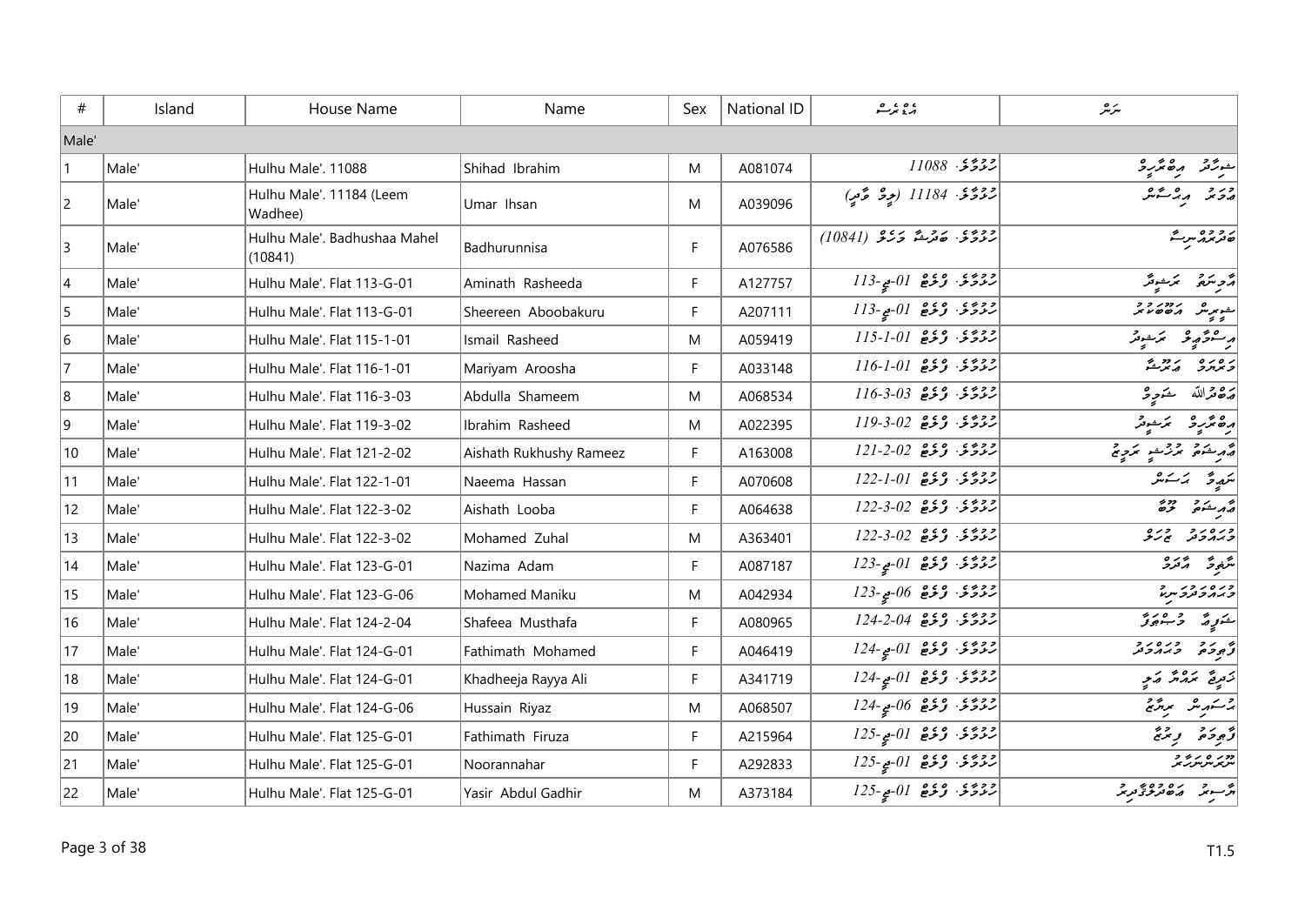| # | Island | House Name | Name | Sex | National ID | ގެއެގެ ނަން | ނަން |
|---|---|---|---|---|---|---|---|
| Male' | | | | | | | |
| 1 | Male' | Hulhu Male'. 11088 | Shihad Ibrahim | M | A081074 | ހުޅުމާލެ. 11088 | ޝިހާދު އިބްރާހީމް |
| 2 | Male' | Hulhu Male'. 11184 (Leem Wadhee) | Umar Ihsan | M | A039096 | ހުޅުމާލެ. 11184 (ލީމް ވާދީ) | ޢުމަރު އިޙްސާން |
| 3 | Male' | Hulhu Male'. Badhushaa Mahel (10841) | Badhurunnisa | F | A076586 | ހުޅުމާލެ. ބަދުޝާ މަހަލް (10841) | ބަދުރުންނިސާ |
| 4 | Male' | Hulhu Male'. Flat 113-G-01 | Aminath Rasheeda | F | A127757 | ހުޅުމާލެ. ފްލެޓް 01-ޖީ-113 | އާމިނަތު ރަޝީދާ |
| 5 | Male' | Hulhu Male'. Flat 113-G-01 | Sheereen Aboobakuru | F | A207111 | ހުޅުމާލެ. ފްލެޓް 01-ޖީ-113 | ޝީރީން އަބޫބަކުރު |
| 6 | Male' | Hulhu Male'. Flat 115-1-01 | Ismail Rasheed | M | A059419 | ހުޅުމާލެ. ފްލެޓް 115-1-01 | އިސްމާޢީލް ރަޝީދު |
| 7 | Male' | Hulhu Male'. Flat 116-1-01 | Mariyam Aroosha | F | A033148 | ހުޅުމާލެ. ފްލެޓް 116-1-01 | މަރިޔަމް އަރޫޝާ |
| 8 | Male' | Hulhu Male'. Flat 116-3-03 | Abdulla Shameem | M | A068534 | ހުޅުމާލެ. ފްލެޓް 116-3-03 | އަބްދުﷲ ޝަމީމް |
| 9 | Male' | Hulhu Male'. Flat 119-3-02 | Ibrahim Rasheed | M | A022395 | ހުޅުމާލެ. ފްލެޓް 119-3-02 | އިބްރާހީމް ރަޝީދު |
| 10 | Male' | Hulhu Male'. Flat 121-2-02 | Aishath Rukhushy Rameez | F | A163008 | ހުޅުމާލެ. ފްލެޓް 121-2-02 | ޢާއިޝަތު ރުޚުޝީ ރަމީޒް |
| 11 | Male' | Hulhu Male'. Flat 122-1-01 | Naeema Hassan | F | A070608 | ހުޅުމާލެ. ފްލެޓް 122-1-01 | ނަޢީމާ ހަސަން |
| 12 | Male' | Hulhu Male'. Flat 122-3-02 | Aishath Looba | F | A064638 | ހުޅުމާލެ. ފްލެޓް 122-3-02 | ޢާއިޝަތު ލޫބާ |
| 13 | Male' | Hulhu Male'. Flat 122-3-02 | Mohamed Zuhal | M | A363401 | ހުޅުމާލެ. ފްލެޓް 122-3-02 | މުޙައްމަދު ޒުހަލް |
| 14 | Male' | Hulhu Male'. Flat 123-G-01 | Nazima Adam | F | A087187 | ހުޅުމާލެ. ފްލެޓް 01-ޖީ-123 | ނާޒިމާ އާދަމް |
| 15 | Male' | Hulhu Male'. Flat 123-G-06 | Mohamed Maniku | M | A042934 | ހުޅުމާލެ. ފްލެޓް 06-ޖީ-123 | މުޙައްމަދުމަނިކު |
| 16 | Male' | Hulhu Male'. Flat 124-2-04 | Shafeea Musthafa | F | A080965 | ހުޅުމާލެ. ފްލެޓް 124-2-04 | ޝަފީޢާ މުސްތަފާ |
| 17 | Male' | Hulhu Male'. Flat 124-G-01 | Fathimath Mohamed | F | A046419 | ހުޅުމާލެ. ފްލެޓް 01-ޖީ-124 | ފާތިމަތު މުޙައްމަދު |
| 18 | Male' | Hulhu Male'. Flat 124-G-01 | Khadheeja Rayya Ali | F | A341719 | ހުޅުމާލެ. ފްލެޓް 01-ޖީ-124 | ޚަދީޖާ ރައްޔާ ޢަލީ |
| 19 | Male' | Hulhu Male'. Flat 124-G-06 | Hussain Riyaz | M | A068507 | ހުޅުމާލެ. ފްލެޓް 06-ޖީ-124 | ހުސައިން ރިޔާޒް |
| 20 | Male' | Hulhu Male'. Flat 125-G-01 | Fathimath Firuza | F | A215964 | ހުޅުމާލެ. ފްލެޓް 01-ޖީ-125 | ފާތިމަތު ފިރުޒާ |
| 21 | Male' | Hulhu Male'. Flat 125-G-01 | Noorannahar | F | A292833 | ހުޅުމާލެ. ފްލެޓް 01-ޖީ-125 | ނޫރަންނަހާރު |
| 22 | Male' | Hulhu Male'. Flat 125-G-01 | Yasir Abdul Gadhir | M | A373184 | ހުޅުމާލެ. ފްލެޓް 01-ޖީ-125 | ޔާސިރު އަބްދުލްޤާދިރު |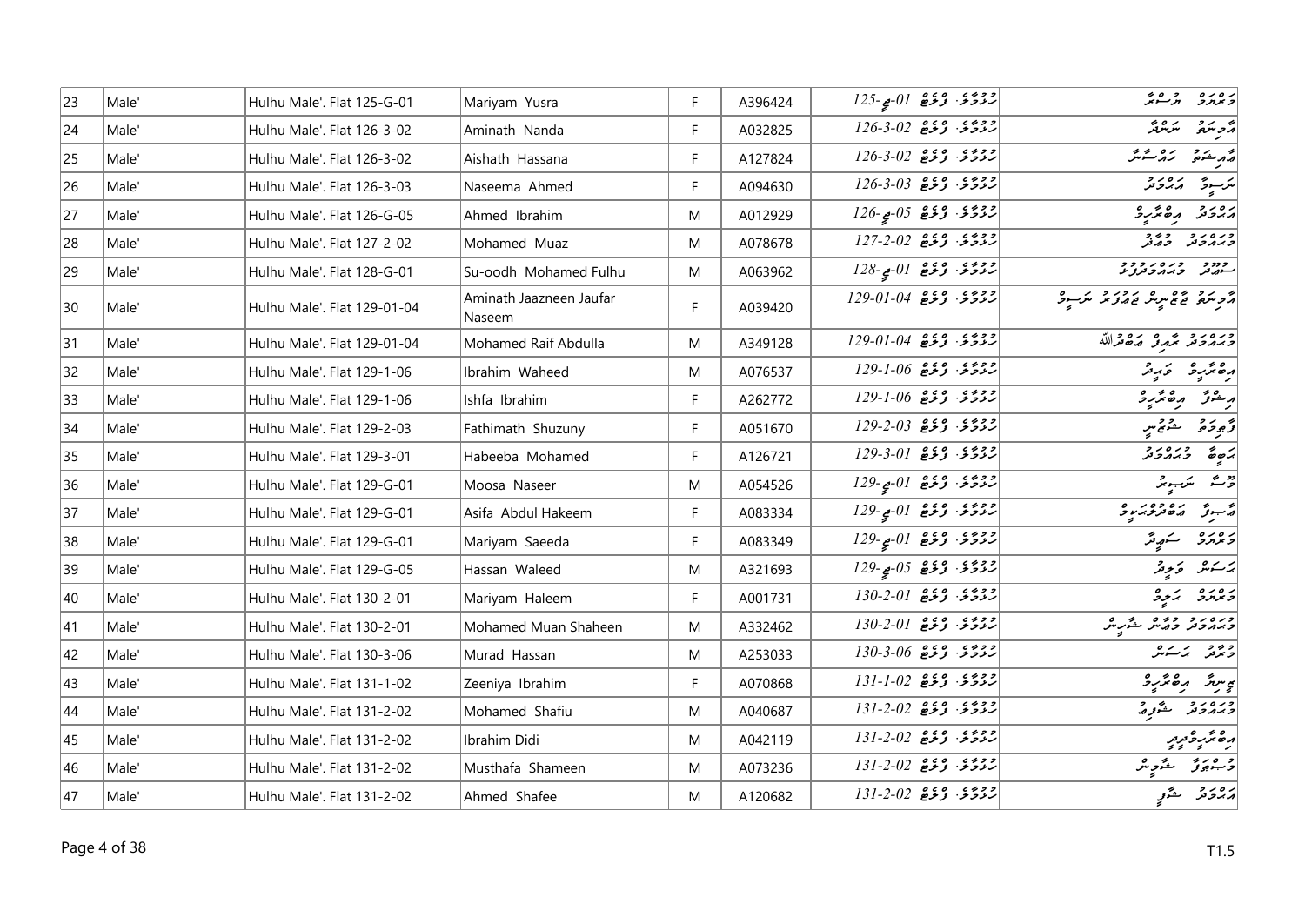| 23 | Male' | Hulhu Male'. Flat 125-G-01 | Mariyam Yusra | F | A396424 | ހުޅުމާލެ. ފްލެޓް 125-ޖީ-01 | މަރިޔަމް ޔުސްރާ |
|---|---|---|---|---|---|---|---|
| 24 | Male' | Hulhu Male'. Flat 126-3-02 | Aminath Nanda | F | A032825 | ހުޅުމާލެ. ފްލެޓް 126-3-02 | އާމިނަތު ނަންދާ |
| 25 | Male' | Hulhu Male'. Flat 126-3-02 | Aishath Hassana | F | A127824 | ހުޅުމާލެ. ފްލެޓް 126-3-02 | އާއިޝަތު ހައްސާނާ |
| 26 | Male' | Hulhu Male'. Flat 126-3-03 | Naseema Ahmed | F | A094630 | ހުޅުމާލެ. ފްލެޓް 126-3-03 | ނަސީމާ އަހުމަދު |
| 27 | Male' | Hulhu Male'. Flat 126-G-05 | Ahmed Ibrahim | M | A012929 | ހުޅުމާލެ. ފްލެޓް 126-ޖީ-05 | އަހުމަދު އިބްރާހީމް |
| 28 | Male' | Hulhu Male'. Flat 127-2-02 | Mohamed Muaz | M | A078678 | ހުޅުމާލެ. ފްލެޓް 127-2-02 | މުހައްމަދު މުއާޛު |
| 29 | Male' | Hulhu Male'. Flat 128-G-01 | Su-oodh Mohamed Fulhu | M | A063962 | ހުޅުމާލެ. ފްލެޓް 128-ޖީ-01 | ސުޢޫދު މުހައްމަދުފުޅު |
| 30 | Male' | Hulhu Male'. Flat 129-01-04 | Aminath Jaazneen Jaufar Naseem | F | A039420 | ހުޅުމާލެ. ފްލެޓް 129-01-04 | އާމިނަތު ޖާޒްނީން ޖައުފަރު ނަސީމް |
| 31 | Male' | Hulhu Male'. Flat 129-01-04 | Mohamed Raif Abdulla | M | A349128 | ހުޅުމާލެ. ފްލެޓް 129-01-04 | މުހައްމަދު ރާއިފް އަބްދުﷲ |
| 32 | Male' | Hulhu Male'. Flat 129-1-06 | Ibrahim Waheed | M | A076537 | ހުޅުމާލެ. ފްލެޓް 129-1-06 | އިބްރާހީމް ވަހީދު |
| 33 | Male' | Hulhu Male'. Flat 129-1-06 | Ishfa Ibrahim | F | A262772 | ހުޅުމާލެ. ފްލެޓް 129-1-06 | އިޝްފާ އިބްރާހީމް |
| 34 | Male' | Hulhu Male'. Flat 129-2-03 | Fathimath Shuzuny | F | A051670 | ހުޅުމާލެ. ފްލެޓް 129-2-03 | ފާތިމަތު ޝުޒުނީ |
| 35 | Male' | Hulhu Male'. Flat 129-3-01 | Habeeba Mohamed | F | A126721 | ހުޅުމާލެ. ފްލެޓް 129-3-01 | ހަބީބާ މުހައްމަދު |
| 36 | Male' | Hulhu Male'. Flat 129-G-01 | Moosa Naseer | M | A054526 | ހުޅުމާލެ. ފްލެޓް 129-ޖީ-01 | މޫސާ ނަސީރު |
| 37 | Male' | Hulhu Male'. Flat 129-G-01 | Asifa Abdul Hakeem | F | A083334 | ހުޅުމާލެ. ފްލެޓް 129-ޖީ-01 | އާސިފާ އަބްދުލްހަކީމް |
| 38 | Male' | Hulhu Male'. Flat 129-G-01 | Mariyam Saeeda | F | A083349 | ހުޅުމާލެ. ފްލެޓް 129-ޖީ-01 | މަރިޔަމް ސައީދާ |
| 39 | Male' | Hulhu Male'. Flat 129-G-05 | Hassan Waleed | M | A321693 | ހުޅުމާލެ. ފްލެޓް 129-ޖީ-05 | ހަސަން ވަލީދު |
| 40 | Male' | Hulhu Male'. Flat 130-2-01 | Mariyam Haleem | F | A001731 | ހުޅުމާލެ. ފްލެޓް 130-2-01 | މަރިޔަމް ހަލީމް |
| 41 | Male' | Hulhu Male'. Flat 130-2-01 | Mohamed Muan Shaheen | M | A332462 | ހުޅުމާލެ. ފްލެޓް 130-2-01 | މުހައްމަދު މުޢާން ޝާހީން |
| 42 | Male' | Hulhu Male'. Flat 130-3-06 | Murad Hassan | M | A253033 | ހުޅުމާލެ. ފްލެޓް 130-3-06 | މުރާދު ހަސަން |
| 43 | Male' | Hulhu Male'. Flat 131-1-02 | Zeeniya Ibrahim | F | A070868 | ހުޅުމާލެ. ފްލެޓް 131-1-02 | ޒީނިޔާ އިބްރާހީމް |
| 44 | Male' | Hulhu Male'. Flat 131-2-02 | Mohamed Shafiu | M | A040687 | ހުޅުމާލެ. ފްލެޓް 131-2-02 | މުހައްމަދު ޝާފިޢު |
| 45 | Male' | Hulhu Male'. Flat 131-2-02 | Ibrahim Didi | M | A042119 | ހުޅުމާލެ. ފްލެޓް 131-2-02 | އިބްރާހީމްދީދީ |
| 46 | Male' | Hulhu Male'. Flat 131-2-02 | Musthafa Shameen | M | A073236 | ހުޅުމާލެ. ފްލެޓް 131-2-02 | މުސްތަފާ ޝާމީން |
| 47 | Male' | Hulhu Male'. Flat 131-2-02 | Ahmed Shafee | M | A120682 | ހުޅުމާލެ. ފްލެޓް 131-2-02 | އަހުމަދު ޝާފީ |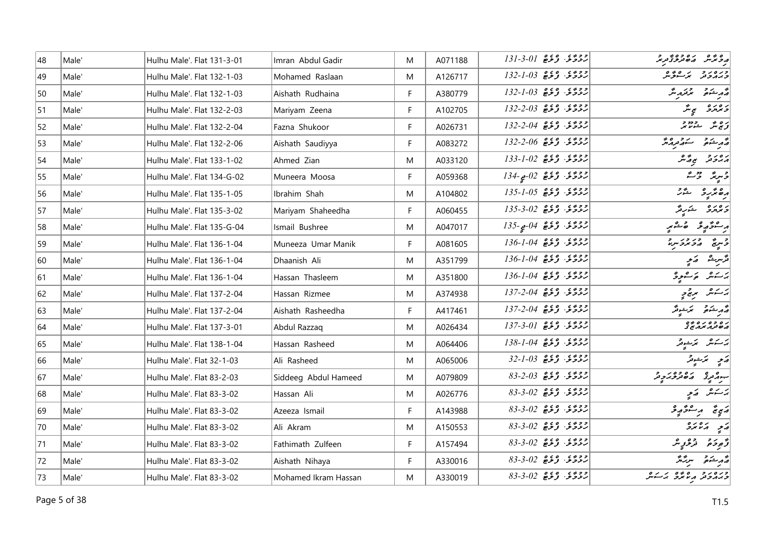| 48 | Male' | Hulhu Male'. Flat 131-3-01 | Imran Abdul Gadir | M | A071188 | ހުޅުމާލެ. ފްލެޓް 131-3-01 | އިމްރާން އަބްދުލްޤާދިރު |
|---|---|---|---|---|---|---|---|
| 49 | Male' | Hulhu Male'. Flat 132-1-03 | Mohamed Raslaan | M | A126717 | ހުޅުމާލެ. ފްލެޓް 132-1-03 | މުހައްމަދު ރަސްލާން |
| 50 | Male' | Hulhu Male'. Flat 132-1-03 | Aishath Rudhaina | F | A380779 | ހުޅުމާލެ. ފްލެޓް 132-1-03 | އާއިޝަތު ރުދައިނާ |
| 51 | Male' | Hulhu Male'. Flat 132-2-03 | Mariyam Zeena | F | A102705 | ހުޅުމާލެ. ފްލެޓް 132-2-03 | މަރިޔަމް ޒީނާ |
| 52 | Male' | Hulhu Male'. Flat 132-2-04 | Fazna Shukoor | F | A026731 | ހުޅުމާލެ. ފްލެޓް 132-2-04 | ފަޒްނާ ޝުކޫރު |
| 53 | Male' | Hulhu Male'. Flat 132-2-06 | Aishath Saudiyya | F | A083272 | ހުޅުމާލެ. ފްލެޓް 132-2-06 | އާއިޝަތު ސައުދިއްޔާ |
| 54 | Male' | Hulhu Male'. Flat 133-1-02 | Ahmed Zian | M | A033120 | ހުޅުމާލެ. ފްލެޓް 133-1-02 | އަހްމަދު ޒިޔާން |
| 55 | Male' | Hulhu Male'. Flat 134-G-02 | Muneera Moosa | F | A059368 | ހުޅުމާލެ. ފްލެޓް 134-ޖީ-02 | މުނީރާ މޫސާ |
| 56 | Male' | Hulhu Male'. Flat 135-1-05 | Ibrahim Shah | M | A104802 | ހުޅުމާލެ. ފްލެޓް 135-1-05 | އިބްރާހިމް ޝާހް |
| 57 | Male' | Hulhu Male'. Flat 135-3-02 | Mariyam Shaheedha | F | A060455 | ހުޅުމާލެ. ފްލެޓް 135-3-02 | މަރިޔަމް ޝަހީދާ |
| 58 | Male' | Hulhu Male'. Flat 135-G-04 | Ismail Bushree | M | A047017 | ހުޅުމާލެ. ފްލެޓް 135-ޖީ-04 | އިސްމާއިލް ބުޝްރީ |
| 59 | Male' | Hulhu Male'. Flat 136-1-04 | Muneeza Umar Manik | F | A081605 | ހުޅުމާލެ. ފްލެޓް 136-1-04 | މުނީޒާ އުމަރުމަނިކު |
| 60 | Male' | Hulhu Male'. Flat 136-1-04 | Dhaanish Ali | M | A351799 | ހުޅުމާލެ. ފްލެޓް 136-1-04 | ދާނިޝް އަލި |
| 61 | Male' | Hulhu Male'. Flat 136-1-04 | Hassan Thasleem | M | A351800 | ހުޅުމާލެ. ފްލެޓް 136-1-04 | ހަސަން ތަސްލީމް |
| 62 | Male' | Hulhu Male'. Flat 137-2-04 | Hassan Rizmee | M | A374938 | ހުޅުމާލެ. ފްލެޓް 137-2-04 | ހަސަން ރިޒްމީ |
| 63 | Male' | Hulhu Male'. Flat 137-2-04 | Aishath Rasheedha | F | A417461 | ހުޅުމާލެ. ފްލެޓް 137-2-04 | އާއިޝަތު ރަޝީދާ |
| 64 | Male' | Hulhu Male'. Flat 137-3-01 | Abdul Razzaq | M | A026434 | ހުޅުމާލެ. ފްލެޓް 137-3-01 | އަބްދުއްރައްޒާޤު |
| 65 | Male' | Hulhu Male'. Flat 138-1-04 | Hassan Rasheed | M | A064406 | ހުޅުމާލެ. ފްލެޓް 138-1-04 | ހަސަން ރަޝީދު |
| 66 | Male' | Hulhu Male'. Flat 32-1-03 | Ali Rasheed | M | A065006 | ހުޅުމާލެ. ފްލެޓް 32-1-03 | އަލި ރަޝީދު |
| 67 | Male' | Hulhu Male'. Flat 83-2-03 | Siddeeg Abdul Hameed | M | A079809 | ހުޅުމާލެ. ފްލެޓް 83-2-03 | ސިއްދީޤު އަބްދުލްޙަމީދު |
| 68 | Male' | Hulhu Male'. Flat 83-3-02 | Hassan Ali | M | A026776 | ހުޅުމާލެ. ފްލެޓް 83-3-02 | ހަސަން އަލި |
| 69 | Male' | Hulhu Male'. Flat 83-3-02 | Azeeza Ismail | F | A143988 | ހުޅުމާލެ. ފްލެޓް 83-3-02 | އަޒީޒާ އިސްމާއިލް |
| 70 | Male' | Hulhu Male'. Flat 83-3-02 | Ali Akram | M | A150553 | ހުޅުމާލެ. ފްލެޓް 83-3-02 | އަލި އަކްރަމް |
| 71 | Male' | Hulhu Male'. Flat 83-3-02 | Fathimath Zulfeen | F | A157494 | ހުޅުމާލެ. ފްލެޓް 83-3-02 | ފާތިމަތު ޒުލްފީން |
| 72 | Male' | Hulhu Male'. Flat 83-3-02 | Aishath Nihaya | F | A330016 | ހުޅުމާލެ. ފްލެޓް 83-3-02 | އާއިޝަތު ނިހާޔާ |
| 73 | Male' | Hulhu Male'. Flat 83-3-02 | Mohamed Ikram Hassan | M | A330019 | ހުޅުމާލެ. ފްލެޓް 83-3-02 | މުހައްމަދު އިކްރާމް ހަސަން |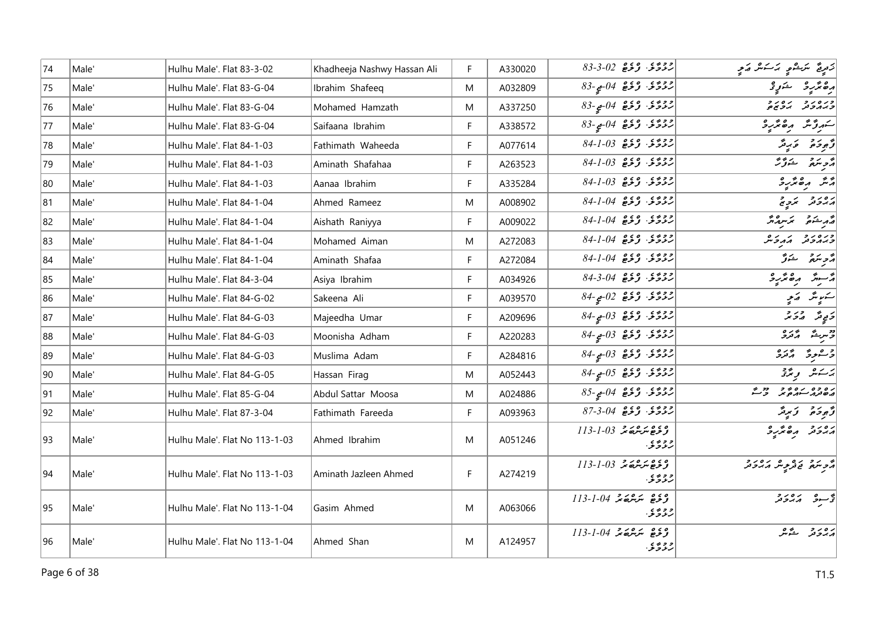| 74 | Male' | Hulhu Male'. Flat 83-3-02 | Khadheeja Nashwy Hassan Ali | F | A330020 | ހުޅުމާލެ. ފްލެޓް 83-3-02 | ހަދީޖާ ނަޝްވީ ހަސަން އަލީ |
|---|---|---|---|---|---|---|---|
| 75 | Male' | Hulhu Male'. Flat 83-G-04 | Ibrahim Shafeeq | M | A032809 | ހުޅުމާލެ. ފްލެޓް 83-ޖީ-04 | އިބްރާހީމް ޝަފީޤު |
| 76 | Male' | Hulhu Male'. Flat 83-G-04 | Mohamed Hamzath | M | A337250 | ހުޅުމާލެ. ފްލެޓް 83-ޖީ-04 | މުހައްމަދު ހަމްޒަތު |
| 77 | Male' | Hulhu Male'. Flat 83-G-04 | Saifaana Ibrahim | F | A338572 | ހުޅުމާލެ. ފްލެޓް 83-ޖީ-04 | ސައިފާނާ އިބްރާހީމް |
| 78 | Male' | Hulhu Male'. Flat 84-1-03 | Fathimath Waheeda | F | A077614 | ހުޅުމާލެ. ފްލެޓް 84-1-03 | ފާތިމަތު ވަހީދާ |
| 79 | Male' | Hulhu Male'. Flat 84-1-03 | Aminath Shafahaa | F | A263523 | ހުޅުމާލެ. ފްލެޓް 84-1-03 | އާމިނަތު ޝަފާހާ |
| 80 | Male' | Hulhu Male'. Flat 84-1-03 | Aanaa Ibrahim | F | A335284 | ހުޅުމާލެ. ފްލެޓް 84-1-03 | އާނާ އިބްރާހީމް |
| 81 | Male' | Hulhu Male'. Flat 84-1-04 | Ahmed Rameez | M | A008902 | ހުޅުމާލެ. ފްލެޓް 84-1-04 | އަހްމަދު ރަމީޒު |
| 82 | Male' | Hulhu Male'. Flat 84-1-04 | Aishath Raniyya | F | A009022 | ހުޅުމާލެ. ފްލެޓް 84-1-04 | އައިޝަތު ރަނިއްޔާ |
| 83 | Male' | Hulhu Male'. Flat 84-1-04 | Mohamed Aiman | M | A272083 | ހުޅުމާލެ. ފްލެޓް 84-1-04 | މުހައްމަދު އައިމަން |
| 84 | Male' | Hulhu Male'. Flat 84-1-04 | Aminath Shafaa | F | A272084 | ހުޅުމާލެ. ފްލެޓް 84-1-04 | އާމިނަތު ޝަފާ |
| 85 | Male' | Hulhu Male'. Flat 84-3-04 | Asiya Ibrahim | F | A034926 | ހުޅުމާލެ. ފްލެޓް 84-3-04 | އާސިޔާ އިބްރާހީމް |
| 86 | Male' | Hulhu Male'. Flat 84-G-02 | Sakeena Ali | F | A039570 | ހުޅުމާލެ. ފްލެޓް 84-ޖީ-02 | ސަކީނާ އަލީ |
| 87 | Male' | Hulhu Male'. Flat 84-G-03 | Majeedha Umar | F | A209696 | ހުޅުމާލެ. ފްލެޓް 84-ޖީ-03 | މަޖީދާ އުމަރު |
| 88 | Male' | Hulhu Male'. Flat 84-G-03 | Moonisha Adham | F | A220283 | ހުޅުމާލެ. ފްލެޓް 84-ޖީ-03 | މޫނިޝާ އަދުހަމް |
| 89 | Male' | Hulhu Male'. Flat 84-G-03 | Muslima Adam | F | A284816 | ހުޅުމާލެ. ފްލެޓް 84-ޖީ-03 | މުސްލިމާ އާދަމް |
| 90 | Male' | Hulhu Male'. Flat 84-G-05 | Hassan Firag | M | A052443 | ހުޅުމާލެ. ފްލެޓް 84-ޖީ-05 | ހަސަން ފިރާގު |
| 91 | Male' | Hulhu Male'. Flat 85-G-04 | Abdul Sattar Moosa | M | A024886 | ހުޅުމާލެ. ފްލެޓް 85-ޖީ-04 | އަބްދުލްސައްތާރު މޫސާ |
| 92 | Male' | Hulhu Male'. Flat 87-3-04 | Fathimath Fareeda | F | A093963 | ހުޅުމާލެ. ފްލެޓް 87-3-04 | ފާތިމަތު ފަރީދާ |
| 93 | Male' | Hulhu Male'. Flat No 113-1-03 | Ahmed Ibrahim | M | A051246 | ފްލެޓް ނަންބަރު 113-1-03 ހުޅުމާލެ. | އަހްމަދު އިބްރާހީމް |
| 94 | Male' | Hulhu Male'. Flat No 113-1-03 | Aminath Jazleen Ahmed | F | A274219 | ފްލެޓް ނަންބަރު 113-1-03 ހުޅުމާލެ. | އާމިނަތު ޖަޒްލީން އަހްމަދު |
| 95 | Male' | Hulhu Male'. Flat No 113-1-04 | Gasim Ahmed | M | A063066 | ފްލެޓް ނަންބަރު 113-1-04 ހުޅުމާލެ. | ޤާސިމް އަހްމަދު |
| 96 | Male' | Hulhu Male'. Flat No 113-1-04 | Ahmed Shan | M | A124957 | ފްލެޓް ނަންބަރު 113-1-04 ހުޅުމާލެ. | އަހްމަދު ޝާން |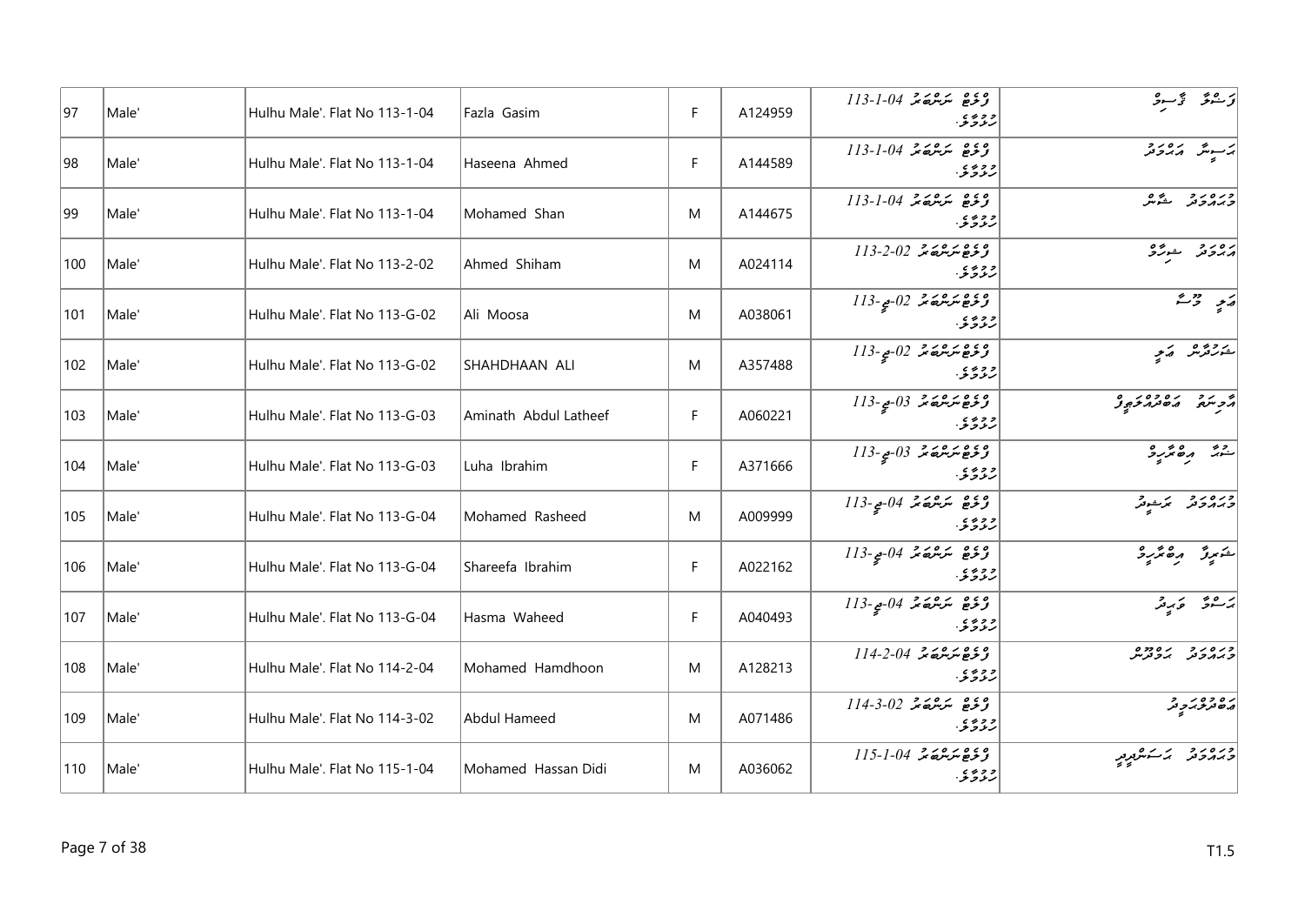| 97 | Male' | Hulhu Male'. Flat No 113-1-04 | Fazla Gasim | F | A124959 | ވެލީ ނަންބަރު 04-1-113 ހުޅުމާލެ. | ފަޟްލާ ޤާސިމް |
|---|---|---|---|---|---|---|---|
| 98 | Male' | Hulhu Male'. Flat No 113-1-04 | Haseena Ahmed | F | A144589 | ވެލީ ނަންބަރު 04-1-113 ހުޅުމާލެ. | ހަސީނާ އަޙްމަދު |
| 99 | Male' | Hulhu Male'. Flat No 113-1-04 | Mohamed Shan | M | A144675 | ވެލީ ނަންބަރު 04-1-113 ހުޅުމާލެ. | މުޙައްމަދު ޝާން |
| 100 | Male' | Hulhu Male'. Flat No 113-2-02 | Ahmed Shiham | M | A024114 | ފްލެޓްނަންބަރު 02-2-113 ހުޅުމާލެ. | އަޙްމަދު ޝިހާމް |
| 101 | Male' | Hulhu Male'. Flat No 113-G-02 | Ali Moosa | M | A038061 | ފްލެޓްނަންބަރު 02-ޖީ-113 ހުޅުމާލެ. | ޢަލި މޫސާ |
| 102 | Male' | Hulhu Male'. Flat No 113-G-02 | SHAHDHAAN ALI | M | A357488 | ފްލެޓްނަންބަރު 02-ޖީ-113 ހުޅުމާލެ. | ޝަހްދާން ޢަލި |
| 103 | Male' | Hulhu Male'. Flat No 113-G-03 | Aminath Abdul Latheef | F | A060221 | ފްލެޓްނަންބަރު 03-ޖީ-113 ހުޅުމާލެ. | އާމިނަތު ޢަބްދުއްލަޠީފް |
| 104 | Male' | Hulhu Male'. Flat No 113-G-03 | Luha Ibrahim | F | A371666 | ފްލެޓްނަންބަރު 03-ޖީ-113 ހުޅުމާލެ. | ލުހާ އިބްރާހީމް |
| 105 | Male' | Hulhu Male'. Flat No 113-G-04 | Mohamed Rasheed | M | A009999 | ވެލީ ނަންބަރު 04-ޖީ-113 ހުޅުމާލެ. | މުޙައްމަދު ރަޝީދު |
| 106 | Male' | Hulhu Male'. Flat No 113-G-04 | Shareefa Ibrahim | F | A022162 | ވެލީ ނަންބަރު 04-ޖީ-113 ހުޅުމާލެ. | ޝަރީފާ އިބްރާހީމް |
| 107 | Male' | Hulhu Male'. Flat No 113-G-04 | Hasma Waheed | F | A040493 | ވެލީ ނަންބަރު 04-ޖީ-113 ހުޅުމާލެ. | ހަސްމާ ވަޙީދު |
| 108 | Male' | Hulhu Male'. Flat No 114-2-04 | Mohamed Hamdhoon | M | A128213 | ފްލެޓްނަންބަރު 04-2-114 ހުޅުމާލެ. | މުޙައްމަދު ހަމްދޫން |
| 109 | Male' | Hulhu Male'. Flat No 114-3-02 | Abdul Hameed | M | A071486 | ވެލީ ނަންބަރު 02-3-114 ހުޅުމާލެ. | ޢަބްދުލްޙަމީދު |
| 110 | Male' | Hulhu Male'. Flat No 115-1-04 | Mohamed Hassan Didi | M | A036062 | ފްލެޓްނަންބަރު 04-1-115 ހުޅުމާލެ. | މުޙައްމަދު ޙަސަންދީދީ |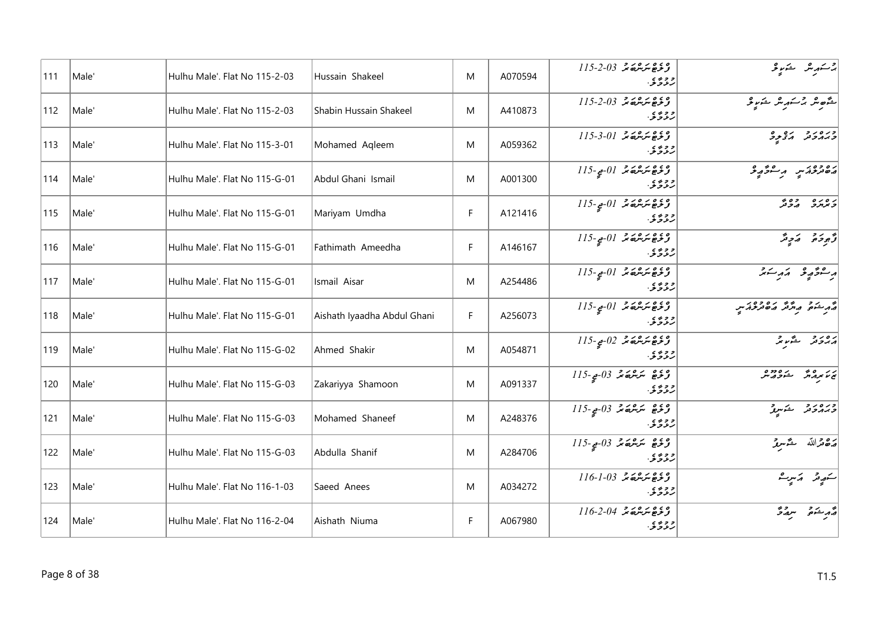| 111 | Male' | Hulhu Male'. Flat No 115-2-03 | Hussain Shakeel | M | A070594 | ވެޓުޖެނަރަލްނަ 03-2-115 ހުޅުމާލެ. | ހުސައިން ޝަކީލް |
|---|---|---|---|---|---|---|---|
| 112 | Male' | Hulhu Male'. Flat No 115-2-03 | Shabin Hussain Shakeel | M | A410873 | ވެޓުޖެނަރަލްނަ 03-2-115 ހުޅުމާލެ. | ޝާބިން ހުސައިން ޝަކީލް |
| 113 | Male' | Hulhu Male'. Flat No 115-3-01 | Mohamed Aqleem | M | A059362 | ވެޓުޖެނަރަލްނަ 01-3-115 ހުޅުމާލެ. | މުހައްމަދު އަގްލީމް |
| 114 | Male' | Hulhu Male'. Flat No 115-G-01 | Abdul Ghani Ismail | M | A001300 | ވެޓުޖެނަރަލްނަ 01-ޖީ-115 ހުޅުމާލެ. | އަބްދުލްޣަނީ އިސްމާޢީލް |
| 115 | Male' | Hulhu Male'. Flat No 115-G-01 | Mariyam Umdha | F | A121416 | ވެޓުޖެނަރަލްނަ 01-ޖީ-115 ހުޅުމާލެ. | މަރިޔަމް އުމްދާ |
| 116 | Male' | Hulhu Male'. Flat No 115-G-01 | Fathimath Ameedha | F | A146167 | ވެޓުޖެނަރަލްނަ 01-ޖީ-115 ހުޅުމާލެ. | ފާތިމަތު އަމީދާ |
| 117 | Male' | Hulhu Male'. Flat No 115-G-01 | Ismail Aisar | M | A254486 | ވެޓުޖެނަރަލްނަ 01-ޖީ-115 ހުޅުމާލެ. | އިސްމާޢީލް އައިސަރު |
| 118 | Male' | Hulhu Male'. Flat No 115-G-01 | Aishath Iyaadha Abdul Ghani | F | A256073 | ވެޓުޖެނަރަލްނަ 01-ޖީ-115 ހުޅުމާލެ. | އާއިޝަތު އިޔާދާ އަބްދުލްޣަނީ |
| 119 | Male' | Hulhu Male'. Flat No 115-G-02 | Ahmed Shakir | M | A054871 | ވެޓުޖެނަރަލްނަ 02-ޖީ-115 ހުޅުމާލެ. | އަހުމަދު ޝާކިރު |
| 120 | Male' | Hulhu Male'. Flat No 115-G-03 | Zakariyya Shamoon | M | A091337 | ވެޓުޖެ ނަރަލްނަ 03-ޖީ-115 ހުޅުމާލެ. | ޒަކަރިއްޔާ ޝަމްޢޫން |
| 121 | Male' | Hulhu Male'. Flat No 115-G-03 | Mohamed Shaneef | M | A248376 | ވެޓުޖެ ނަރަލްނަ 03-ޖީ-115 ހުޅުމާލެ. | މުހައްމަދު ޝަނީފު |
| 122 | Male' | Hulhu Male'. Flat No 115-G-03 | Abdulla Shanif | M | A284706 | ވެޓުޖެ ނަރަލްނަ 03-ޖީ-115 ހުޅުމާލެ. | އަބްދުﷲ ޝާނިފު |
| 123 | Male' | Hulhu Male'. Flat No 116-1-03 | Saeed Anees | M | A034272 | ވެޓުޖެނަރަލްނަ 03-1-116 ހުޅުމާލެ. | ސަޢީދު އަނީސް |
| 124 | Male' | Hulhu Male'. Flat No 116-2-04 | Aishath Niuma | F | A067980 | ވެޓުޖެނަރަލްނަ 04-2-116 ހުޅުމާލެ. | އާއިޝަތު ނިޢުމާ |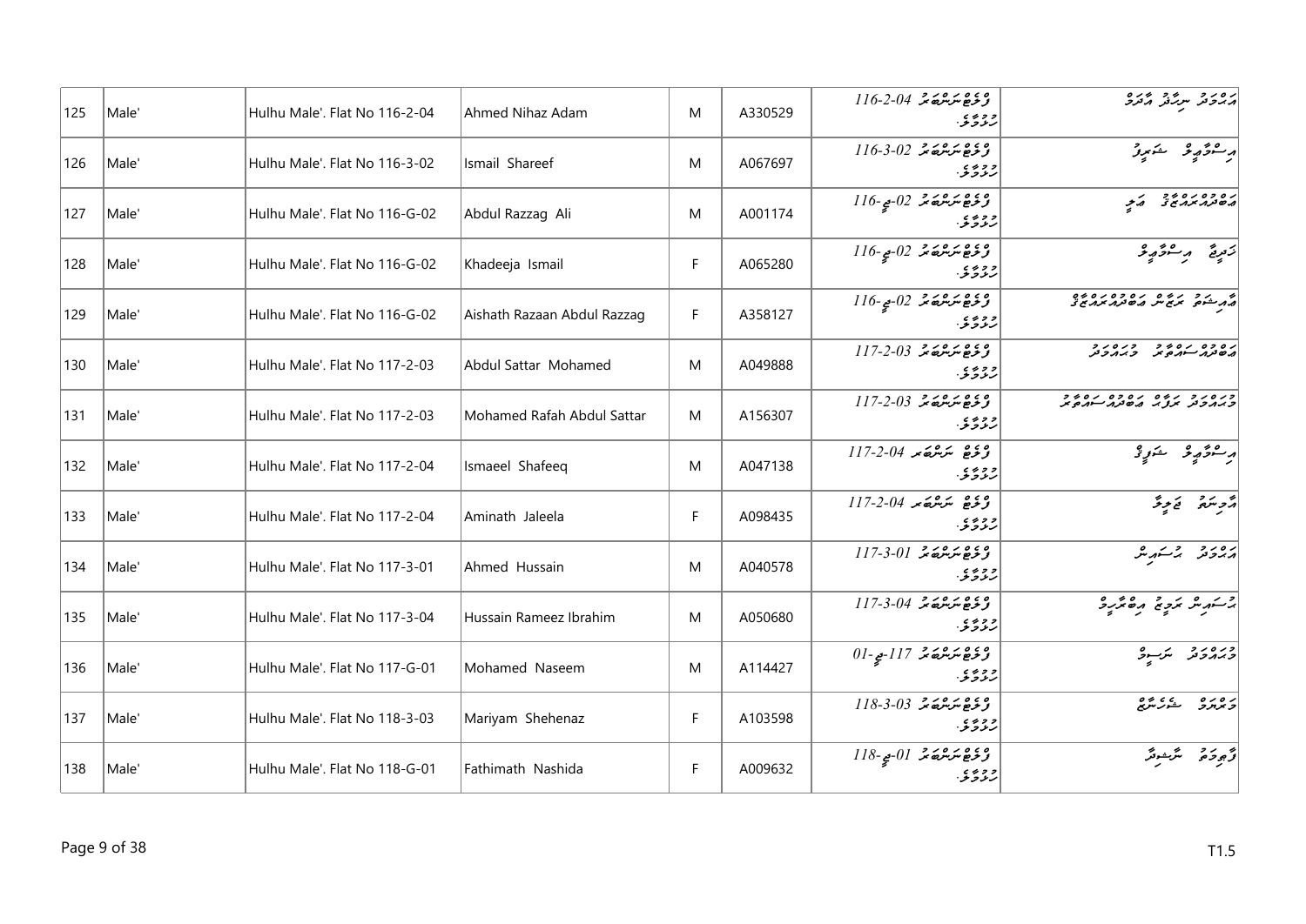| 125 | Male' | Hulhu Male'. Flat No 116-2-04 | Ahmed Nihaz Adam | M | A330529 | ވުޖެހެނރެންސްހަގަ 116-2-04 ހުޅުމާލެ. | އަހްމަދު ނިހާޒު އާދަމް |
|---|---|---|---|---|---|---|---|
| 126 | Male' | Hulhu Male'. Flat No 116-3-02 | Ismail Shareef | M | A067697 | ވުޖެހެނރެންސްހަގަ 116-3-02 ހުޅުމާލެ. | އިސްމާއިލް ޝަރީފް |
| 127 | Male' | Hulhu Male'. Flat No 116-G-02 | Abdul Razzag Ali | M | A001174 | ވުޖެހެނރެންސްހަގަ 02-ޖީ-116 ހުޅުމާލެ. | އަބްދުއްރައްޒާގު އަލި |
| 128 | Male' | Hulhu Male'. Flat No 116-G-02 | Khadeeja Ismail | F | A065280 | ވުޖެހެނރެންސްހަގަ 02-ޖީ-116 ހުޅުމާލެ. | ޚަދީޖާ އިސްމާއިލް |
| 129 | Male' | Hulhu Male'. Flat No 116-G-02 | Aishath Razaan Abdul Razzag | F | A358127 | ވުޖެހެނރެންސްހަގަ 02-ޖީ-116 ހުޅުމާލެ. | އާއިޝަތު ރަޒާން އަބްދުއްރައްޒާގު |
| 130 | Male' | Hulhu Male'. Flat No 117-2-03 | Abdul Sattar Mohamed | M | A049888 | ވުޖެހެނރެންސްހަގަ 117-2-03 ހުޅުމާލެ. | އަބްދުއްސައްތާރު މުޙައްމަދު |
| 131 | Male' | Hulhu Male'. Flat No 117-2-03 | Mohamed Rafah Abdul Sattar | M | A156307 | ވުޖެހެނރެންސްހަގަ 117-2-03 ހުޅުމާލެ. | މުޙައްމަދު ރަފާހު އަބްދުއްސައްތާރު |
| 132 | Male' | Hulhu Male'. Flat No 117-2-04 | Ismaeel Shafeeq | M | A047138 | ވުޖެހެ ނަރެންސްހަ 117-2-04 ހުޅުމާލެ. | އިސްމާއީލް ޝަފީޤު |
| 133 | Male' | Hulhu Male'. Flat No 117-2-04 | Aminath Jaleela | F | A098435 | ވުޖެހެ ނަރެންސްހަ 117-2-04 ހުޅުމާލެ. | އާމިނަތު ޖަލީލާ |
| 134 | Male' | Hulhu Male'. Flat No 117-3-01 | Ahmed Hussain | M | A040578 | ވުޖެހެނރެންސްހަގަ 117-3-01 ހުޅުމާލެ. | އަހްމަދު ހުސައިން |
| 135 | Male' | Hulhu Male'. Flat No 117-3-04 | Hussain Rameez Ibrahim | M | A050680 | ވުޖެހެނރެންސްހަގަ 117-3-04 ހުޅުމާލެ. | ހުސައިން ރަމީޒު އިބްރާހީމް |
| 136 | Male' | Hulhu Male'. Flat No 117-G-01 | Mohamed Naseem | M | A114427 | ވުޖެހެނރެންސްހަގަ 117-ޖީ-01 ހުޅުމާލެ. | މުޙައްމަދު ނަސީމް |
| 137 | Male' | Hulhu Male'. Flat No 118-3-03 | Mariyam Shehenaz | F | A103598 | ވުޖެހެނރެންސްހަގަ 118-3-03 ހުޅުމާލެ. | މަރިޔަމް ޝެހެނާޒް |
| 138 | Male' | Hulhu Male'. Flat No 118-G-01 | Fathimath Nashida | F | A009632 | ވުޖެހެނރެންސްހަގަ 01-ޖީ-118 ހުޅުމާލެ. | ފާތިމަތު ނާޝިދާ |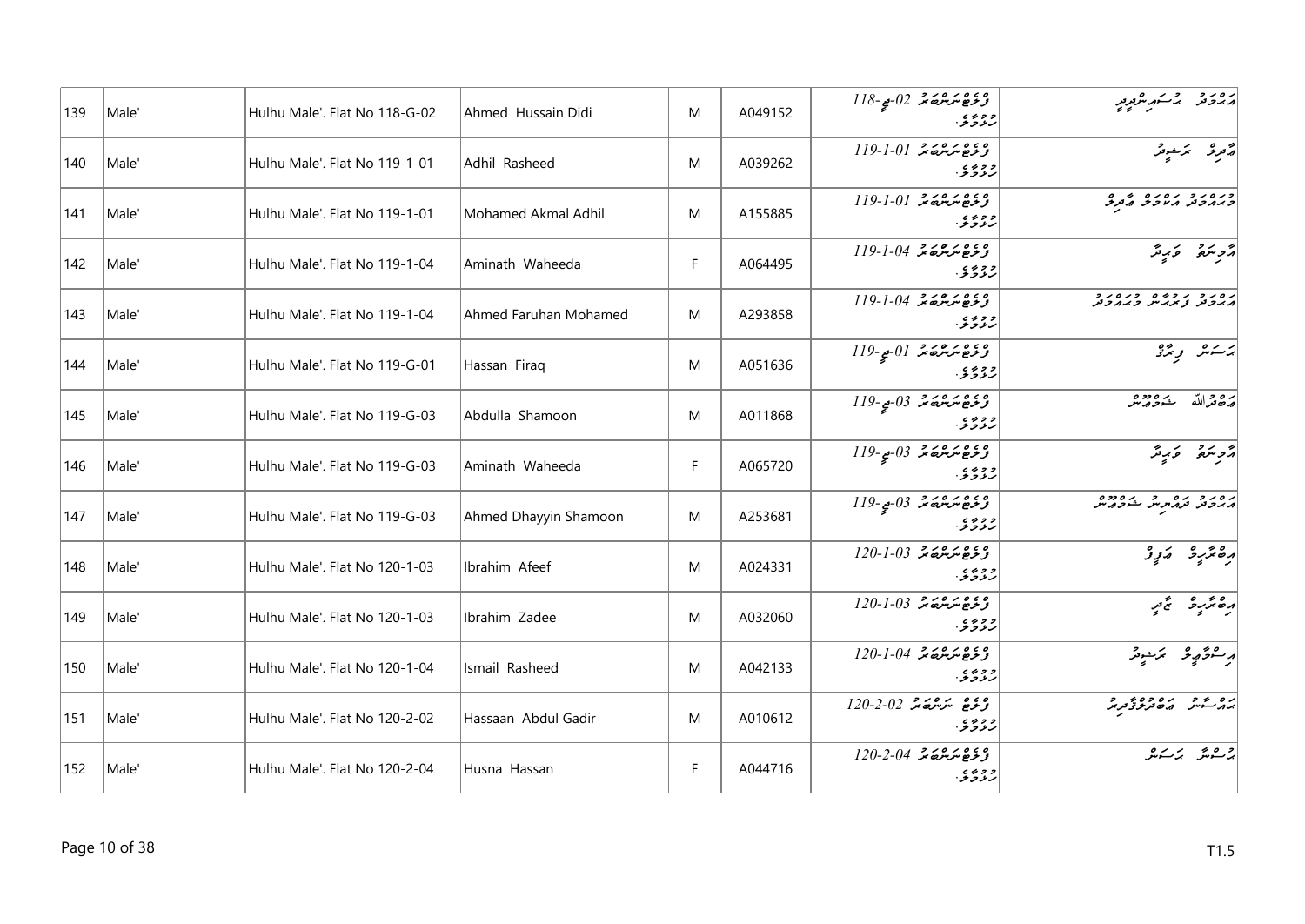| 139 | Male' | Hulhu Male'. Flat No 118-G-02 | Ahmed Hussain Didi | M | A049152 | ވުލުނުހަނބަރު 02-ޖީ-118<br>ހުޅުމާލެ. | އަހުމަދު ހުސައިންދީދީ |
|---|---|---|---|---|---|---|---|
| 140 | Male' | Hulhu Male'. Flat No 119-1-01 | Adhil Rasheed | M | A039262 | ފުލެޓްނަންބަރު 119-1-01<br>ހުޅުމާލެ. | އާދިލް ރަޝީދު |
| 141 | Male' | Hulhu Male'. Flat No 119-1-01 | Mohamed Akmal Adhil | M | A155885 | ފުލެޓްނަންބަރު 119-1-01<br>ހުޅުމާލެ. | މުހައްމަދު އަކްމަލް އާދިލް |
| 142 | Male' | Hulhu Male'. Flat No 119-1-04 | Aminath Waheeda | F | A064495 | ފުލެޓްނަންބަރު 119-1-04<br>ހުޅުމާލެ. | އާމިނަތު ވަހީދާ |
| 143 | Male' | Hulhu Male'. Flat No 119-1-04 | Ahmed Faruhan Mohamed | M | A293858 | ފުލެޓްނަންބަރު 119-1-04<br>ހުޅުމާލެ. | އަހުމަދު ފަރުހާން މުހައްމަދު |
| 144 | Male' | Hulhu Male'. Flat No 119-G-01 | Hassan Firaq | M | A051636 | ފުލެޓްނަންބަރު 01-ޖީ-119<br>ހުޅުމާލެ. | ހަސަން ފިރާޤު |
| 145 | Male' | Hulhu Male'. Flat No 119-G-03 | Abdulla Shamoon | M | A011868 | ފުލެޓްނަންބަރު 03-ޖީ-119<br>ހުޅުމާލެ. | އަބްދުﷲ ޝަމްޢޫން |
| 146 | Male' | Hulhu Male'. Flat No 119-G-03 | Aminath Waheeda | F | A065720 | ފުލެޓްނަންބަރު 03-ޖީ-119<br>ހުޅުމާލެ. | އާމިނަތު ވަހީދާ |
| 147 | Male' | Hulhu Male'. Flat No 119-G-03 | Ahmed Dhayyin Shamoon | M | A253681 | ފުލެޓްނަންބަރު 03-ޖީ-119<br>ހުޅުމާލެ. | އަހުމަދު ދައްޔިން ޝަމްޢޫން |
| 148 | Male' | Hulhu Male'. Flat No 120-1-03 | Ibrahim Afeef | M | A024331 | ފުލެޓްނަންބަރު 120-1-03<br>ހުޅުމާލެ. | އިބްރާހީމް އަފީފް |
| 149 | Male' | Hulhu Male'. Flat No 120-1-03 | Ibrahim Zadee | M | A032060 | ފުލެޓްނަންބަރު 120-1-03<br>ހުޅުމާލެ. | އިބްރާހީމް ޒާދީ |
| 150 | Male' | Hulhu Male'. Flat No 120-1-04 | Ismail Rasheed | M | A042133 | ފުލެޓްނަންބަރު 120-1-04<br>ހުޅުމާލެ. | އިސްމާޢީލް ރަޝީދު |
| 151 | Male' | Hulhu Male'. Flat No 120-2-02 | Hassaan Abdul Gadir | M | A010612 | ފުލެޓް ނަންބަރު 120-2-02<br>ހުޅުމާލެ. | ހައްސާން އަބްދުލްޤާދިރު |
| 152 | Male' | Hulhu Male'. Flat No 120-2-04 | Husna Hassan | F | A044716 | ފުލެޓްނަންބަރު 120-2-04<br>ހުޅުމާލެ. | ހުސްނާ ހަސަން |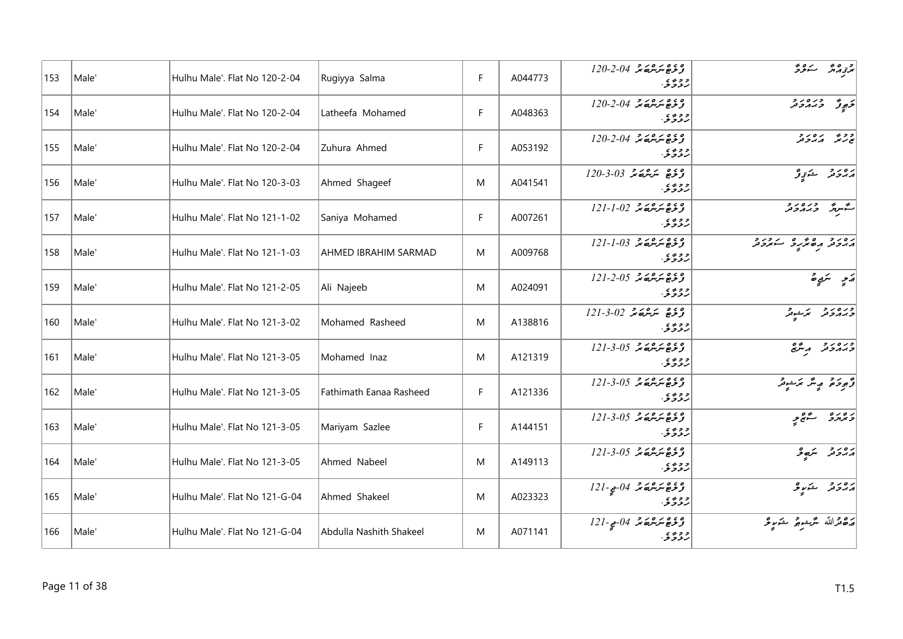| 153 | Male' | Hulhu Male'. Flat No 120-2-04 | Rugiyya Salma | F | A044773 | ފުލެޓްނަންބަރު 04-2-120 ހުޅުމާލެ. | ރުގިއްޔާ ސަލްމާ |
|---|---|---|---|---|---|---|---|
| 154 | Male' | Hulhu Male'. Flat No 120-2-04 | Latheefa Mohamed | F | A048363 | ފުލެޓްނަންބަރު 04-2-120 ހުޅުމާލެ. | ލަޠީފާ މުޙައްމަދު |
| 155 | Male' | Hulhu Male'. Flat No 120-2-04 | Zuhura Ahmed | F | A053192 | ފުލެޓްނަންބަރު 04-2-120 ހުޅުމާލެ. | ޒުހުރާ އަޙްމަދު |
| 156 | Male' | Hulhu Male'. Flat No 120-3-03 | Ahmed Shageef | M | A041541 | ފުލެޓް ނަންބަރު 03-3-120 ހުޅުމާލެ. | އަޙްމަދު ޝަގީފް |
| 157 | Male' | Hulhu Male'. Flat No 121-1-02 | Saniya Mohamed | F | A007261 | ފުލެޓްނަންބަރު 02-1-121 ހުޅުމާލެ. | ސާނިޔާ މުޙައްމަދު |
| 158 | Male' | Hulhu Male'. Flat No 121-1-03 | AHMED IBRAHIM SARMAD | M | A009768 | ފުލެޓްނަންބަރު 03-1-121 ހުޅުމާލެ. | އަޙްމަދު އިބްރާހިމް ސަރުމަދު |
| 159 | Male' | Hulhu Male'. Flat No 121-2-05 | Ali Najeeb | M | A024091 | ފުލެޓްނަންބަރު 05-2-121 ހުޅުމާލެ. | އަލި ނަޖީބު |
| 160 | Male' | Hulhu Male'. Flat No 121-3-02 | Mohamed Rasheed | M | A138816 | ފުލެޓް ނަންބަރު 02-3-121 ހުޅުމާލެ. | މުޙައްމަދު ރަޝީދު |
| 161 | Male' | Hulhu Male'. Flat No 121-3-05 | Mohamed Inaz | M | A121319 | ފުލެޓްނަންބަރު 05-3-121 ހުޅުމާލެ. | މުޙައްމަދު އިނާޒް |
| 162 | Male' | Hulhu Male'. Flat No 121-3-05 | Fathimath Eanaa Rasheed | F | A121336 | ފުލެޓްނަންބަރު 05-3-121 ހުޅުމާލެ. | ފާތިމަތު އީނާ ރަޝީދު |
| 163 | Male' | Hulhu Male'. Flat No 121-3-05 | Mariyam Sazlee | F | A144151 | ފުލެޓްނަންބަރު 05-3-121 ހުޅުމާލެ. | މަރިޔަމް ސާޒްލީ |
| 164 | Male' | Hulhu Male'. Flat No 121-3-05 | Ahmed Nabeel | M | A149113 | ފުލެޓްނަންބަރު 05-3-121 ހުޅުމާލެ. | އަޙްމަދު ނަބީލް |
| 165 | Male' | Hulhu Male'. Flat No 121-G-04 | Ahmed Shakeel | M | A023323 | ފުލެޓްނަންބަރު 04-ޖީ-121 ހުޅުމާލެ. | އަޙްމަދު ޝަކީލް |
| 166 | Male' | Hulhu Male'. Flat No 121-G-04 | Abdulla Nashith Shakeel | M | A071141 | ފުލެޓްނަންބަރު 04-ޖީ-121 ހުޅުމާލެ. | އަބްދުﷲ ނާޝިތު ޝަކީލް |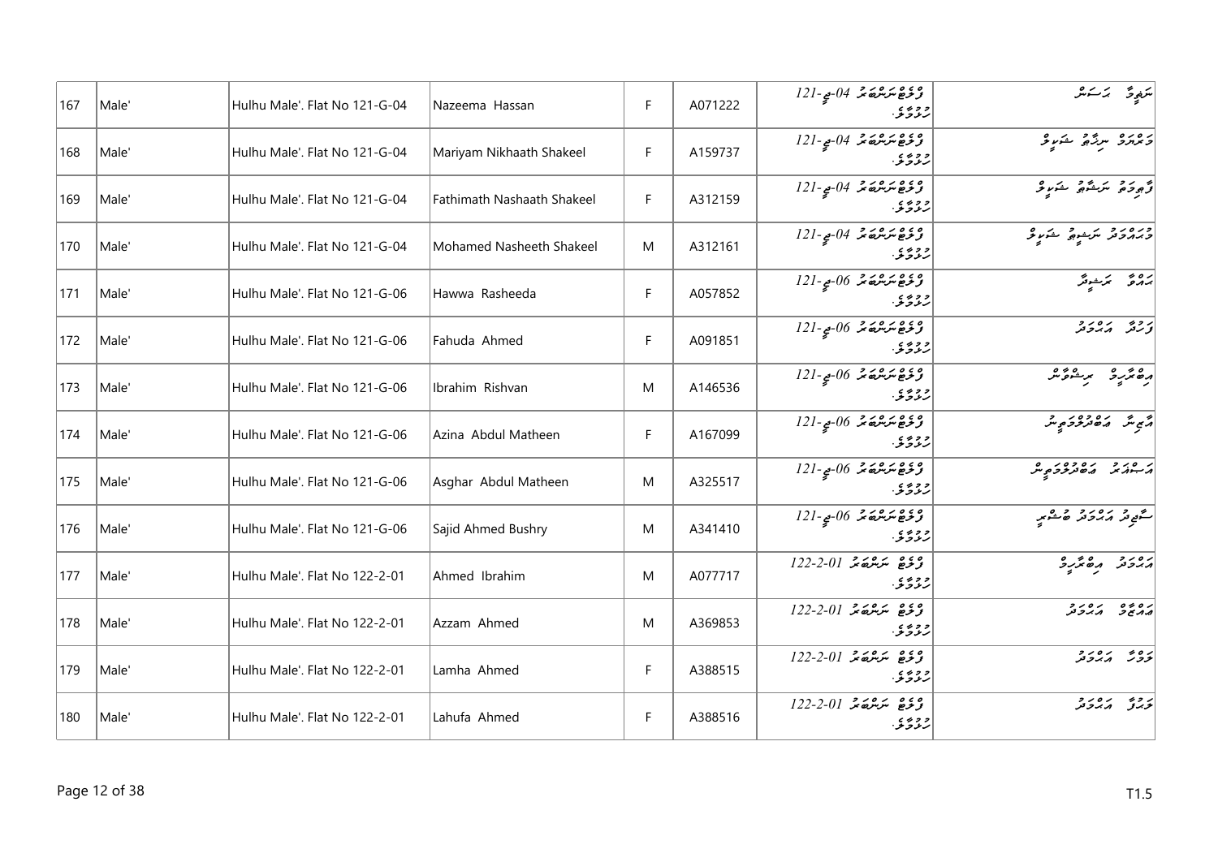| 167 | Male' | Hulhu Male'. Flat No 121-G-04 | Nazeema Hassan | F | A071222 | ފްލެޓްނަންބަރު 04-ޖީ-121 ހުޅުމާލެ. | ނަޒީމާ ހަސަން |
|---|---|---|---|---|---|---|---|
| 168 | Male' | Hulhu Male'. Flat No 121-G-04 | Mariyam Nikhaath Shakeel | F | A159737 | ފްލެޓްނަންބަރު 04-ޖީ-121 ހުޅުމާލެ. | މަރިޔަމް ނިހާތު ޝަކީލް |
| 169 | Male' | Hulhu Male'. Flat No 121-G-04 | Fathimath Nashaath Shakeel | F | A312159 | ފްލެޓްނަންބަރު 04-ޖީ-121 ހުޅުމާލެ. | ފާތިމަތު ނަޝާތު ޝަކީލް |
| 170 | Male' | Hulhu Male'. Flat No 121-G-04 | Mohamed Nasheeth Shakeel | M | A312161 | ފްލެޓްނަންބަރު 04-ޖީ-121 ހުޅުމާލެ. | މުހައްމަދު ނަޝީތު ޝަކީލް |
| 171 | Male' | Hulhu Male'. Flat No 121-G-06 | Hawwa Rasheeda | F | A057852 | ފްލެޓްނަންބަރު 06-ޖީ-121 ހުޅުމާލެ. | ހައްވާ ރަޝީދާ |
| 172 | Male' | Hulhu Male'. Flat No 121-G-06 | Fahuda Ahmed | F | A091851 | ފްލެޓްނަންބަރު 06-ޖީ-121 ހުޅުމާލެ. | ފަހުދާ އަހްމަދު |
| 173 | Male' | Hulhu Male'. Flat No 121-G-06 | Ibrahim Rishvan | M | A146536 | ފްލެޓްނަންބަރު 06-ޖީ-121 ހުޅުމާލެ. | އިބްރާހީމް ރިޝްވާން |
| 174 | Male' | Hulhu Male'. Flat No 121-G-06 | Azina Abdul Matheen | F | A167099 | ފްލެޓްނަންބަރު 06-ޖީ-121 ހުޅުމާލެ. | އާޒިނާ އަބްދުލްމަތީން |
| 175 | Male' | Hulhu Male'. Flat No 121-G-06 | Asghar Abdul Matheen | M | A325517 | ފްލެޓްނަންބަރު 06-ޖީ-121 ހުޅުމާލެ. | އަސްޣަރު އަބްދުލްމަތީން |
| 176 | Male' | Hulhu Male'. Flat No 121-G-06 | Sajid Ahmed Bushry | M | A341410 | ފްލެޓްނަންބަރު 06-ޖީ-121 ހުޅުމާލެ. | ސާޖިދު އަހްމަދު ބުޝްރީ |
| 177 | Male' | Hulhu Male'. Flat No 122-2-01 | Ahmed Ibrahim | M | A077717 | ފްލެޓް ނަންބަރު 122-2-01 ހުޅުމާލެ. | އަހްމަދު އިބްރާހީމް |
| 178 | Male' | Hulhu Male'. Flat No 122-2-01 | Azzam Ahmed | M | A369853 | ފްލެޓް ނަންބަރު 122-2-01 ހުޅުމާލެ. | އައްޒާމް އަހްމަދު |
| 179 | Male' | Hulhu Male'. Flat No 122-2-01 | Lamha Ahmed | F | A388515 | ފްލެޓް ނަންބަރު 122-2-01 ހުޅުމާލެ. | ލަމްހާ އަހްމަދު |
| 180 | Male' | Hulhu Male'. Flat No 122-2-01 | Lahufa Ahmed | F | A388516 | ފްލެޓް ނަންބަރު 122-2-01 ހުޅުމާލެ. | ލަހުފާ އަހްމަދު |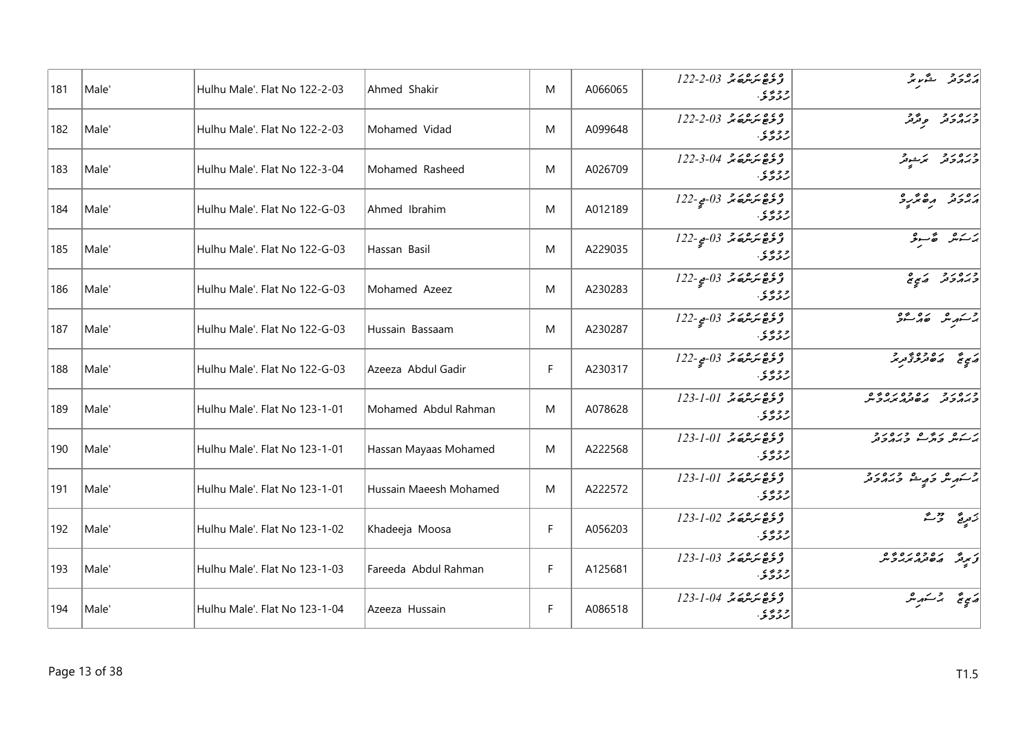| 181 | Male' | Hulhu Male'. Flat No 122-2-03 | Ahmed Shakir | M | A066065 | ވުލުހަނރުހަގަ 122-2-03 ހުޅުމާލެ. | އަޙްމަދު ޝާކިރު |
|---|---|---|---|---|---|---|---|
| 182 | Male' | Hulhu Male'. Flat No 122-2-03 | Mohamed Vidad | M | A099648 | ވުލުހަނރުހަގަ 122-2-03 ހުޅުމާލެ. | މުޙައްމަދު ވިދާދު |
| 183 | Male' | Hulhu Male'. Flat No 122-3-04 | Mohamed Rasheed | M | A026709 | ވުލުހަނރުހަގަ 122-3-04 ހުޅުމާލެ. | މުޙައްމަދު ރަޝީދު |
| 184 | Male' | Hulhu Male'. Flat No 122-G-03 | Ahmed Ibrahim | M | A012189 | ވުލުހަނރުހަގަ 03-ޖީ-122 ހުޅުމާލެ. | އަޙްމަދު އިބްރާހީމް |
| 185 | Male' | Hulhu Male'. Flat No 122-G-03 | Hassan Basil | M | A229035 | ވުލުހަނރުހަގަ 03-ޖީ-122 ހުޅުމާލެ. | ޙަސަން ބާސިލް |
| 186 | Male' | Hulhu Male'. Flat No 122-G-03 | Mohamed Azeez | M | A230283 | ވުލުހަނރުހަގަ 03-ޖީ-122 ހުޅުމާލެ. | މުޙައްމަދު އަޒީޒު |
| 187 | Male' | Hulhu Male'. Flat No 122-G-03 | Hussain Bassaam | M | A230287 | ވުލުހަނރުހަގަ 03-ޖީ-122 ހުޅުމާލެ. | ޙުސައިން ބައްސާމް |
| 188 | Male' | Hulhu Male'. Flat No 122-G-03 | Azeeza Abdul Gadir | F | A230317 | ވުލުހަނރުހަގަ 03-ޖީ-122 ހުޅުމާލެ. | އަޒީޒާ އަބްދުލްޤާދިރު |
| 189 | Male' | Hulhu Male'. Flat No 123-1-01 | Mohamed Abdul Rahman | M | A078628 | ވުލުހަނރުހަގަ 123-1-01 ހުޅުމާލެ. | މުޙައްމަދު އަބްދުއްރަޙްމާން |
| 190 | Male' | Hulhu Male'. Flat No 123-1-01 | Hassan Mayaas Mohamed | M | A222568 | ވުލުހަނރުހަގަ 123-1-01 ހުޅުމާލެ. | ޙަސަން މަޔާސް މުޙައްމަދު |
| 191 | Male' | Hulhu Male'. Flat No 123-1-01 | Hussain Maeesh Mohamed | M | A222572 | ވުލުހަނރުހަގަ 123-1-01 ހުޅުމާލެ. | ޙުސައިން މައީޝް މުޙައްމަދު |
| 192 | Male' | Hulhu Male'. Flat No 123-1-02 | Khadeeja Moosa | F | A056203 | ވުލުހަނރުހަގަ 123-1-02 ހުޅުމާލެ. | ޚަދީޖާ މޫސާ |
| 193 | Male' | Hulhu Male'. Flat No 123-1-03 | Fareeda Abdul Rahman | F | A125681 | ވުލުހަނރުހަގަ 123-1-03 ހުޅުމާލެ. | ފަރީދާ އަބްދުއްރަޙްމާން |
| 194 | Male' | Hulhu Male'. Flat No 123-1-04 | Azeeza Hussain | F | A086518 | ވުލުހަނރުހަގަ 123-1-04 ހުޅުމާލެ. | އަޒީޒާ ޙުސައިން |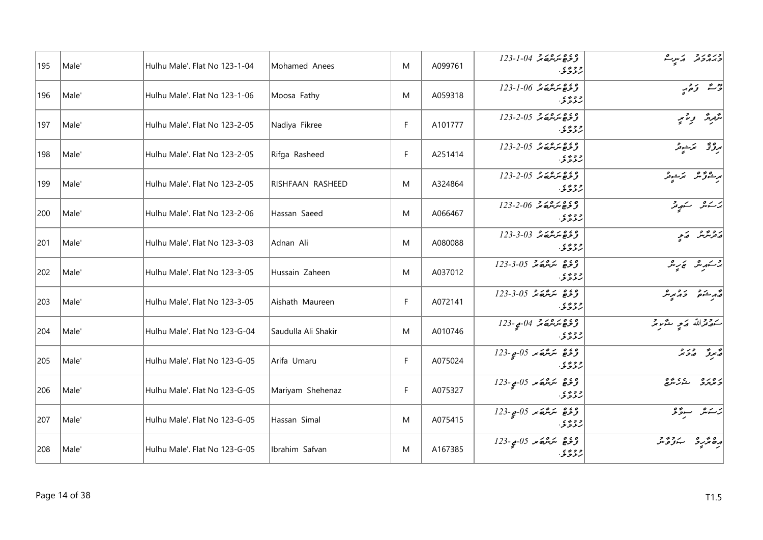| 195 | Male' | Hulhu Male'. Flat No 123-1-04 | Mohamed Anees | M | A099761 | ފްލެޓްނަންބަރު 04-1-123 ހުޅުމާލެ. | މުޙައްމަދު އަނީސް |
|---|---|---|---|---|---|---|---|
| 196 | Male' | Hulhu Male'. Flat No 123-1-06 | Moosa Fathy | M | A059318 | ފްލެޓްނަންބަރު 06-1-123 ހުޅުމާލެ. | މޫސާ ފަތުހީ |
| 197 | Male' | Hulhu Male'. Flat No 123-2-05 | Nadiya Fikree | F | A101777 | ފްލެޓްނަންބަރު 05-2-123 ހުޅުމާލެ. | ނާދިޔާ ފިކްރީ |
| 198 | Male' | Hulhu Male'. Flat No 123-2-05 | Rifga Rasheed | F | A251414 | ފްލެޓްނަންބަރު 05-2-123 ހުޅުމާލެ. | ރިފްގާ ރަޝީދު |
| 199 | Male' | Hulhu Male'. Flat No 123-2-05 | RISHFAAN RASHEED | M | A324864 | ފްލެޓްނަންބަރު 05-2-123 ހުޅުމާލެ. | ރިޝްފާން ރަޝީދު |
| 200 | Male' | Hulhu Male'. Flat No 123-2-06 | Hassan Saeed | M | A066467 | ފްލެޓްނަންބަރު 06-2-123 ހުޅުމާލެ. | ޙަސަން ސަޢީދު |
| 201 | Male' | Hulhu Male'. Flat No 123-3-03 | Adnan Ali | M | A080088 | ފްލެޓްނަންބަރު 03-3-123 ހުޅުމާލެ. | އަދުނާން ޢަލީ |
| 202 | Male' | Hulhu Male'. Flat No 123-3-05 | Hussain Zaheen | M | A037012 | ފްލެޓް ނަންބަރު 05-3-123 ހުޅުމާލެ. | ޙުސައިން ޒަހީން |
| 203 | Male' | Hulhu Male'. Flat No 123-3-05 | Aishath Maureen | F | A072141 | ފްލެޓް ނަންބަރު 05-3-123 ހުޅުމާލެ. | ޢާއިޝަތު މައުރީން |
| 204 | Male' | Hulhu Male'. Flat No 123-G-04 | Saudulla Ali Shakir | M | A010746 | ފްލެޓްނަންބަރު 04-ޖީ-123 ހުޅުމާލެ. | ސަޢުދުﷲ ޢަލީ ޝާކިރު |
| 205 | Male' | Hulhu Male'. Flat No 123-G-05 | Arifa Umaru | F | A075024 | ފްލެޓް ނަންބަރ 05-ޖީ-123 ހުޅުމާލެ. | އާރިފާ އުމަރު |
| 206 | Male' | Hulhu Male'. Flat No 123-G-05 | Mariyam Shehenaz | F | A075327 | ފްލެޓް ނަންބަރ 05-ޖީ-123 ހުޅުމާލެ. | މަރިޔަމް ޝެހެނާޒް |
| 207 | Male' | Hulhu Male'. Flat No 123-G-05 | Hassan Simal | M | A075415 | ފްލެޓް ނަންބަރ 05-ޖީ-123 ހުޅުމާލެ. | ހަސަން ސިމާލް |
| 208 | Male' | Hulhu Male'. Flat No 123-G-05 | Ibrahim Safvan | M | A167385 | ފްލެޓް ނަންބަރ 05-ޖީ-123 ހުޅުމާލެ. | އިބްރާހިމް ސަފްވާން |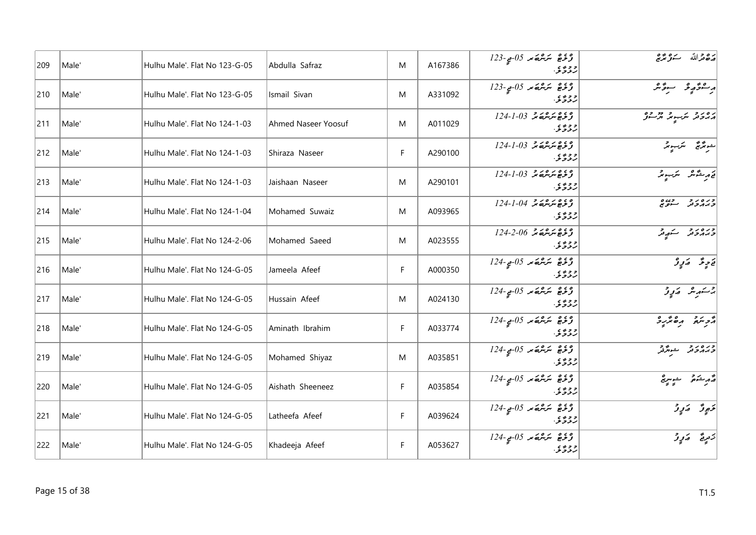| 209 | Male' | Hulhu Male'. Flat No 123-G-05 | Abdulla Safraz | M | A167386 | ވުޅުމާލެ ފްލެޓް 123-ޖީ-05 | އަބްދުﷲ ސަފްރާޒް |
|---|---|---|---|---|---|---|---|
| 210 | Male' | Hulhu Male'. Flat No 123-G-05 | Ismail Sivan | M | A331092 | ހުޅުމާލެ ފްލެޓް 123-ޖީ-05 | އިސްމާއިލް ސިވާން |
| 211 | Male' | Hulhu Male'. Flat No 124-1-03 | Ahmed Naseer Yoosuf | M | A011029 | ހުޅުމާލެ ފްލެޓް 124-1-03 | އަހުމަދު ނަސީރު ޔޫސުފް |
| 212 | Male' | Hulhu Male'. Flat No 124-1-03 | Shiraza Naseer | F | A290100 | ހުޅުމާލެ ފްލެޓް 124-1-03 | ޝިރާޒާ ނަސީރު |
| 213 | Male' | Hulhu Male'. Flat No 124-1-03 | Jaishaan Naseer | M | A290101 | ހުޅުމާލެ ފްލެޓް 124-1-03 | ޖައިޝާން ނަސީރު |
| 214 | Male' | Hulhu Male'. Flat No 124-1-04 | Mohamed Suwaiz | M | A093965 | ހުޅުމާލެ ފްލެޓް 124-1-04 | މުހައްމަދު ސުވައިޒް |
| 215 | Male' | Hulhu Male'. Flat No 124-2-06 | Mohamed Saeed | M | A023555 | ހުޅުމާލެ ފްލެޓް 124-2-06 | މުހައްމަދު ސައީދު |
| 216 | Male' | Hulhu Male'. Flat No 124-G-05 | Jameela Afeef | F | A000350 | ހުޅުމާލެ ފްލެޓް 124-ޖީ-05 | ޖަމީލާ އަފީފް |
| 217 | Male' | Hulhu Male'. Flat No 124-G-05 | Hussain Afeef | M | A024130 | ހުޅުމާލެ ފްލެޓް 124-ޖީ-05 | ހުސައިން އަފީފް |
| 218 | Male' | Hulhu Male'. Flat No 124-G-05 | Aminath Ibrahim | F | A033774 | ހުޅުމާލެ ފްލެޓް 124-ޖީ-05 | އާމިނަތު އިބްރާހީމް |
| 219 | Male' | Hulhu Male'. Flat No 124-G-05 | Mohamed Shiyaz | M | A035851 | ހުޅުމާލެ ފްލެޓް 124-ޖީ-05 | މުހައްމަދު ޝިޔާޒް |
| 220 | Male' | Hulhu Male'. Flat No 124-G-05 | Aishath Sheeneez | F | A035854 | ހުޅުމާލެ ފްލެޓް 124-ޖީ-05 | އާއިޝަތު ޝީނީޒް |
| 221 | Male' | Hulhu Male'. Flat No 124-G-05 | Latheefa Afeef | F | A039624 | ހުޅުމާލެ ފްލެޓް 124-ޖީ-05 | ލަތީފާ އަފީފް |
| 222 | Male' | Hulhu Male'. Flat No 124-G-05 | Khadeeja Afeef | F | A053627 | ހުޅުމާލެ ފްލެޓް 124-ޖީ-05 | ޚަދީޖާ އަފީފް |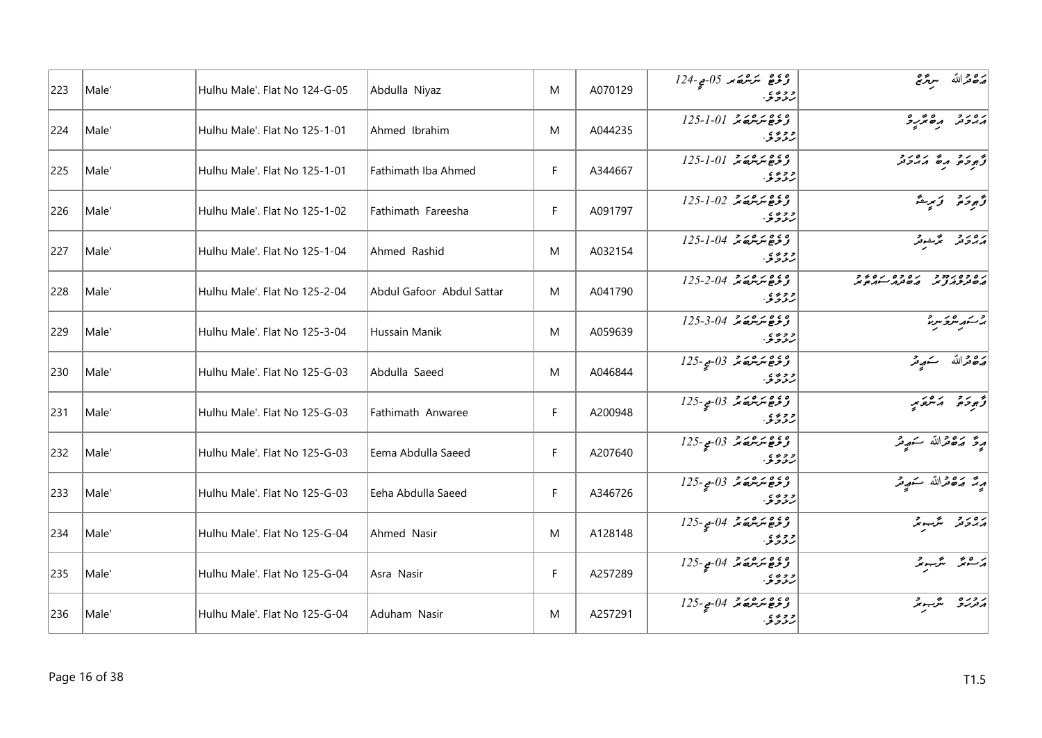| 223 | Male' | Hulhu Male'. Flat No 124-G-05 | Abdulla Niyaz | M | A070129 | ވެލްތު ނަންބަރު 05-ޖީ-124 ހުޅުމާލެ. | އަބްދުﷲ ނިޔާޒު |
|---|---|---|---|---|---|---|---|
| 224 | Male' | Hulhu Male'. Flat No 125-1-01 | Ahmed Ibrahim | M | A044235 | ވެލްތު ނަންބަރު 125-1-01 ހުޅުމާލެ. | އަހުމަދު އިބްރާހިމް |
| 225 | Male' | Hulhu Male'. Flat No 125-1-01 | Fathimath Iba Ahmed | F | A344667 | ވެލްތު ނަންބަރު 125-1-01 ހުޅުމާލެ. | ފާތިމަތު އިބާ އަހުމަދު |
| 226 | Male' | Hulhu Male'. Flat No 125-1-02 | Fathimath Fareesha | F | A091797 | ވެލްތު ނަންބަރު 125-1-02 ހުޅުމާލެ. | ފާތިމަތު ފަރީޝާ |
| 227 | Male' | Hulhu Male'. Flat No 125-1-04 | Ahmed Rashid | M | A032154 | ވެލްތު ނަންބަރު 125-1-04 ހުޅުމާލެ. | އަހުމަދު ރާޝިދު |
| 228 | Male' | Hulhu Male'. Flat No 125-2-04 | Abdul Gafoor Abdul Sattar | M | A041790 | ވެލްތު ނަންބަރު 125-2-04 ހުޅުމާލެ. | އަބްދުލްޣަފޫރު އަބްދުލްސައްތާރު |
| 229 | Male' | Hulhu Male'. Flat No 125-3-04 | Hussain Manik | M | A059639 | ވެލްތު ނަންބަރު 125-3-04 ހުޅުމާލެ. | ހުސައިންމަނިކު |
| 230 | Male' | Hulhu Male'. Flat No 125-G-03 | Abdulla Saeed | M | A046844 | ވެލްތު ނަންބަރު 03-ޖީ-125 ހުޅުމާލެ. | އަބްދުﷲ ސަޢީދު |
| 231 | Male' | Hulhu Male'. Flat No 125-G-03 | Fathimath Anwaree | F | A200948 | ވެލްތު ނަންބަރު 03-ޖީ-125 ހުޅުމާލެ. | ފާތިމަތު އަންވަރީ |
| 232 | Male' | Hulhu Male'. Flat No 125-G-03 | Eema Abdulla Saeed | F | A207640 | ވެލްތު ނަންބަރު 03-ޖީ-125 ހުޅުމާލެ. | އީމާ އަބްދުﷲ ސަޢީދު |
| 233 | Male' | Hulhu Male'. Flat No 125-G-03 | Eeha Abdulla Saeed | F | A346726 | ވެލްތު ނަންބަރު 03-ޖީ-125 ހުޅުމާލެ. | އީހާ އަބްދުﷲ ސަޢީދު |
| 234 | Male' | Hulhu Male'. Flat No 125-G-04 | Ahmed Nasir | M | A128148 | ވެލްތު ނަންބަރު 04-ޖީ-125 ހުޅުމާލެ. | އަހުމަދު ނާސިރު |
| 235 | Male' | Hulhu Male'. Flat No 125-G-04 | Asra Nasir | F | A257289 | ވެލްތު ނަންބަރު 04-ޖީ-125 ހުޅުމާލެ. | އަސްރާ ނާސިރު |
| 236 | Male' | Hulhu Male'. Flat No 125-G-04 | Aduham Nasir | M | A257291 | ވެލްތު ނަންބަރު 04-ޖީ-125 ހުޅުމާލެ. | އަދުހަމް ނާސިރު |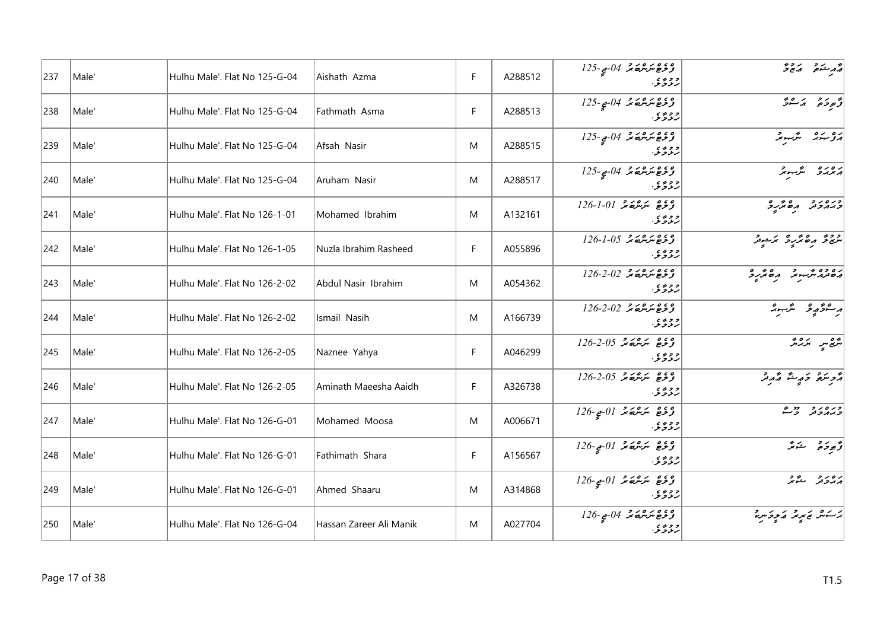| 237 | Male' | Hulhu Male'. Flat No 125-G-04 | Aishath Azma | F | A288512 | ފްލެޓް ނަންބަރު 04-ޖީ-125 ހުޅުމާލެ. | އާއިޝަތު އަޒުމާ |
|---|---|---|---|---|---|---|---|
| 238 | Male' | Hulhu Male'. Flat No 125-G-04 | Fathmath Asma | F | A288513 | ފްލެޓް ނަންބަރު 04-ޖީ-125 ހުޅުމާލެ. | ފާތިމަތު އަސްމާ |
| 239 | Male' | Hulhu Male'. Flat No 125-G-04 | Afsah Nasir | M | A288515 | ފްލެޓް ނަންބަރު 04-ޖީ-125 ހުޅުމާލެ. | އަފްސަހު ނާސިރު |
| 240 | Male' | Hulhu Male'. Flat No 125-G-04 | Aruham Nasir | M | A288517 | ފްލެޓް ނަންބަރު 04-ޖީ-125 ހުޅުމާލެ. | އަރުހަމް ނާސިރު |
| 241 | Male' | Hulhu Male'. Flat No 126-1-01 | Mohamed Ibrahim | M | A132161 | ފްލެޓް ނަންބަރު 126-1-01 ހުޅުމާލެ. | މުޙައްމަދު އިބްރާހީމް |
| 242 | Male' | Hulhu Male'. Flat No 126-1-05 | Nuzla Ibrahim Rasheed | F | A055896 | ފްލެޓްނަންބަރު 126-1-05 ހުޅުމާލެ. | ނުޒްލާ އިބްރާހީމް ރަޝީދު |
| 243 | Male' | Hulhu Male'. Flat No 126-2-02 | Abdul Nasir Ibrahim | M | A054362 | ފްލެޓްނަންބަރު 126-2-02 ހުޅުމާލެ. | އަބްދުއްނާޞިރު އިބްރާހީމް |
| 244 | Male' | Hulhu Male'. Flat No 126-2-02 | Ismail Nasih | M | A166739 | ފްލެޓްނަންބަރު 126-2-02 ހުޅުމާލެ. | އިސްމާއީލް ނާސިހް |
| 245 | Male' | Hulhu Male'. Flat No 126-2-05 | Naznee Yahya | F | A046299 | ފްލެޓް ނަންބަރު 126-2-05 ހުޅުމާލެ. | ނާޒްނީ ޔަޙްޔާ |
| 246 | Male' | Hulhu Male'. Flat No 126-2-05 | Aminath Maeesha Aaidh | F | A326738 | ފްލެޓް ނަންބަރު 126-2-05 ހުޅުމާލެ. | އާމިނަތު މައީޝާ އާއިދު |
| 247 | Male' | Hulhu Male'. Flat No 126-G-01 | Mohamed Moosa | M | A006671 | ފްލެޓް ނަންބަރު 01-ޖީ-126 ހުޅުމާލެ. | މުޙައްމަދު މޫސާ |
| 248 | Male' | Hulhu Male'. Flat No 126-G-01 | Fathimath Shara | F | A156567 | ފްލެޓް ނަންބަރު 01-ޖީ-126 ހުޅުމާލެ. | ފާތިމަތު ޝަރާ |
| 249 | Male' | Hulhu Male'. Flat No 126-G-01 | Ahmed Shaaru | M | A314868 | ފްލެޓް ނަންބަރު 01-ޖީ-126 ހުޅުމާލެ. | އަހުމަދު ޝާރު |
| 250 | Male' | Hulhu Male'. Flat No 126-G-04 | Hassan Zareer Ali Manik | M | A027704 | ފްލެޓްނަންބަރު 04-ޖީ-126 ހުޅުމާލެ. | ހަސަން ޒަރީރު އަލިމަނިކު |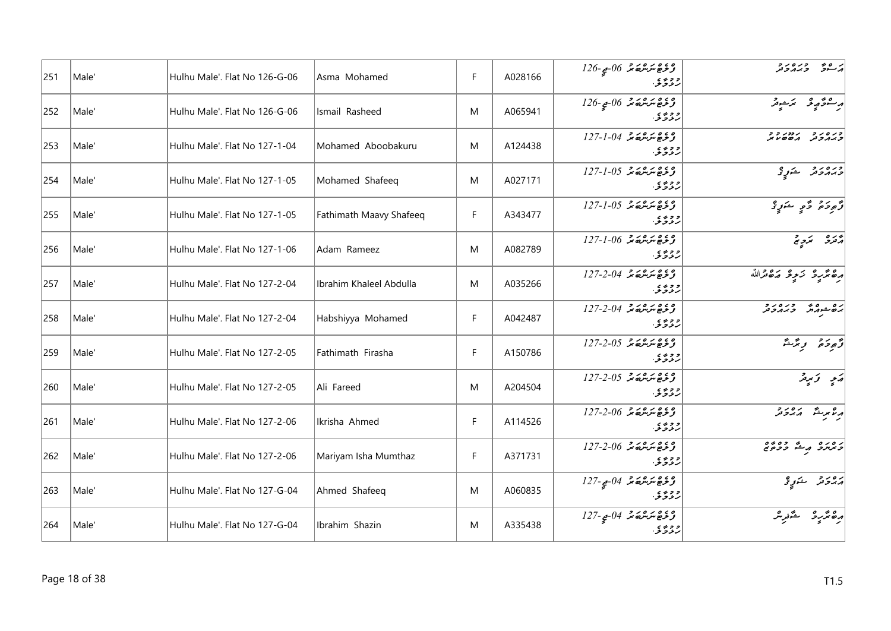| 251 | Male' | Hulhu Male'. Flat No 126-G-06 | Asma Mohamed | F | A028166 | ފުލެޓް ނަންބަރު 06-ޖީ-126 ހުޅުމާލެ. | އަސްމާ މުހައްމަދު |
|---|---|---|---|---|---|---|---|
| 252 | Male' | Hulhu Male'. Flat No 126-G-06 | Ismail Rasheed | M | A065941 | ފުލެޓް ނަންބަރު 06-ޖީ-126 ހުޅުމާލެ. | އިސްމާއިލް ރަޝީދު |
| 253 | Male' | Hulhu Male'. Flat No 127-1-04 | Mohamed Aboobakuru | M | A124438 | ފުލެޓް ނަންބަރު 04-1-127 ހުޅުމާލެ. | މުހައްމަދު އަބޫބަކުރު |
| 254 | Male' | Hulhu Male'. Flat No 127-1-05 | Mohamed Shafeeq | M | A027171 | ފުލެޓް ނަންބަރު 05-1-127 ހުޅުމާލެ. | މުހައްމަދު ޝަފީޤު |
| 255 | Male' | Hulhu Male'. Flat No 127-1-05 | Fathimath Maavy Shafeeq | F | A343477 | ފުލެޓް ނަންބަރު 05-1-127 ހުޅުމާލެ. | ފާތިމަތު މާވީ ޝަފީޤު |
| 256 | Male' | Hulhu Male'. Flat No 127-1-06 | Adam Rameez | M | A082789 | ފުލެޓް ނަންބަރު 06-1-127 ހުޅުމާލެ. | އާދަމް ރަމީޒް |
| 257 | Male' | Hulhu Male'. Flat No 127-2-04 | Ibrahim Khaleel Abdulla | M | A035266 | ފުލެޓް ނަންބަރު 04-2-127 ހުޅުމާލެ. | އިބްރާހީމް ޚަލީލް އަބްދުﷲ |
| 258 | Male' | Hulhu Male'. Flat No 127-2-04 | Habshiyya Mohamed | F | A042487 | ފުލެޓް ނަންބަރު 04-2-127 ހުޅުމާލެ. | ހަބްޝިއްޔާ މުހައްމަދު |
| 259 | Male' | Hulhu Male'. Flat No 127-2-05 | Fathimath Firasha | F | A150786 | ފުލެޓް ނަންބަރު 05-2-127 ހުޅުމާލެ. | ފާތިމަތު ފިރާޝާ |
| 260 | Male' | Hulhu Male'. Flat No 127-2-05 | Ali Fareed | M | A204504 | ފުލެޓް ނަންބަރު 05-2-127 ހުޅުމާލެ. | އަލީ ފަރީދު |
| 261 | Male' | Hulhu Male'. Flat No 127-2-06 | Ikrisha Ahmed | F | A114526 | ފުލެޓް ނަންބަރު 06-2-127 ހުޅުމާލެ. | އިކްރިޝާ އަހުމަދު |
| 262 | Male' | Hulhu Male'. Flat No 127-2-06 | Mariyam Isha Mumthaz | F | A371731 | ފުލެޓް ނަންބަރު 06-2-127 ހުޅުމާލެ. | މަރިޔަމް އީޝާ މުމްތާޒު |
| 263 | Male' | Hulhu Male'. Flat No 127-G-04 | Ahmed Shafeeq | M | A060835 | ފުލެޓް ނަންބަރު 04-ޖީ-127 ހުޅުމާލެ. | އަހުމަދު ޝަފީޤު |
| 264 | Male' | Hulhu Male'. Flat No 127-G-04 | Ibrahim Shazin | M | A335438 | ފުލެޓް ނަންބަރު 04-ޖީ-127 ހުޅުމާލެ. | އިބްރާހީމް ޝާޒިން |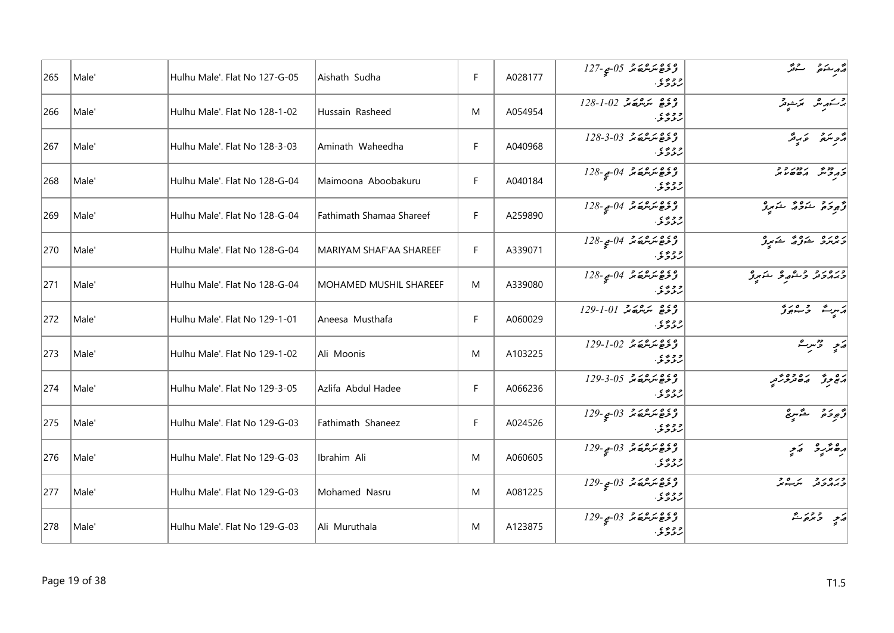| 265 | Male' | Hulhu Male'. Flat No 127-G-05 | Aishath Sudha | F | A028177 | ވެލާނާގެ ފްލެޓް 05-ޖީ-127 ހުޅުމާލެ. | އައިޝަތު ސުދާ |
|---|---|---|---|---|---|---|---|
| 266 | Male' | Hulhu Male'. Flat No 128-1-02 | Hussain Rasheed | M | A054954 | ވެލާނާ ފްލެޓް 128-1-02 ހުޅުމާލެ. | ހުސައިން ރަޝީދު |
| 267 | Male' | Hulhu Male'. Flat No 128-3-03 | Aminath Waheedha | F | A040968 | ވެލާނާގެ ފްލެޓް 128-3-03 ހުޅުމާލެ. | އާމިނަތު ވަޙީދާ |
| 268 | Male' | Hulhu Male'. Flat No 128-G-04 | Maimoona Aboobakuru | F | A040184 | ވެލާނާގެ ފްލެޓް 04-ޖީ-128 ހުޅުމާލެ. | މައިމޫނާ އަބޫބަކުރު |
| 269 | Male' | Hulhu Male'. Flat No 128-G-04 | Fathimath Shamaa Shareef | F | A259890 | ވެލާނާގެ ފްލެޓް 04-ޖީ-128 ހުޅުމާލެ. | ފާތިމަތު ޝަމާއު ޝަރީފު |
| 270 | Male' | Hulhu Male'. Flat No 128-G-04 | MARIYAM SHAF'AA SHAREEF | F | A339071 | ވެލާނާގެ ފްލެޓް 04-ޖީ-128 ހުޅުމާލެ. | މަރިޔަމް ޝަފްޢާ ޝަރީފު |
| 271 | Male' | Hulhu Male'. Flat No 128-G-04 | MOHAMED MUSHIL SHAREEF | M | A339080 | ވެލާނާގެ ފްލެޓް 04-ޖީ-128 ހުޅުމާލެ. | މުޙައްމަދު މުޝްހިލް ޝަރީފު |
| 272 | Male' | Hulhu Male'. Flat No 129-1-01 | Aneesa Musthafa | F | A060029 | ވެލާނާ ފްލެޓް 129-1-01 ހުޅުމާލެ. | އަނީސާ މުސްތަފާ |
| 273 | Male' | Hulhu Male'. Flat No 129-1-02 | Ali Moonis | M | A103225 | ވެލާނާގެ ފްލެޓް 129-1-02 ހުޅުމާލެ. | އަލީ މޫނިސް |
| 274 | Male' | Hulhu Male'. Flat No 129-3-05 | Azlifa Abdul Hadee | F | A066236 | ވެލާނާގެ ފްލެޓް 129-3-05 ހުޅުމާލެ. | އަޒްލިފާ އަބްދުލްހާދީ |
| 275 | Male' | Hulhu Male'. Flat No 129-G-03 | Fathimath Shaneez | F | A024526 | ވެލާނާގެ ފްލެޓް 03-ޖީ-129 ހުޅުމާލެ. | ފާތިމަތު ޝާނީޒް |
| 276 | Male' | Hulhu Male'. Flat No 129-G-03 | Ibrahim Ali | M | A060605 | ވެލާނާގެ ފްލެޓް 03-ޖީ-129 ހުޅުމާލެ. | އިބްރާހީމް އަލީ |
| 277 | Male' | Hulhu Male'. Flat No 129-G-03 | Mohamed Nasru | M | A081225 | ވެލާނާގެ ފްލެޓް 03-ޖީ-129 ހުޅުމާލެ. | މުޙައްމަދު ނަސްރު |
| 278 | Male' | Hulhu Male'. Flat No 129-G-03 | Ali Muruthala | M | A123875 | ވެލާނާގެ ފްލެޓް 03-ޖީ-129 ހުޅުމާލެ. | އަލީ މުރުތަޟާ |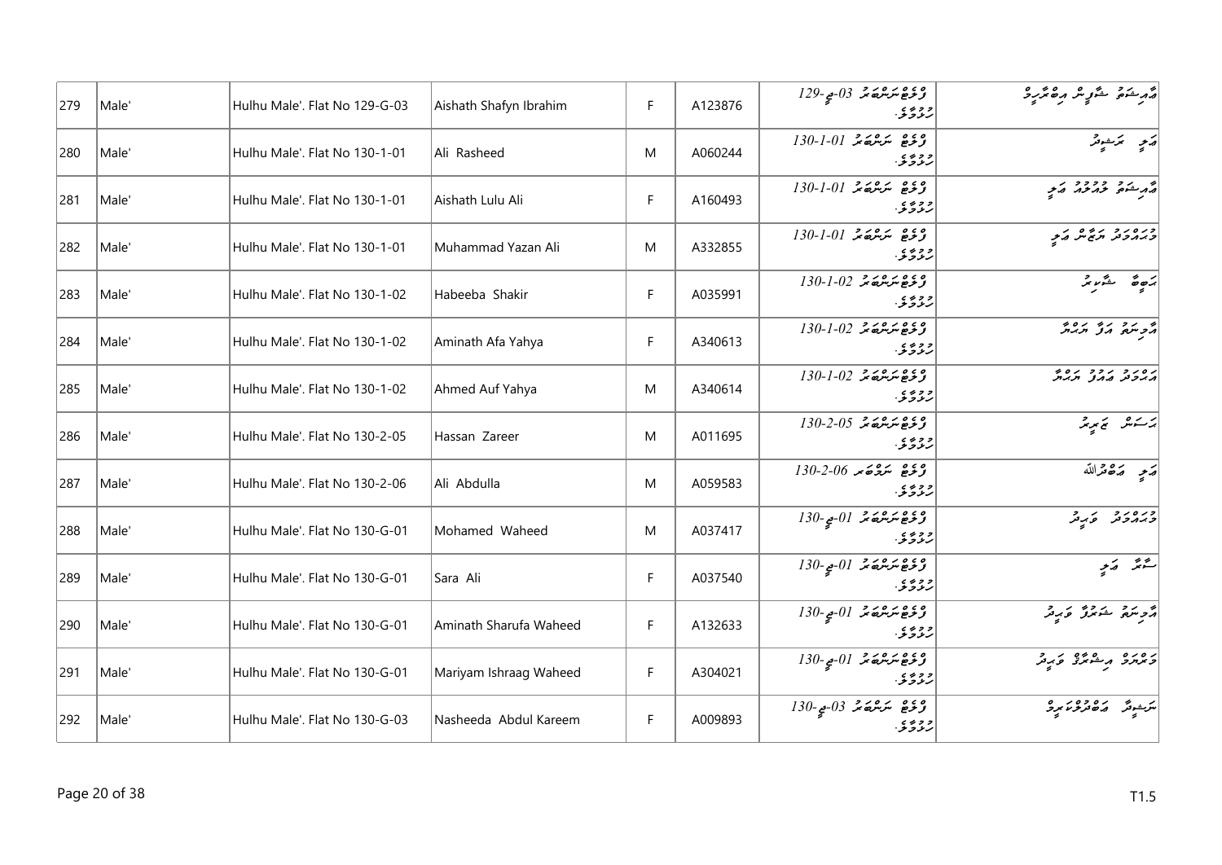| 279 | Male' | Hulhu Male'. Flat No 129-G-03 | Aishath Shafyn Ibrahim | F | A123876 | ވުލްހުމާލެ ފްލެޓް ނަންބަރު 03-ޖީ-129 ހުޅުމާލެ. | އާއިޝަތު ޝާފިނ ޢިބްރާހީމް |
|---|---|---|---|---|---|---|---|
| 280 | Male' | Hulhu Male'. Flat No 130-1-01 | Ali Rasheed | M | A060244 | ފްލެޓް ނަންބަރު 01-1-130 ހުޅުމާލެ. | ޢަލީ ރަޝީދު |
| 281 | Male' | Hulhu Male'. Flat No 130-1-01 | Aishath Lulu Ali | F | A160493 | ފްލެޓް ނަންބަރު 01-1-130 ހުޅުމާލެ. | އާއިޝަތު ލުއުލުއު ޢަލީ |
| 282 | Male' | Hulhu Male'. Flat No 130-1-01 | Muhammad Yazan Ali | M | A332855 | ފްލެޓް ނަންބަރު 01-1-130 ހުޅުމާލެ. | މުޙައްމަދު ޔަޒާން ޢަލީ |
| 283 | Male' | Hulhu Male'. Flat No 130-1-02 | Habeeba Shakir | F | A035991 | ފްލެޓްނަންބަރު 02-1-130 ހުޅުމާލެ. | ހަބީބާ ޝާކިރު |
| 284 | Male' | Hulhu Male'. Flat No 130-1-02 | Aminath Afa Yahya | F | A340613 | ފްލެޓްނަންބަރު 02-1-130 ހުޅުމާލެ. | އާމިނަތު އަފާ ޔަޙްޔާ |
| 285 | Male' | Hulhu Male'. Flat No 130-1-02 | Ahmed Auf Yahya | M | A340614 | ފްލެޓްނަންބަރު 02-1-130 ހުޅުމާލެ. | އަޙްމަދު އައުފް ޔަޙްޔާ |
| 286 | Male' | Hulhu Male'. Flat No 130-2-05 | Hassan Zareer | M | A011695 | ފްލެޓްނަންބަރު 05-2-130 ހުޅުމާލެ. | ޙަސަން ޒަރީރު |
| 287 | Male' | Hulhu Male'. Flat No 130-2-06 | Ali Abdulla | M | A059583 | ފްލެޓް ނަމްބަރ 06-2-130 ހުޅުމާލެ. | ޢަލީ ޢަބްދުﷲ |
| 288 | Male' | Hulhu Male'. Flat No 130-G-01 | Mohamed Waheed | M | A037417 | ފްލެޓްނަންބަރު 01-ޖީ-130 ހުޅުމާލެ. | މުޙައްމަދު ވަޙީދު |
| 289 | Male' | Hulhu Male'. Flat No 130-G-01 | Sara Ali | F | A037540 | ފްލެޓްނަންބަރު 01-ޖީ-130 ހުޅުމާލެ. | ސާރާ ޢަލީ |
| 290 | Male' | Hulhu Male'. Flat No 130-G-01 | Aminath Sharufa Waheed | F | A132633 | ފްލެޓްނަންބަރު 01-ޖީ-130 ހުޅުމާލެ. | އާމިނަތު ޝަރުފާ ވަޙީދު |
| 291 | Male' | Hulhu Male'. Flat No 130-G-01 | Mariyam Ishraag Waheed | F | A304021 | ފްލެޓްނަންބަރު 01-ޖީ-130 ހުޅުމާލެ. | މަރިޔަމް އިޝްރާގު ވަޙީދު |
| 292 | Male' | Hulhu Male'. Flat No 130-G-03 | Nasheeda Abdul Kareem | F | A009893 | ފްލެޓް ނަންބަރު 03-ޖީ-130 ހުޅުމާލެ. | ނަޝީދާ ޢަބްދުލްކަރީމް |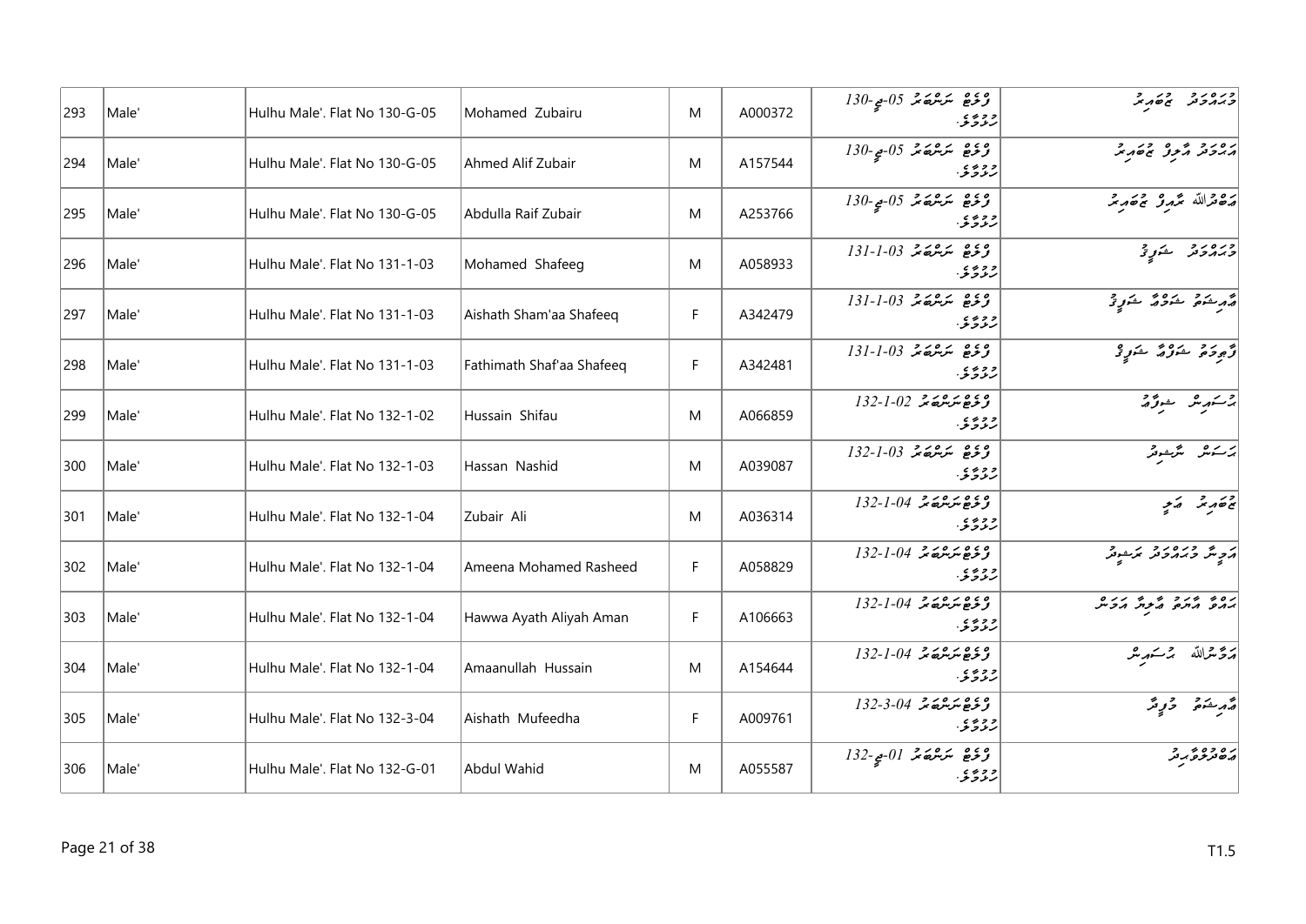| 293 | Male' | Hulhu Male'. Flat No 130-G-05 | Mohamed Zubairu | M | A000372 | ފްލެޓް ނަންބަރ 05-ޖީ-130 ހުޅުމާލެ. | މުޙައްމަދު ޒުބައިރު |
|---|---|---|---|---|---|---|---|
| 294 | Male' | Hulhu Male'. Flat No 130-G-05 | Ahmed Alif Zubair | M | A157544 | ފްލެޓް ނަންބަރ 05-ޖީ-130 ހުޅުމާލެ. | އަޙްމަދު އާލިފް ޒުބައިރު |
| 295 | Male' | Hulhu Male'. Flat No 130-G-05 | Abdulla Raif Zubair | M | A253766 | ފްލެޓް ނަންބަރ 05-ޖީ-130 ހުޅުމާލެ. | އަބްދުﷲ ރާއިފް ޒުބައިރު |
| 296 | Male' | Hulhu Male'. Flat No 131-1-03 | Mohamed Shafeeg | M | A058933 | ފްލެޓް ނަންބަރ 131-1-03 ހުޅުމާލެ. | މުޙައްމަދު ޝަފީޤު |
| 297 | Male' | Hulhu Male'. Flat No 131-1-03 | Aishath Sham'aa Shafeeq | F | A342479 | ފްލެޓް ނަންބަރ 131-1-03 ހުޅުމާލެ. | އާއިޝަތު ޝަމްޢާ ޝަފީޤު |
| 298 | Male' | Hulhu Male'. Flat No 131-1-03 | Fathimath Shaf'aa Shafeeq | F | A342481 | ފްލެޓް ނަންބަރ 131-1-03 ހުޅުމާލެ. | ފާތިމަތު ޝަފްޢާ ޝަފީޤު |
| 299 | Male' | Hulhu Male'. Flat No 132-1-02 | Hussain Shifau | M | A066859 | ފްލެޓްނަންބަރ 132-1-02 ހުޅުމާލެ. | ހުސައިން ޝިފާއު |
| 300 | Male' | Hulhu Male'. Flat No 132-1-03 | Hassan Nashid | M | A039087 | ފްލެޓް ނަންބަރ 132-1-03 ހުޅުމާލެ. | ހަސަން ނާޝިދު |
| 301 | Male' | Hulhu Male'. Flat No 132-1-04 | Zubair Ali | M | A036314 | ފްލެޓްނަންބަރ 132-1-04 ހުޅުމާލެ. | ޒުބައިރު ޢަލީ |
| 302 | Male' | Hulhu Male'. Flat No 132-1-04 | Ameena Mohamed Rasheed | F | A058829 | ފްލެޓްނަންބަރ 132-1-04 ހުޅުމާލެ. | އަމީނާ މުޙައްމަދު ރަޝީދު |
| 303 | Male' | Hulhu Male'. Flat No 132-1-04 | Hawwa Ayath Aliyah Aman | F | A106663 | ފްލެޓްނަންބަރ 132-1-04 ހުޅުމާލެ. | ޙައްވާ އާޔަތު ޢާލިޔާ އަމާން |
| 304 | Male' | Hulhu Male'. Flat No 132-1-04 | Amaanullah Hussain | M | A154644 | ފްލެޓްނަންބަރ 132-1-04 ހުޅުމާލެ. | އަމާނުﷲ ހުސައިން |
| 305 | Male' | Hulhu Male'. Flat No 132-3-04 | Aishath Mufeedha | F | A009761 | ފްލެޓްނަންބަރ 132-3-04 ހުޅުމާލެ. | އާއިޝަތު މުފީދާ |
| 306 | Male' | Hulhu Male'. Flat No 132-G-01 | Abdul Wahid | M | A055587 | ފްލެޓް ނަންބަރ 01-ޖީ-132 ހުޅުމާލެ. | އަބްދުލްވާހިދު |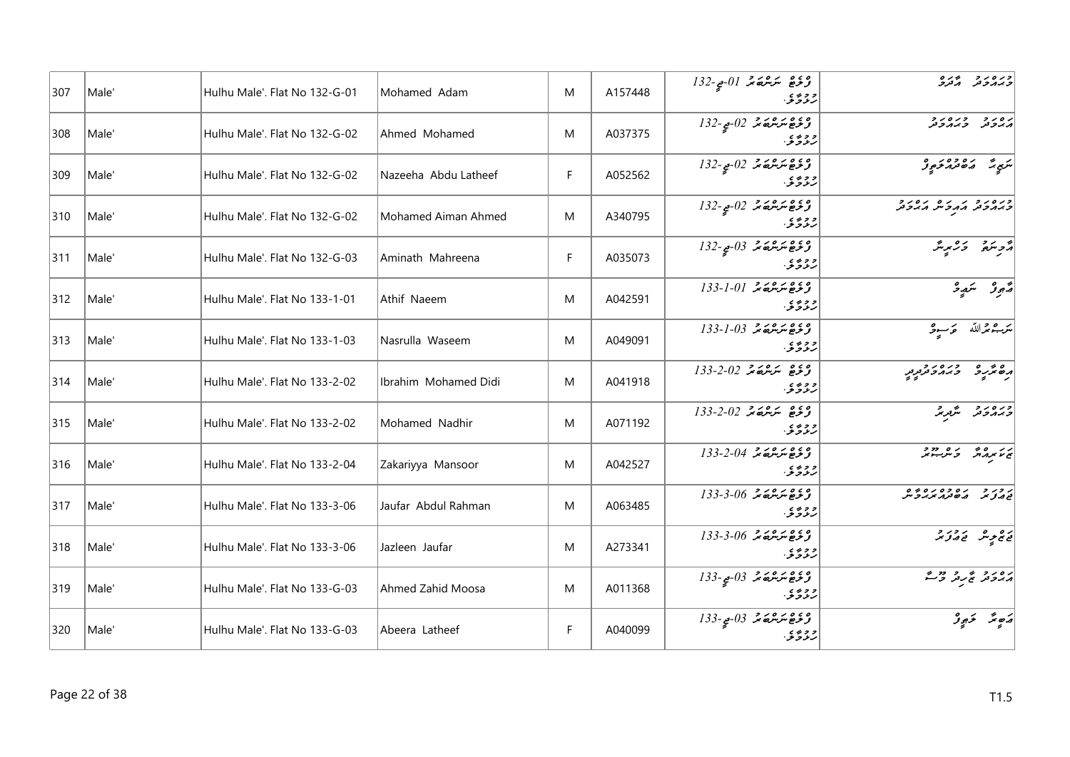| 307 | Male' | Hulhu Male'. Flat No 132-G-01 | Mohamed Adam | M | A157448 | ފްލެޓް ނަންބަރު 01-ޖީ-132 ހުޅުމާލެ. | މުޙައްމަދު އާދަމް |
|---|---|---|---|---|---|---|---|
| 308 | Male' | Hulhu Male'. Flat No 132-G-02 | Ahmed Mohamed | M | A037375 | ފްލެޓްނަންބަރު 02-ޖީ-132 ހުޅުމާލެ. | އަޙްމަދު މުޙައްމަދު |
| 309 | Male' | Hulhu Male'. Flat No 132-G-02 | Nazeeha Abdu Latheef | F | A052562 | ފްލެޓްނަންބަރު 02-ޖީ-132 ހުޅުމާލެ. | ނަޒީހާ އަބްދުއްލަޠީފް |
| 310 | Male' | Hulhu Male'. Flat No 132-G-02 | Mohamed Aiman Ahmed | M | A340795 | ފްލެޓްނަންބަރު 02-ޖީ-132 ހުޅުމާލެ. | މުޙައްމަދު އައިމަން އަޙްމަދު |
| 311 | Male' | Hulhu Male'. Flat No 132-G-03 | Aminath Mahreena | F | A035073 | ފްލެޓްނަންބަރު 03-ޖީ-132 ހުޅުމާލެ. | އާމިނަތު މަހްރީނާ |
| 312 | Male' | Hulhu Male'. Flat No 133-1-01 | Athif Naeem | M | A042591 | ފްލެޓްނަންބަރު 133-1-01 ހުޅުމާލެ. | އާތިފް ނައީމް |
| 313 | Male' | Hulhu Male'. Flat No 133-1-03 | Nasrulla Waseem | M | A049091 | ފްލެޓްނަންބަރު 133-1-03 ހުޅުމާލެ. | ނަޞްރުﷲ ވަސީމް |
| 314 | Male' | Hulhu Male'. Flat No 133-2-02 | Ibrahim Mohamed Didi | M | A041918 | ފްލެޓް ނަންބަރު 133-2-02 ހުޅުމާލެ. | އިބްރާހީމް މުޙައްމަދުދީދީ |
| 315 | Male' | Hulhu Male'. Flat No 133-2-02 | Mohamed Nadhir | M | A071192 | ފްލެޓް ނަންބަރު 133-2-02 ހުޅުމާލެ. | މުޙައްމަދު ނާދިރު |
| 316 | Male' | Hulhu Male'. Flat No 133-2-04 | Zakariyya Mansoor | M | A042527 | ފްލެޓްނަންބަރު 133-2-04 ހުޅުމާލެ. | ޒަކަރިއްޔާ މަންޞޫރު |
| 317 | Male' | Hulhu Male'. Flat No 133-3-06 | Jaufar Abdul Rahman | M | A063485 | ފްލެޓްނަންބަރު 133-3-06 ހުޅުމާލެ. | ޖައުފަރު އަބްދުއްރަޙްމާން |
| 318 | Male' | Hulhu Male'. Flat No 133-3-06 | Jazleen Jaufar | M | A273341 | ފްލެޓްނަންބަރު 133-3-06 ހުޅުމާލެ. | ޖަޒްލީން ޖައުފަރު |
| 319 | Male' | Hulhu Male'. Flat No 133-G-03 | Ahmed Zahid Moosa | M | A011368 | ފްލެޓްނަންބަރު 03-ޖީ-133 ހުޅުމާލެ. | އަޙްމަދު ޒާހިދު މޫސާ |
| 320 | Male' | Hulhu Male'. Flat No 133-G-03 | Abeera Latheef | F | A040099 | ފްލެޓްނަންބަރު 03-ޖީ-133 ހުޅުމާލެ. | އަބީރާ ލަޠީފް |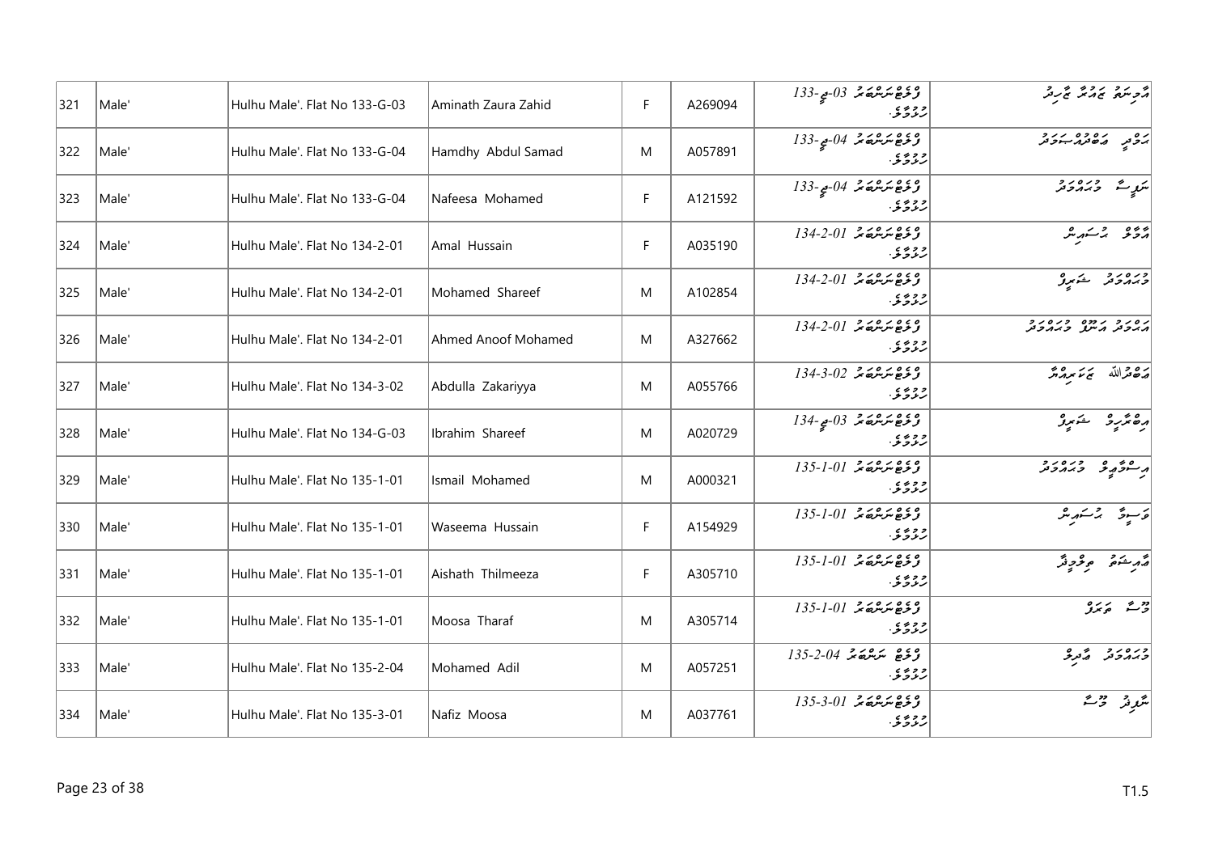| 321 | Male' | Hulhu Male'. Flat No 133-G-03 | Aminath Zaura Zahid | F | A269094 | ފްލެޓްނަންބަރު 03-ޖީ-133 ހުޅުމާލެ. | އާމިނަތު ޒައުރާ ޒާހިދު |
|---|---|---|---|---|---|---|---|
| 322 | Male' | Hulhu Male'. Flat No 133-G-04 | Hamdhy Abdul Samad | M | A057891 | ފްލެޓްނަންބަރު 04-ޖީ-133 ހުޅުމާލެ. | ހަމްދީ އަބްދުލްސަމަދު |
| 323 | Male' | Hulhu Male'. Flat No 133-G-04 | Nafeesa Mohamed | F | A121592 | ފްލެޓްނަންބަރު 04-ޖީ-133 ހުޅުމާލެ. | ނަފީސާ މުހައްމަދު |
| 324 | Male' | Hulhu Male'. Flat No 134-2-01 | Amal Hussain | F | A035190 | ފްލެޓްނަންބަރު 134-2-01 ހުޅުމާލެ. | އާމާލް ހުސައިން |
| 325 | Male' | Hulhu Male'. Flat No 134-2-01 | Mohamed Shareef | M | A102854 | ފްލެޓްނަންބަރު 134-2-01 ހުޅުމާލެ. | މުހައްމަދު ޝަރީފް |
| 326 | Male' | Hulhu Male'. Flat No 134-2-01 | Ahmed Anoof Mohamed | M | A327662 | ފްލެޓްނަންބަރު 134-2-01 ހުޅުމާލެ. | އަހުމަދު އަނޫފް މުހައްމަދު |
| 327 | Male' | Hulhu Male'. Flat No 134-3-02 | Abdulla Zakariyya | M | A055766 | ފްލެޓްނަންބަރު 134-3-02 ހުޅުމާލެ. | އަބްދުﷲ ޒަކަރިއްޔާ |
| 328 | Male' | Hulhu Male'. Flat No 134-G-03 | Ibrahim Shareef | M | A020729 | ފްލެޓްނަންބަރު 03-ޖީ-134 ހުޅުމާލެ. | އިބްރާހީމް ޝަރީފް |
| 329 | Male' | Hulhu Male'. Flat No 135-1-01 | Ismail Mohamed | M | A000321 | ފްލެޓްނަންބަރު 135-1-01 ހުޅުމާލެ. | އިސްމާއީލް މުހައްމަދު |
| 330 | Male' | Hulhu Male'. Flat No 135-1-01 | Waseema Hussain | F | A154929 | ފްލެޓްނަންބަރު 135-1-01 ހުޅުމާލެ. | ވަސީމާ ހުސައިން |
| 331 | Male' | Hulhu Male'. Flat No 135-1-01 | Aishath Thilmeeza | F | A305710 | ފްލެޓްނަންބަރު 135-1-01 ހުޅުމާލެ. | އާއިޝަތު ތިލްމީޒާ |
| 332 | Male' | Hulhu Male'. Flat No 135-1-01 | Moosa Tharaf | M | A305714 | ފްލެޓްނަންބަރު 135-1-01 ހުޅުމާލެ. | މޫސާ ތަރަފް |
| 333 | Male' | Hulhu Male'. Flat No 135-2-04 | Mohamed Adil | M | A057251 | ފްލެޓް ނަންބަރު 135-2-04 ހުޅުމާލެ. | މުހައްމަދު އާދިލް |
| 334 | Male' | Hulhu Male'. Flat No 135-3-01 | Nafiz Moosa | M | A037761 | ފްލެޓްނަންބަރު 135-3-01 ހުޅުމާލެ. | ނާފިޒު މޫސާ |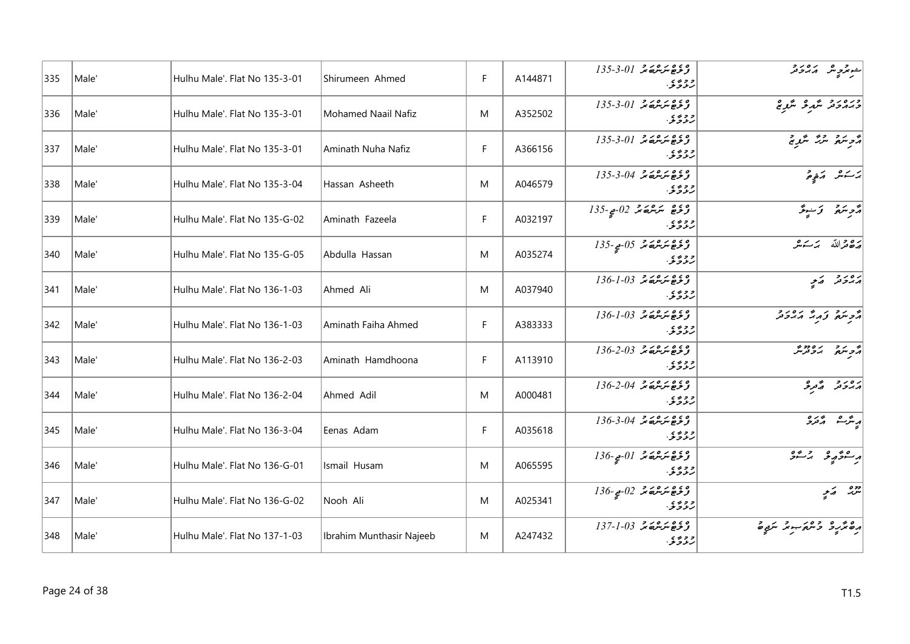| 335 | Male' | Hulhu Male'. Flat No 135-3-01 | Shirumeen Ahmed | F | A144871 | ފްލެޓް ނަންބަރު 135-3-01 ހުޅުމާލެ. | ޝިރުމީން އަހުމަދު |
|---|---|---|---|---|---|---|---|
| 336 | Male' | Hulhu Male'. Flat No 135-3-01 | Mohamed Naail Nafiz | M | A352502 | ފްލެޓް ނަންބަރު 135-3-01 ހުޅުމާލެ. | މުޙައްމަދު ނާއިލް ނާފިޒް |
| 337 | Male' | Hulhu Male'. Flat No 135-3-01 | Aminath Nuha Nafiz | F | A366156 | ފްލެޓް ނަންބަރު 135-3-01 ހުޅުމާލެ. | އާމިނަތު ނުހާ ނާފިޒް |
| 338 | Male' | Hulhu Male'. Flat No 135-3-04 | Hassan Asheeth | M | A046579 | ފްލެޓް ނަންބަރު 135-3-04 ހުޅުމާލެ. | ޙަސަން އަޝީތު |
| 339 | Male' | Hulhu Male'. Flat No 135-G-02 | Aminath Fazeela | F | A032197 | ފްލެޓް ނަންބަރު 135-ޖީ-02 ހުޅުމާލެ. | އާމިނަތު ފަޒީލާ |
| 340 | Male' | Hulhu Male'. Flat No 135-G-05 | Abdulla Hassan | M | A035274 | ފްލެޓް ނަންބަރު 135-ޖީ-05 ހުޅުމާލެ. | އަބްދުﷲ ޙަސަން |
| 341 | Male' | Hulhu Male'. Flat No 136-1-03 | Ahmed Ali | M | A037940 | ފްލެޓް ނަންބަރު 136-1-03 ހުޅުމާލެ. | އަޙްމަދު އަލި |
| 342 | Male' | Hulhu Male'. Flat No 136-1-03 | Aminath Faiha Ahmed | F | A383333 | ފްލެޓް ނަންބަރު 136-1-03 ހުޅުމާލެ. | އާމިނަތު ފައިހާ އަޙްމަދު |
| 343 | Male' | Hulhu Male'. Flat No 136-2-03 | Aminath Hamdhoona | F | A113910 | ފްލެޓް ނަންބަރު 136-2-03 ހުޅުމާލެ. | އާމިނަތު ހަމްދޫނާ |
| 344 | Male' | Hulhu Male'. Flat No 136-2-04 | Ahmed Adil | M | A000481 | ފްލެޓް ނަންބަރު 136-2-04 ހުޅުމާލެ. | އަޙްމަދު އާދިލް |
| 345 | Male' | Hulhu Male'. Flat No 136-3-04 | Eenas Adam | F | A035618 | ފްލެޓް ނަންބަރު 136-3-04 ހުޅުމާލެ. | އީނާސް އާދަމް |
| 346 | Male' | Hulhu Male'. Flat No 136-G-01 | Ismail Husam | M | A065595 | ފްލެޓް ނަންބަރު 136-ޖީ-01 ހުޅުމާލެ. | އިސްމާޢީލް ޙުސާމް |
| 347 | Male' | Hulhu Male'. Flat No 136-G-02 | Nooh Ali | M | A025341 | ފްލެޓް ނަންބަރު 136-ޖީ-02 ހުޅުމާލެ. | ނޫޙް އަލި |
| 348 | Male' | Hulhu Male'. Flat No 137-1-03 | Ibrahim Munthasir Najeeb | M | A247432 | ފްލެޓް ނަންބަރު 137-1-03 ހުޅުމާލެ. | އިބްރާހީމް މުންތަޞިރު ނަޖީބު |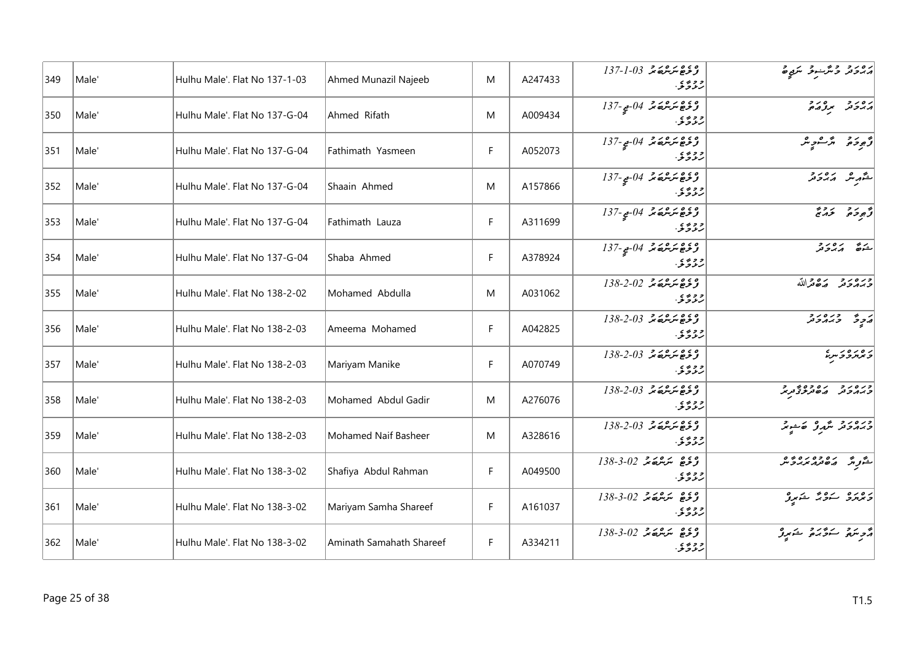| 349 | Male' | Hulhu Male'. Flat No 137-1-03 | Ahmed Munazil Najeeb | M | A247433 | ވުޅުމާލެ ފްލެޓް 137-1-03 | އަހުމަދު މުނާޒިލް ނަޖީބު |
|---|---|---|---|---|---|---|---|
| 350 | Male' | Hulhu Male'. Flat No 137-G-04 | Ahmed Rifath | M | A009434 | ހުޅުމާލެ ފްލެޓް 137-ޖީ-04 | އަހުމަދު ރިފްއަތު |
| 351 | Male' | Hulhu Male'. Flat No 137-G-04 | Fathimath Yasmeen | F | A052073 | ހުޅުމާލެ ފްލެޓް 137-ޖީ-04 | ފާތިމަތު ޔާސްމީން |
| 352 | Male' | Hulhu Male'. Flat No 137-G-04 | Shaain Ahmed | M | A157866 | ހުޅުމާލެ ފްލެޓް 137-ޖީ-04 | ޝާއިން އަހުމަދު |
| 353 | Male' | Hulhu Male'. Flat No 137-G-04 | Fathimath Lauza | F | A311699 | ހުޅުމާލެ ފްލެޓް 137-ޖީ-04 | ފާތިމަތު ލައުޒާ |
| 354 | Male' | Hulhu Male'. Flat No 137-G-04 | Shaba Ahmed | F | A378924 | ހުޅުމާލެ ފްލެޓް 137-ޖީ-04 | ޝަބާ އަހުމަދު |
| 355 | Male' | Hulhu Male'. Flat No 138-2-02 | Mohamed Abdulla | M | A031062 | ހުޅުމާލެ ފްލެޓް 138-2-02 | މުހައްމަދު އަބްދުﷲ |
| 356 | Male' | Hulhu Male'. Flat No 138-2-03 | Ameema Mohamed | F | A042825 | ހުޅުމާލެ ފްލެޓް 138-2-03 | އަމީމާ މުހައްމަދު |
| 357 | Male' | Hulhu Male'. Flat No 138-2-03 | Mariyam Manike | F | A070749 | ހުޅުމާލެ ފްލެޓް 138-2-03 | މަރިޔަމްމަނިކެ |
| 358 | Male' | Hulhu Male'. Flat No 138-2-03 | Mohamed Abdul Gadir | M | A276076 | ހުޅުމާލެ ފްލެޓް 138-2-03 | މުހައްމަދު އަބްދުލްޤާދިރު |
| 359 | Male' | Hulhu Male'. Flat No 138-2-03 | Mohamed Naif Basheer | M | A328616 | ހުޅުމާލެ ފްލެޓް 138-2-03 | މުހައްމަދު ނާއިފް ބަޝީރު |
| 360 | Male' | Hulhu Male'. Flat No 138-3-02 | Shafiya Abdul Rahman | F | A049500 | ހުޅުމާލެ ފްލެޓް 138-3-02 | ޝާފިޔާ އަބްދުއްރަޙްމާން |
| 361 | Male' | Hulhu Male'. Flat No 138-3-02 | Mariyam Samha Shareef | F | A161037 | ހުޅުމާލެ ފްލެޓް 138-3-02 | މަރިޔަމް ސަމްހާ ޝަރީފް |
| 362 | Male' | Hulhu Male'. Flat No 138-3-02 | Aminath Samahath Shareef | F | A334211 | ހުޅުމާލެ ފްލެޓް 138-3-02 | އާމިނަތު ސަމާހަތު ޝަރީފް |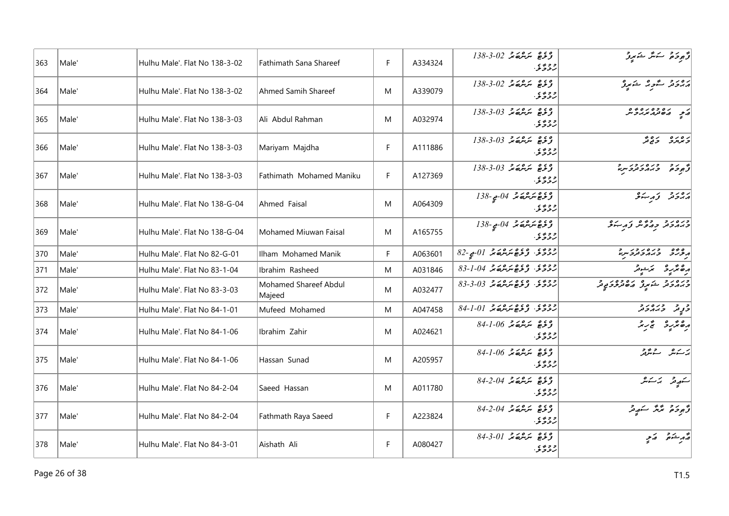| 363 | Male' | Hulhu Male'. Flat No 138-3-02 | Fathimath Sana Shareef | F | A334324 | ވުޝްވު ނަންބަރު 138-3-02 ހުޅުމާލެ. | ފާތިމަތު ސަނާ ޝަރީފު |
|---|---|---|---|---|---|---|---|
| 364 | Male' | Hulhu Male'. Flat No 138-3-02 | Ahmed Samih Shareef | M | A339079 | ވުޝްވު ނަންބަރު 138-3-02 ހުޅުމާލެ. | އަހުމަދު ސާމިހް ޝަރީފު |
| 365 | Male' | Hulhu Male'. Flat No 138-3-03 | Ali Abdul Rahman | M | A032974 | ވުޝްވު ނަންބަރު 138-3-03 ހުޅުމާލެ. | އަލި އަބްދުއްރަހްމާން |
| 366 | Male' | Hulhu Male'. Flat No 138-3-03 | Mariyam Majdha | F | A111886 | ވުޝްވު ނަންބަރު 138-3-03 ހުޅުމާލެ. | މަރިޔަމް މަޖްދާ |
| 367 | Male' | Hulhu Male'. Flat No 138-3-03 | Fathimath Mohamed Maniku | F | A127369 | ވުޝްވު ނަންބަރު 138-3-03 ހުޅުމާލެ. | ފާތިމަތު މުހައްމަދުމަނިކު |
| 368 | Male' | Hulhu Male'. Flat No 138-G-04 | Ahmed Faisal | M | A064309 | ވުޝްވުނަންބަރު 04-ޖީ-138 ހުޅުމާލެ. | އަހުމަދު ފައިސަލް |
| 369 | Male' | Hulhu Male'. Flat No 138-G-04 | Mohamed Miuwan Faisal | M | A165755 | ވުޝްވުނަންބަރު 04-ޖީ-138 ހުޅުމާލެ. | މުހައްމަދު މިއުވާން ފައިސަލް |
| 370 | Male' | Hulhu Male'. Flat No 82-G-01 | Ilham Mohamed Manik | F | A063601 | ހުޅުމާލެ. ފުލެޓްނަންބަރު 01-ޖީ-82 | އިލްހާމް މުހައްމަދުމަނިކު |
| 371 | Male' | Hulhu Male'. Flat No 83-1-04 | Ibrahim Rasheed | M | A031846 | ހުޅުމާލެ. ފުލެޓްނަންބަރު 83-1-04 | އިބްރާހީމް ރަޝީދު |
| 372 | Male' | Hulhu Male'. Flat No 83-3-03 | Mohamed Shareef Abdul Majeed | M | A032477 | ހުޅުމާލެ. ފުލެޓްނަންބަރު 83-3-03 | މުހައްމަދު ޝަރީފު އަބްދުލްމަޖީދު |
| 373 | Male' | Hulhu Male'. Flat No 84-1-01 | Mufeed Mohamed | M | A047458 | ހުޅުމާލެ. ފުލެޓްނަންބަރު 84-1-01 | މުފީދު މުހައްމަދު |
| 374 | Male' | Hulhu Male'. Flat No 84-1-06 | Ibrahim Zahir | M | A024621 | ފުލެޓް ނަންބަރު 84-1-06 ހުޅުމާލެ. | އިބްރާހީމް ޒާހިރު |
| 375 | Male' | Hulhu Male'. Flat No 84-1-06 | Hassan Sunad | M | A205957 | ފުލެޓް ނަންބަރު 84-1-06 ހުޅުމާލެ. | ހަސަން ސުނާދު |
| 376 | Male' | Hulhu Male'. Flat No 84-2-04 | Saeed Hassan | M | A011780 | ފުލެޓް ނަންބަރު 84-2-04 ހުޅުމާލެ. | ސައީދު ހަސަން |
| 377 | Male' | Hulhu Male'. Flat No 84-2-04 | Fathmath Raya Saeed | F | A223824 | ފުލެޓް ނަންބަރު 84-2-04 ހުޅުމާލެ. | ފާތިމަތު ރާޔާ ސައީދު |
| 378 | Male' | Hulhu Male'. Flat No 84-3-01 | Aishath Ali | F | A080427 | ފުލެޓް ނަންބަރު 84-3-01 ހުޅުމާލެ. | އާއިޝަތު އަލި |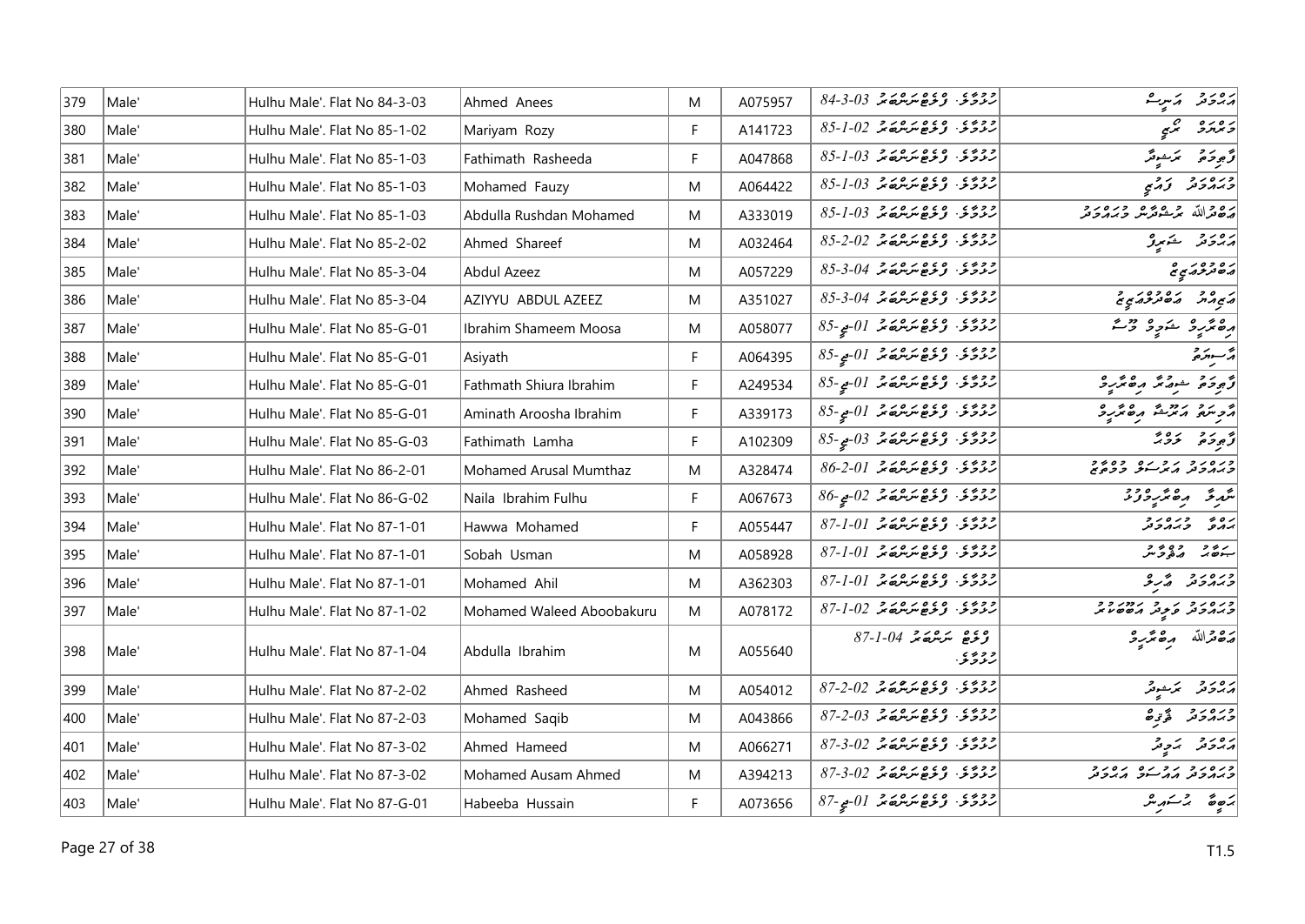| 379 | Male' | Hulhu Male'. Flat No 84-3-03 | Ahmed Anees | M | A075957 | ހުޅުމާލެ. ފްލެޓްނަންބަރު 84-3-03 | އަހުމަދު އަނީސް |
|---|---|---|---|---|---|---|---|
| 380 | Male' | Hulhu Male'. Flat No 85-1-02 | Mariyam Rozy | F | A141723 | ހުޅުމާލެ. ފްލެޓްނަންބަރު 85-1-02 | މަރިޔަމް ރޯޒީ |
| 381 | Male' | Hulhu Male'. Flat No 85-1-03 | Fathimath Rasheeda | F | A047868 | ހުޅުމާލެ. ފްލެޓްނަންބަރު 85-1-03 | ފާތިމަތު ރަޝީދާ |
| 382 | Male' | Hulhu Male'. Flat No 85-1-03 | Mohamed Fauzy | M | A064422 | ހުޅުމާލެ. ފްލެޓްނަންބަރު 85-1-03 | މުހައްމަދު ފައުޒީ |
| 383 | Male' | Hulhu Male'. Flat No 85-1-03 | Abdulla Rushdan Mohamed | M | A333019 | ހުޅުމާލެ. ފްލެޓްނަންބަރު 85-1-03 | އަބްދުﷲ ރުޝްދާން މުހައްމަދު |
| 384 | Male' | Hulhu Male'. Flat No 85-2-02 | Ahmed Shareef | M | A032464 | ހުޅުމާލެ. ފްލެޓްނަންބަރު 85-2-02 | އަހުމަދު ޝަރީފް |
| 385 | Male' | Hulhu Male'. Flat No 85-3-04 | Abdul Azeez | M | A057229 | ހުޅުމާލެ. ފްލެޓްނަންބަރު 85-3-04 | އަބްދުލްއަޒީޒް |
| 386 | Male' | Hulhu Male'. Flat No 85-3-04 | AZIYYU ABDUL AZEEZ | M | A351027 | ހުޅުމާލެ. ފްލެޓްނަންބަރު 85-3-04 | އަޒިއްޔު އަބްދުލްއަޒީޒް |
| 387 | Male' | Hulhu Male'. Flat No 85-G-01 | Ibrahim Shameem Moosa | M | A058077 | ހުޅުމާލެ. ފްލެޓްނަންބަރު 85-ޖީ-01 | އިބްރާހީމް ޝަމީމް މޫސާ |
| 388 | Male' | Hulhu Male'. Flat No 85-G-01 | Asiyath | F | A064395 | ހުޅުމާލެ. ފްލެޓްނަންބަރު 85-ޖީ-01 | އާސިޔަތު |
| 389 | Male' | Hulhu Male'. Flat No 85-G-01 | Fathmath Shiura Ibrahim | F | A249534 | ހުޅުމާލެ. ފްލެޓްނަންބަރު 85-ޖީ-01 | ފާތިމަތު ޝިއުރާ އިބްރާހީމް |
| 390 | Male' | Hulhu Male'. Flat No 85-G-01 | Aminath Aroosha Ibrahim | F | A339173 | ހުޅުމާލެ. ފްލެޓްނަންބަރު 85-ޖީ-01 | އާމިނަތު އަރޫޝާ އިބްރާހީމް |
| 391 | Male' | Hulhu Male'. Flat No 85-G-03 | Fathimath Lamha | F | A102309 | ހުޅުމާލެ. ފްލެޓްނަންބަރު 85-ޖީ-03 | ފާތިމަތު ލަމްހާ |
| 392 | Male' | Hulhu Male'. Flat No 86-2-01 | Mohamed Arusal Mumthaz | M | A328474 | ހުޅުމާލެ. ފްލެޓްނަންބަރު 86-2-01 | މުހައްމަދު އަރުސަލް މުމްތާޒް |
| 393 | Male' | Hulhu Male'. Flat No 86-G-02 | Naila Ibrahim Fulhu | F | A067673 | ހުޅުމާލެ. ފްލެޓްނަންބަރު 86-ޖީ-02 | ނާއިލާ އިބްރާހީމްފުޅު |
| 394 | Male' | Hulhu Male'. Flat No 87-1-01 | Hawwa Mohamed | F | A055447 | ހުޅުމާލެ. ފްލެޓްނަންބަރު 87-1-01 | ހައްވާ މުހައްމަދު |
| 395 | Male' | Hulhu Male'. Flat No 87-1-01 | Sobah Usman | M | A058928 | ހުޅުމާލެ. ފްލެޓްނަންބަރު 87-1-01 | ސަބާހް އުސްމާން |
| 396 | Male' | Hulhu Male'. Flat No 87-1-01 | Mohamed Ahil | M | A362303 | ހުޅުމާލެ. ފްލެޓްނަންބަރު 87-1-01 | މުހައްމަދު އާހިލް |
| 397 | Male' | Hulhu Male'. Flat No 87-1-02 | Mohamed Waleed Aboobakuru | M | A078172 | ހުޅުމާލެ. ފްލެޓްނަންބަރު 87-1-02 | މުހައްމަދު ވަލީދު އަބޫބަކުރު |
| 398 | Male' | Hulhu Male'. Flat No 87-1-04 | Abdulla Ibrahim | M | A055640 | ފްލެޓް ނަންބަރު 87-1-04 ހުޅުމާލެ. | އަބްދުﷲ އިބްރާހީމް |
| 399 | Male' | Hulhu Male'. Flat No 87-2-02 | Ahmed Rasheed | M | A054012 | ހުޅުމާލެ. ފްލެޓްނަންބަރު 87-2-02 | އަހުމަދު ރަޝީދު |
| 400 | Male' | Hulhu Male'. Flat No 87-2-03 | Mohamed Saqib | M | A043866 | ހުޅުމާލެ. ފްލެޓްނަންބަރު 87-2-03 | މުހައްމަދު ޘާޤިބް |
| 401 | Male' | Hulhu Male'. Flat No 87-3-02 | Ahmed Hameed | M | A066271 | ހުޅުމާލެ. ފްލެޓްނަންބަރު 87-3-02 | އަހުމަދު ހަމީދު |
| 402 | Male' | Hulhu Male'. Flat No 87-3-02 | Mohamed Ausam Ahmed | M | A394213 | ހުޅުމާލެ. ފްލެޓްނަންބަރު 87-3-02 | މުހައްމަދު އައުސަމް އަހުމަދު |
| 403 | Male' | Hulhu Male'. Flat No 87-G-01 | Habeeba Hussain | F | A073656 | ހުޅުމާލެ. ފްލެޓްނަންބަރު 87-ޖީ-01 | ހަބީބާ ހުސައިން |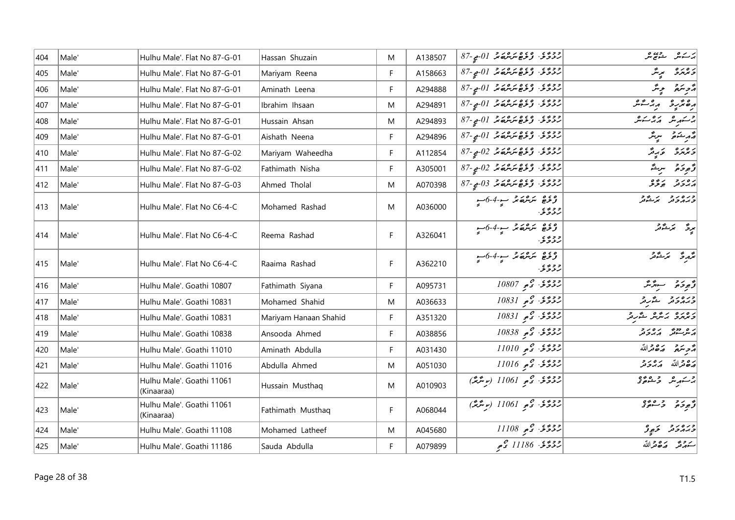| 404 | Male' | Hulhu Male'. Flat No 87-G-01 | Hassan Shuzain | M | A138507 | ހުޅުމާލެ. ފްލެޓްނަންބަރު 87-ޖީ-01 | ހަސަން ޝުޒައިން |
|---|---|---|---|---|---|---|---|
| 405 | Male' | Hulhu Male'. Flat No 87-G-01 | Mariyam Reena | F | A158663 | ހުޅުމާލެ. ފްލެޓްނަންބަރު 87-ޖީ-01 | މަރިޔަމް ރީނާ |
| 406 | Male' | Hulhu Male'. Flat No 87-G-01 | Aminath Leena | F | A294888 | ހުޅުމާލެ. ފްލެޓްނަންބަރު 87-ޖީ-01 | އާމިނަތު ލީނާ |
| 407 | Male' | Hulhu Male'. Flat No 87-G-01 | Ibrahim Ihsaan | M | A294891 | ހުޅުމާލެ. ފްލެޓްނަންބަރު 87-ޖީ-01 | އިބްރާހިމް އިޙްސާން |
| 408 | Male' | Hulhu Male'. Flat No 87-G-01 | Hussain Ahsan | M | A294893 | ހުޅުމާލެ. ފްލެޓްނަންބަރު 87-ޖީ-01 | ހުސައިން އަޙްސަން |
| 409 | Male' | Hulhu Male'. Flat No 87-G-01 | Aishath Neena | F | A294896 | ހުޅުމާލެ. ފްލެޓްނަންބަރު 87-ޖީ-01 | އައިޝަތު ނީނާ |
| 410 | Male' | Hulhu Male'. Flat No 87-G-02 | Mariyam Waheedha | F | A112854 | ހުޅުމާލެ. ފްލެޓްނަންބަރު 87-ޖީ-02 | މަރިޔަމް ވަޙީދާ |
| 411 | Male' | Hulhu Male'. Flat No 87-G-02 | Fathimath Nisha | F | A305001 | ހުޅުމާލެ. ފްލެޓްނަންބަރު 87-ޖީ-02 | ފާތިމަތު ނިޝާ |
| 412 | Male' | Hulhu Male'. Flat No 87-G-03 | Ahmed Tholal | M | A070398 | ހުޅުމާލެ. ފްލެޓްނަންބަރު 87-ޖީ-03 | އަޙްމަދު ޠަލާލް |
| 413 | Male' | Hulhu Male'. Flat No C6-4-C | Mohamed Rashad | M | A036000 | ފްލެޓް ނަންބަރު ސީ-6-4-ސީ ހުޅުމާލެ. | މުޙައްމަދު ރަޝާދު |
| 414 | Male' | Hulhu Male'. Flat No C6-4-C | Reema Rashad | F | A326041 | ފްލެޓް ނަންބަރު ސީ-6-4-ސީ ހުޅުމާލެ. | ރީމާ ރަޝާދު |
| 415 | Male' | Hulhu Male'. Flat No C6-4-C | Raaima Rashad | F | A362210 | ފްލެޓް ނަންބަރު ސީ-6-4-ސީ ހުޅުމާލެ. | ރާއިމާ ރަޝާދު |
| 416 | Male' | Hulhu Male'. Goathi 10807 | Fathimath Siyana | F | A095731 | ހުޅުމާލެ. ގޯތި 10807 | ފާތިމަތު ސިޔާނާ |
| 417 | Male' | Hulhu Male'. Goathi 10831 | Mohamed Shahid | M | A036633 | ހުޅުމާލެ. ގޯތި 10831 | މުޙައްމަދު ޝާހިދު |
| 418 | Male' | Hulhu Male'. Goathi 10831 | Mariyam Hanaan Shahid | F | A351320 | ހުޅުމާލެ. ގޯތި 10831 | މަރިޔަމް ހަނާން ޝާހިދު |
| 419 | Male' | Hulhu Male'. Goathi 10838 | Ansooda Ahmed | F | A038856 | ހުޅުމާލެ. ގޯތި 10838 | އަންސޫދާ އަޙްމަދު |
| 420 | Male' | Hulhu Male'. Goathi 11010 | Aminath Abdulla | F | A031430 | ހުޅުމާލެ. ގޯތި 11010 | އާމިނަތު އަބްދުﷲ |
| 421 | Male' | Hulhu Male'. Goathi 11016 | Abdulla Ahmed | M | A051030 | ހުޅުމާލެ. ގޯތި 11016 | އަބްދުﷲ އަޙްމަދު |
| 422 | Male' | Hulhu Male'. Goathi 11061 (Kinaaraa) | Hussain Musthaq | M | A010903 | ހުޅުމާލެ. ގޯތި 11061 (ކިނާރާ) | ހުސައިން މުސްތާޤު |
| 423 | Male' | Hulhu Male'. Goathi 11061 (Kinaaraa) | Fathimath Musthaq | F | A068044 | ހުޅުމާލެ. ގޯތި 11061 (ކިނާރާ) | ފާތިމަތު މުސްތާޤު |
| 424 | Male' | Hulhu Male'. Goathi 11108 | Mohamed Latheef | M | A045680 | ހުޅުމާލެ. ގޯތި 11108 | މުޙައްމަދު ލަޠީފު |
| 425 | Male' | Hulhu Male'. Goathi 11186 | Sauda Abdulla | F | A079899 | ހުޅުމާލެ. 11186 ގޯތި | ސައުދާ އަބްދުﷲ |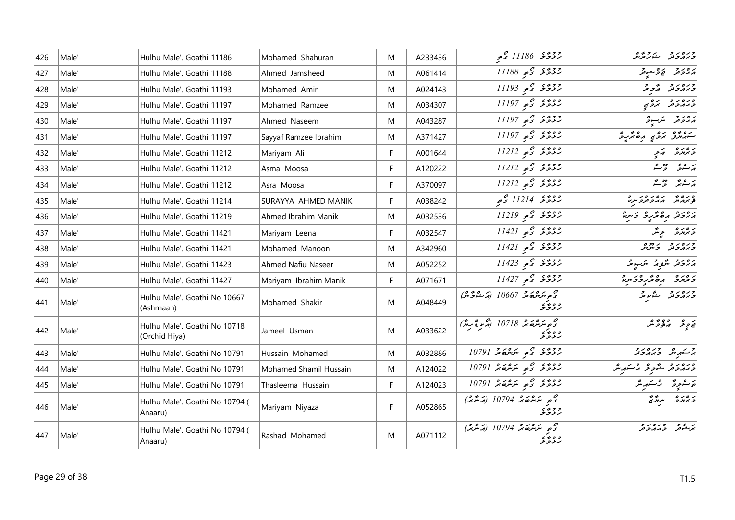| 426 | Male' | Hulhu Male'. Goathi 11186 | Mohamed Shahuran | M | A233436 | ހުޅުމާލެ. ގޯތި 11186 | މުހައްމަދު ޝަހުރާނު |
|---|---|---|---|---|---|---|---|
| 427 | Male' | Hulhu Male'. Goathi 11188 | Ahmed Jamsheed | M | A061414 | ހުޅުމާލެ. ގޯތި 11188 | އަހުމަދު ޖަމްޝީދު |
| 428 | Male' | Hulhu Male'. Goathi 11193 | Mohamed Amir | M | A024143 | ހުޅުމާލެ. ގޯތި 11193 | މުހައްމަދު އާމިރު |
| 429 | Male' | Hulhu Male'. Goathi 11197 | Mohamed Ramzee | M | A034307 | ހުޅުމާލެ. ގޯތި 11197 | މުހައްމަދު ރަމްޒީ |
| 430 | Male' | Hulhu Male'. Goathi 11197 | Ahmed Naseem | M | A043287 | ހުޅުމާލެ. ގޯތި 11197 | އަހުމަދު ނަސީމު |
| 431 | Male' | Hulhu Male'. Goathi 11197 | Sayyaf Ramzee Ibrahim | M | A371427 | ހުޅުމާލެ. ގޯތި 11197 | ސައްޔާފު ރަމްޒީ އިބްރާހީމް |
| 432 | Male' | Hulhu Male'. Goathi 11212 | Mariyam Ali | F | A001644 | ހުޅުމާލެ. ގޯތި 11212 | މަރިޔަމް އަލި |
| 433 | Male' | Hulhu Male'. Goathi 11212 | Asma Moosa | F | A120222 | ހުޅުމާލެ. ގޯތި 11212 | އަސްމާ މޫސާ |
| 434 | Male' | Hulhu Male'. Goathi 11212 | Asra Moosa | F | A370097 | ހުޅުމާލެ. ގޯތި 11212 | އަސްރާ މޫސާ |
| 435 | Male' | Hulhu Male'. Goathi 11214 | SURAYYA AHMED MANIK | F | A038242 | ހުޅުމާލެ. 11214 ގޯތި | ޘުރައްޔާ އަހުމަދުމަނިކު |
| 436 | Male' | Hulhu Male'. Goathi 11219 | Ahmed Ibrahim Manik | M | A032536 | ހުޅުމާލެ. ގޯތި 11219 | އަހުމަދު އިބްރާހިމް މަނިކު |
| 437 | Male' | Hulhu Male'. Goathi 11421 | Mariyam Leena | F | A032547 | ހުޅުމާލެ. ގޯތި 11421 | މަރިޔަމް ލީނާ |
| 438 | Male' | Hulhu Male'. Goathi 11421 | Mohamed Manoon | M | A342960 | ހުޅުމާލެ. ގޯތި 11421 | މުހައްމަދު މަނޫން |
| 439 | Male' | Hulhu Male'. Goathi 11423 | Ahmed Nafiu Naseer | M | A052252 | ހުޅުމާލެ. ގޯތި 11423 | އަހުމަދު ނާފިއު ނަސީރު |
| 440 | Male' | Hulhu Male'. Goathi 11427 | Mariyam Ibrahim Manik | F | A071671 | ހުޅުމާލެ. ގޯތި 11427 | މަރިޔަމް އިބްރާހިމްމަނިކު |
| 441 | Male' | Hulhu Male'. Goathi No 10667 (Ashmaan) | Mohamed Shakir | M | A048449 | ގޯތިނަންބަރު 10667 (އަޝްމާން) ހުޅުމާލެ. | މުހައްމަދު ޝާކިރު |
| 442 | Male' | Hulhu Male'. Goathi No 10718 (Orchid Hiya) | Jameel Usman | M | A033622 | ގޯތިނަންބަރު 10718 (އޯކިޑް ހިޔާ) ހުޅުމާލެ. | ޖަމީލް އުސްމާން |
| 443 | Male' | Hulhu Male'. Goathi No 10791 | Hussain Mohamed | M | A032886 | ހުޅުމާލެ. ގޯތި ނަންބަރު 10791 | ހުސައިން މުހައްމަދު |
| 444 | Male' | Hulhu Male'. Goathi No 10791 | Mohamed Shamil Hussain | M | A124022 | ހުޅުމާލެ. ގޯތި ނަންބަރު 10791 | މުހައްމަދު ޝާމިލް ހުސައިން |
| 445 | Male' | Hulhu Male'. Goathi No 10791 | Thasleema Hussain | F | A124023 | ހުޅުމާލެ. ގޯތި ނަންބަރު 10791 | ތަސްލީމާ ހުސައިން |
| 446 | Male' | Hulhu Male'. Goathi No 10794 ( Anaaru) | Mariyam Niyaza | F | A052865 | ގޯތި ނަންބަރު 10794 (އަނާރު) ހުޅުމާލެ. | މަރިޔަމް ނިޔާޒާ |
| 447 | Male' | Hulhu Male'. Goathi No 10794 ( Anaaru) | Rashad Mohamed | M | A071112 | ގޯތި ނަންބަރު 10794 (އަނާރު) ހުޅުމާލެ. | ރަޝާދު މުހައްމަދު |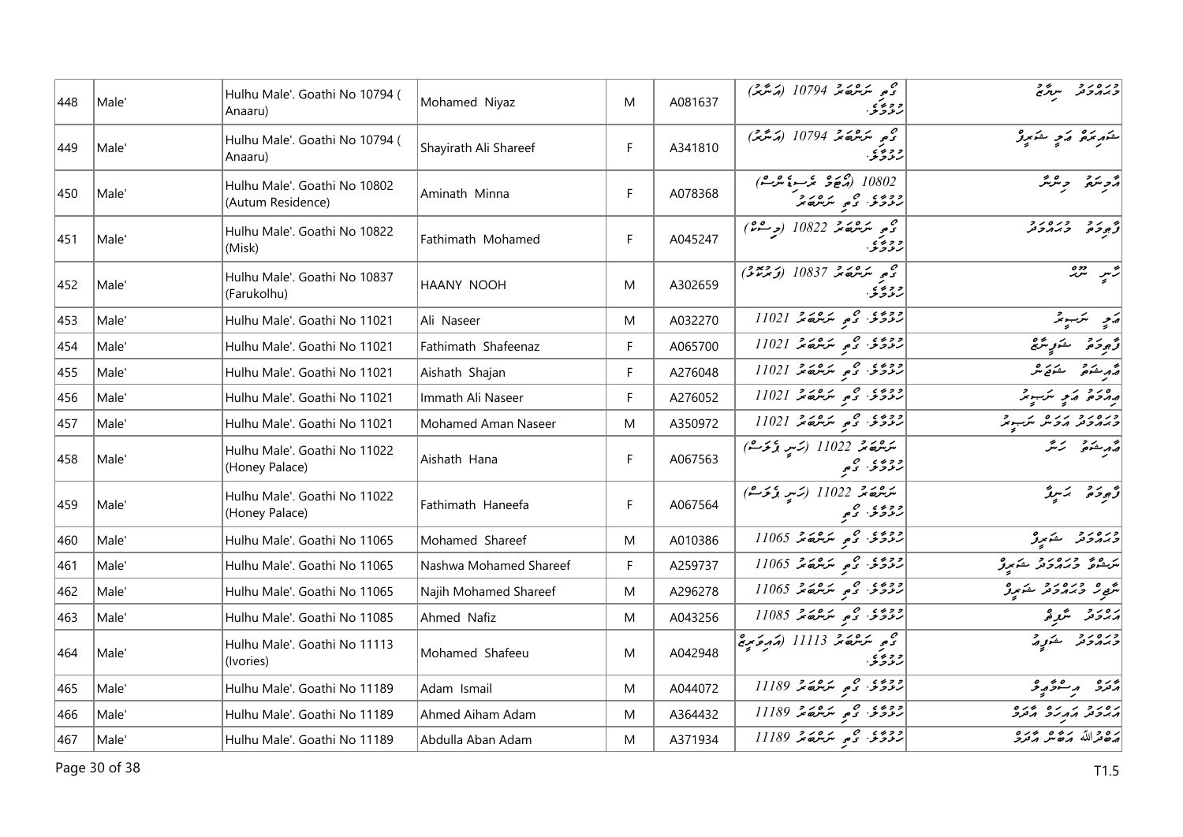| 448 | Male' | Hulhu Male'. Goathi No 10794 ( Anaaru) | Mohamed Niyaz | M | A081637 | ގޯތި ނަންބަރު 10794 (އަނާރު) ހުޅުމާލެ. | މުހައްމަދު ނިޔާޒު |
|---|---|---|---|---|---|---|---|
| 449 | Male' | Hulhu Male'. Goathi No 10794 ( Anaaru) | Shayirath Ali Shareef | F | A341810 | ގޯތި ނަންބަރު 10794 (އަނާރު) ހުޅުމާލެ. | ޝާއިރަތު އަލީ ޝަރީފް |
| 450 | Male' | Hulhu Male'. Goathi No 10802 (Autum Residence) | Aminath Minna | F | A078368 | 10802 (އޯޓަމް ރެސިޑެންސް) ހުޅުމާލެ. ގޯތި ނަންބަރު | އާމިނަތު މިންނާ |
| 451 | Male' | Hulhu Male'. Goathi No 10822 (Misk) | Fathimath Mohamed | F | A045247 | ގޯތި ނަންބަރު 10822 (މިސްކް) ހުޅުމާލެ. | ފާތިމަތު މުހައްމަދު |
| 452 | Male' | Hulhu Male'. Goathi No 10837 (Farukolhu) | HAANY NOOH | M | A302659 | ގޯތި ނަންބަރު 10837 (ފަރުކޮޅު) ހުޅުމާލެ. |ހާނީ ނޫހް |
| 453 | Male' | Hulhu Male'. Goathi No 11021 | Ali Naseer | M | A032270 | ހުޅުމާލެ. ގޯތި ނަންބަރު 11021 | އަލި ނަސީރު |
| 454 | Male' | Hulhu Male'. Goathi No 11021 | Fathimath Shafeenaz | F | A065700 | ހުޅުމާލެ. ގޯތި ނަންބަރު 11021 | ފާތިމަތު ޝަފީނާޒް |
| 455 | Male' | Hulhu Male'. Goathi No 11021 | Aishath Shajan | F | A276048 | ހުޅުމާލެ. ގޯތި ނަންބަރު 11021 | އާއިޝަތު ޝަޖަން |
| 456 | Male' | Hulhu Male'. Goathi No 11021 | Immath Ali Naseer | F | A276052 | ހުޅުމާލެ. ގޯތި ނަންބަރު 11021 | އިއްމަތު އަލި ނަސީރު |
| 457 | Male' | Hulhu Male'. Goathi No 11021 | Mohamed Aman Naseer | M | A350972 | ހުޅުމާލެ. ގޯތި ނަންބަރު 11021 | މުހައްމަދު އަމަން ނަސީރު |
| 458 | Male' | Hulhu Male'. Goathi No 11022 (Honey Palace) | Aishath Hana | F | A067563 | ނަންބަރު 11022 (ހަނީ ޕެލަސް) ހުޅުމާލެ. ގޯތި | އާއިޝަތު ހަނާ |
| 459 | Male' | Hulhu Male'. Goathi No 11022 (Honey Palace) | Fathimath Haneefa | F | A067564 | ނަންބަރު 11022 (ހަނީ ޕެލަސް) ހުޅުމާލެ. ގޯތި | ފާތިމަތު ހަނީފާ |
| 460 | Male' | Hulhu Male'. Goathi No 11065 | Mohamed Shareef | M | A010386 | ހުޅުމާލެ. ގޯތި ނަންބަރު 11065 | މުހައްމަދު ޝަރީފް |
| 461 | Male' | Hulhu Male'. Goathi No 11065 | Nashwa Mohamed Shareef | F | A259737 | ހުޅުމާލެ. ގޯތި ނަންބަރު 11065 | ނަޝްވާ މުހައްމަދު ޝަރީފް |
| 462 | Male' | Hulhu Male'. Goathi No 11065 | Najih Mohamed Shareef | M | A296278 | ހުޅުމާލެ. ގޯތި ނަންބަރު 11065 | ނާޖިހް މުހައްމަދު ޝަރީފް |
| 463 | Male' | Hulhu Male'. Goathi No 11085 | Ahmed Nafiz | M | A043256 | ހުޅުމާލެ. ގޯތި ނަންބަރު 11085 | އަހުމަދު ނާފިޒް |
| 464 | Male' | Hulhu Male'. Goathi No 11113 (Ivories) | Mohamed Shafeeu | M | A042948 | ގޯތި ނަންބަރު 11113 (އައިވަރީޒް) ހުޅުމާލެ. | މުހައްމަދު ޝަފީޢު |
| 465 | Male' | Hulhu Male'. Goathi No 11189 | Adam Ismail | M | A044072 | ހުޅުމާލެ. ގޯތި ނަންބަރު 11189 | އާދަމް އިސްމާއީލް |
| 466 | Male' | Hulhu Male'. Goathi No 11189 | Ahmed Aiham Adam | M | A364432 | ހުޅުމާލެ. ގޯތި ނަންބަރު 11189 | އަހުމަދު އައިހަމް އާދަމް |
| 467 | Male' | Hulhu Male'. Goathi No 11189 | Abdulla Aban Adam | M | A371934 | ހުޅުމާލެ. ގޯތި ނަންބަރު 11189 | އަބްދުﷲ އަބާން އާދަމް |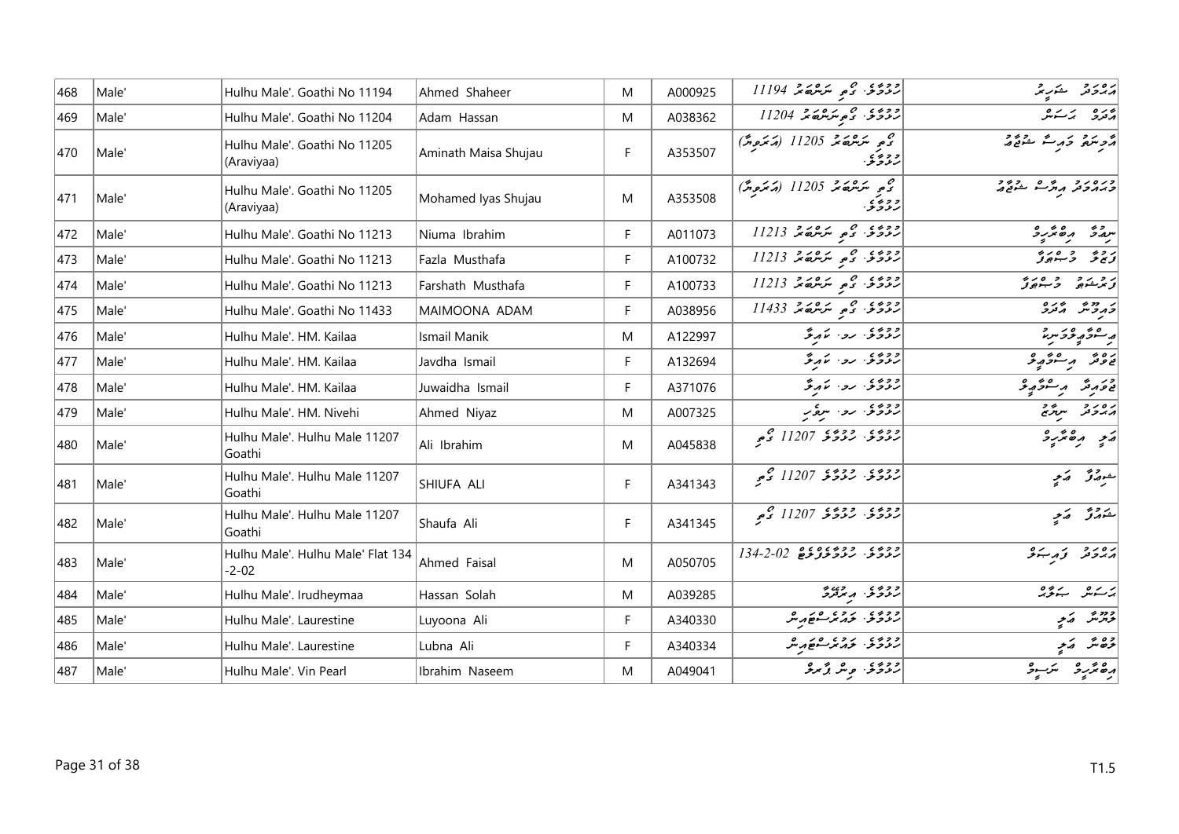| 468 | Male' | Hulhu Male'. Goathi No 11194 | Ahmed Shaheer | M | A000925 | ހުޅުމާލެ. ގޯތި ނަންބަރު 11194 | އަހުމަދު ޝަހީރު |
|---|---|---|---|---|---|---|---|
| 469 | Male' | Hulhu Male'. Goathi No 11204 | Adam Hassan | M | A038362 | ހުޅުމާލެ. ގޯތިނަންބަރު 11204 | އާދަމް ހަސަން |
| 470 | Male' | Hulhu Male'. Goathi No 11205 (Araviyaa) | Aminath Maisa Shujau | F | A353507 | ގޯތި ނަންބަރު 11205 (އަރަވިޔާ) ހުޅުމާލެ. | އާމިނަތު މައިސާ ޝުޖާއު |
| 471 | Male' | Hulhu Male'. Goathi No 11205 (Araviyaa) | Mohamed Iyas Shujau | M | A353508 | ގޯތި ނަންބަރު 11205 (އަރަވިޔާ) ހުޅުމާލެ. | މުހައްމަދު އިޔާސް ޝުޖާއު |
| 472 | Male' | Hulhu Male'. Goathi No 11213 | Niuma Ibrahim | F | A011073 | ހުޅުމާލެ. ގޯތި ނަންބަރު 11213 | ނިޢުމާ އިބްރާހީމް |
| 473 | Male' | Hulhu Male'. Goathi No 11213 | Fazla Musthafa | F | A100732 | ހުޅުމާލެ. ގޯތި ނަންބަރު 11213 | ފަޟްލާ މުސްތަފާ |
| 474 | Male' | Hulhu Male'. Goathi No 11213 | Farshath Musthafa | F | A100733 | ހުޅުމާލެ. ގޯތި ނަންބަރު 11213 | ފަރުޝަތު މުސްތަފާ |
| 475 | Male' | Hulhu Male'. Goathi No 11433 | MAIMOONA ADAM | F | A038956 | ހުޅުމާލެ. ގޯތި ނަންބަރު 11433 | މައިމޫނާ އާދަމް |
| 476 | Male' | Hulhu Male'. HM. Kailaa | Ismail Manik | M | A122997 | ހުޅުމާލެ. ހމ. ކައިލާ | އިސްމާއީލްމަނިކު |
| 477 | Male' | Hulhu Male'. HM. Kailaa | Javdha Ismail | F | A132694 | ހުޅުމާލެ. ހމ. ކައިލާ | ޖަވްދާ އިސްމާއީލް |
| 478 | Male' | Hulhu Male'. HM. Kailaa | Juwaidha Ismail | F | A371076 | ހުޅުމާލެ. ހމ. ކައިލާ | ޖުވައިދާ އިސްމާއީލް |
| 479 | Male' | Hulhu Male'. HM. Nivehi | Ahmed Niyaz | M | A007325 | ހުޅުމާލެ. ހމ. ނިވެހި | އަހުމަދު ނިޔާޒު |
| 480 | Male' | Hulhu Male'. Hulhu Male 11207 Goathi | Ali Ibrahim | M | A045838 | ހުޅުމާލެ. ހުޅުމާލެ 11207 ގޯތި | އަލި އިބްރާހީމް |
| 481 | Male' | Hulhu Male'. Hulhu Male 11207 Goathi | SHIUFA ALI | F | A341343 | ހުޅުމާލެ. ހުޅުމާލެ 11207 ގޯތި | ޝިއުފާ އަލި |
| 482 | Male' | Hulhu Male'. Hulhu Male 11207 Goathi | Shaufa Ali | F | A341345 | ހުޅުމާލެ. ހުޅުމާލެ 11207 ގޯތި | ޝައުފާ އަލި |
| 483 | Male' | Hulhu Male'. Hulhu Male' Flat 134 -2-02 | Ahmed Faisal | M | A050705 | ހުޅުމާލެ. ހުޅުމާލެފްލެޓް 02-2-134 | އަހުމަދު ފައިސަލް |
| 484 | Male' | Hulhu Male'. Irudheymaa | Hassan Solah | M | A039285 | ހުޅުމާލެ. އިރުދޭމާ | ހަސަން ސަލާހް |
| 485 | Male' | Hulhu Male'. Laurestine | Luyoona Ali | F | A340330 | ހުޅުމާލެ. ލައުރެސްޓިން | ލުޔޫނާ އަލި |
| 486 | Male' | Hulhu Male'. Laurestine | Lubna Ali | F | A340334 | ހުޅުމާލެ. ލައުރެސްޓިން | ލުބްނާ އަލި |
| 487 | Male' | Hulhu Male'. Vin Pearl | Ibrahim Naseem | M | A049041 | ހުޅުމާލެ. ވިން ޕާރލް | އިބްރާހީމް ނަސީމް |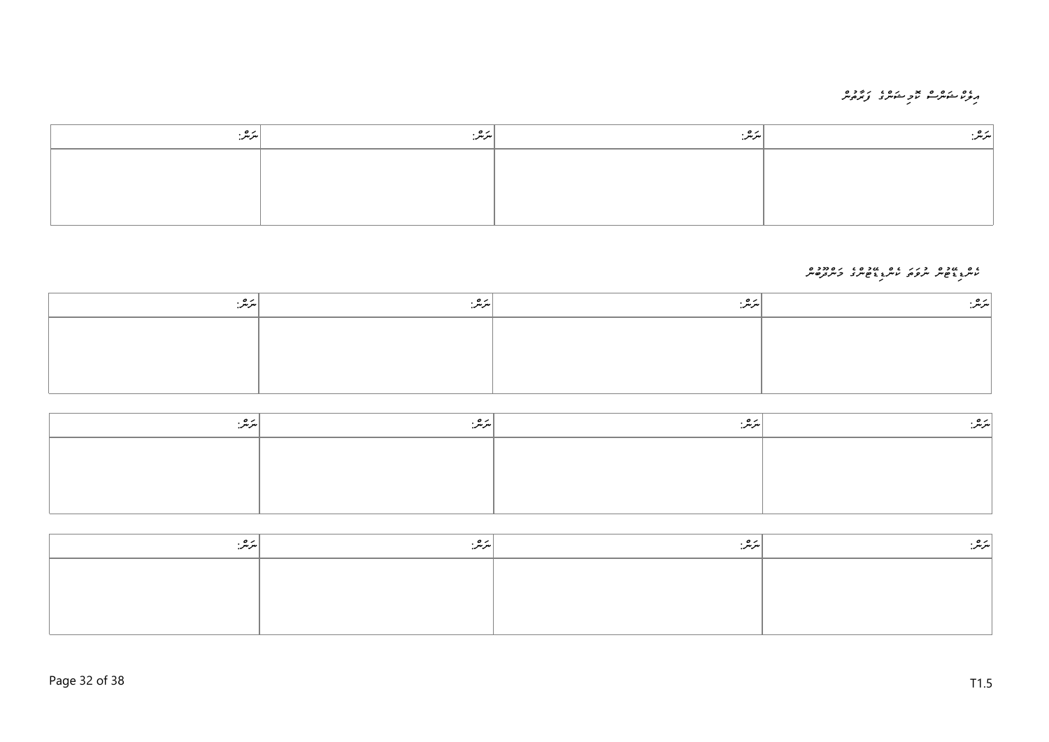# ދިވެހިބަސްކަން ކޮމިޝަނުގެ ފަރާތުން

| ނަންބަރު: | ނަންބަރު: | ނަންބަރު: | ނަންބަރު: |
|---|---|---|---|
| | | | |

## ކުންފުނީގެ ނަމުގައި ކުންފުނީގެ މަސްއޫލުން

| ނަންބަރު: | ނަންބަރު: | ނަންބަރު: | ނަންބަރު: |
|---|---|---|---|
| | | | |

| ނަންބަރު: | ނަންބަރު: | ނަންބަރު: | ނަންބަރު: |
|---|---|---|---|
| | | | |

| ނަންބަރު: | ނަންބަރު: | ނަންބަރު: | ނަންބަރު: |
|---|---|---|---|
| | | | |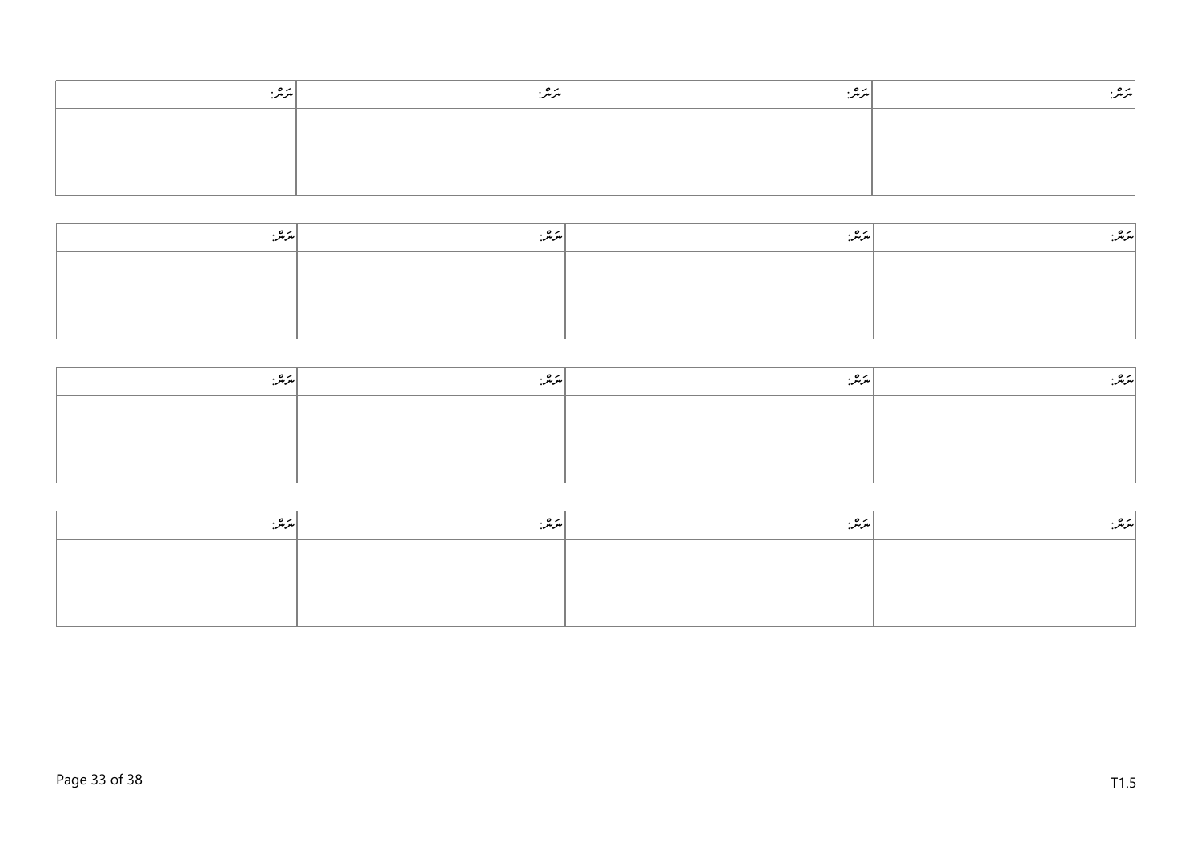| ތަރީޚް: | ތަރީޚް: | ތަރީޚް: | ތަރީޚް: |
| --- | --- | --- | --- |
| | | | |

| ތަރީޚް: | ތަރީޚް: | ތަރީޚް: | ތަރީޚް: |
| --- | --- | --- | --- |
| | | | |

| ތަރީޚް: | ތަރީޚް: | ތަރީޚް: | ތަރީޚް: |
| --- | --- | --- | --- |
| | | | |

| ތަރީޚް: | ތަރީޚް: | ތަރީޚް: | ތަރީޚް: |
| --- | --- | --- | --- |
| | | | |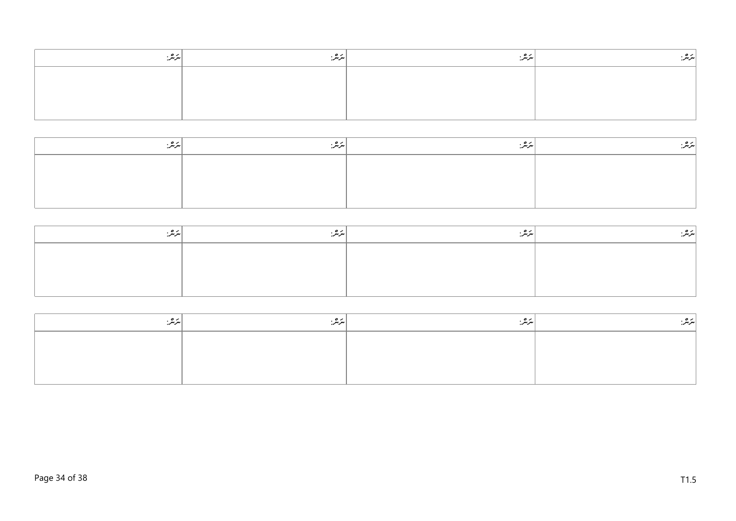| ނަރުދ: | ނަރުދ: | ނަރުދ: | ނަރުދ: |
| --- | --- | --- | --- |
| | | | |

| ނަރުދ: | ނަރުދ: | ނަރުދ: | ނަރުދ: |
| --- | --- | --- | --- |
| | | | |

| ނަރުދ: | ނަރުދ: | ނަރުދ: | ނަރުދ: |
| --- | --- | --- | --- |
| | | | |

| ނަރުދ: | ނަރުދ: | ނަރުދ: | ނަރުދ: |
| --- | --- | --- | --- |
| | | | |

T1.5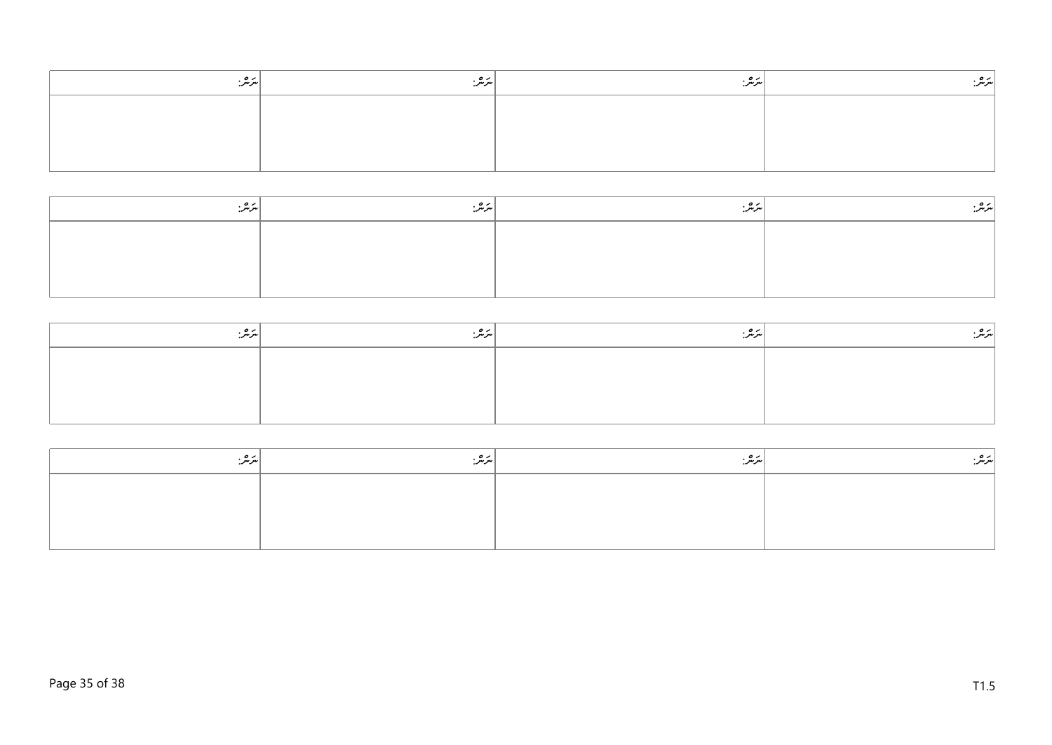| ނަންބަރ: | ނަންބަރ: | ނަންބަރ: | ނަންބަރ: |
|---|---|---|---|
| | | | |

| ނަންބަރ: | ނަންބަރ: | ނަންބަރ: | ނަންބަރ: |
|---|---|---|---|
| | | | |

| ނަންބަރ: | ނަންބަރ: | ނަންބަރ: | ނަންބަރ: |
|---|---|---|---|
| | | | |

| ނަންބަރ: | ނަންބަރ: | ނަންބަރ: | ނަންބަރ: |
|---|---|---|---|
| | | | |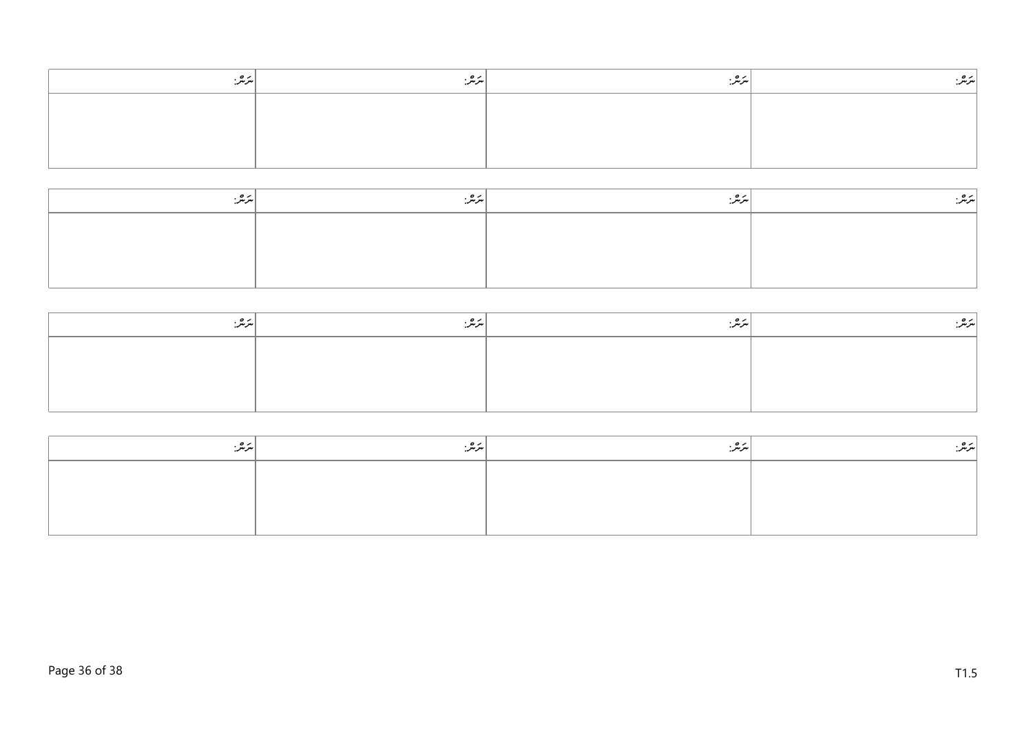| ނަރުދ: | ނަރުދ: | ނަރުދ: | ނަރުދ: |
| --- | --- | --- | --- |
| | | | |

| ނަރުދ: | ނަރުދ: | ނަރުދ: | ނަރުދ: |
| --- | --- | --- | --- |
| | | | |

| ނަރުދ: | ނަރުދ: | ނަރުދ: | ނަރުދ: |
| --- | --- | --- | --- |
| | | | |

| ނަރުދ: | ނަރުދ: | ނަރުދ: | ނަރުދ: |
| --- | --- | --- | --- |
| | | | |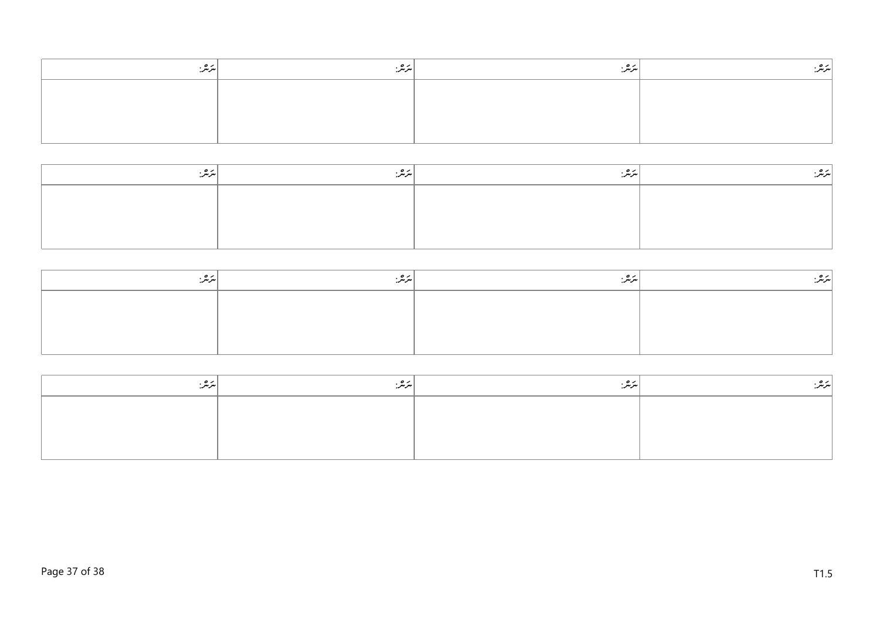| ޝަރު: | ޝަރު: | ޝަރު: | ޝަރު: |
|---|---|---|---|
| | | | |

| ޝަރު: | ޝަރު: | ޝަރު: | ޝަރު: |
|---|---|---|---|
| | | | |

| ޝަރު: | ޝަރު: | ޝަރު: | ޝަރު: |
|---|---|---|---|
| | | | |

| ޝަރު: | ޝަރު: | ޝަރު: | ޝަރު: |
|---|---|---|---|
| | | | |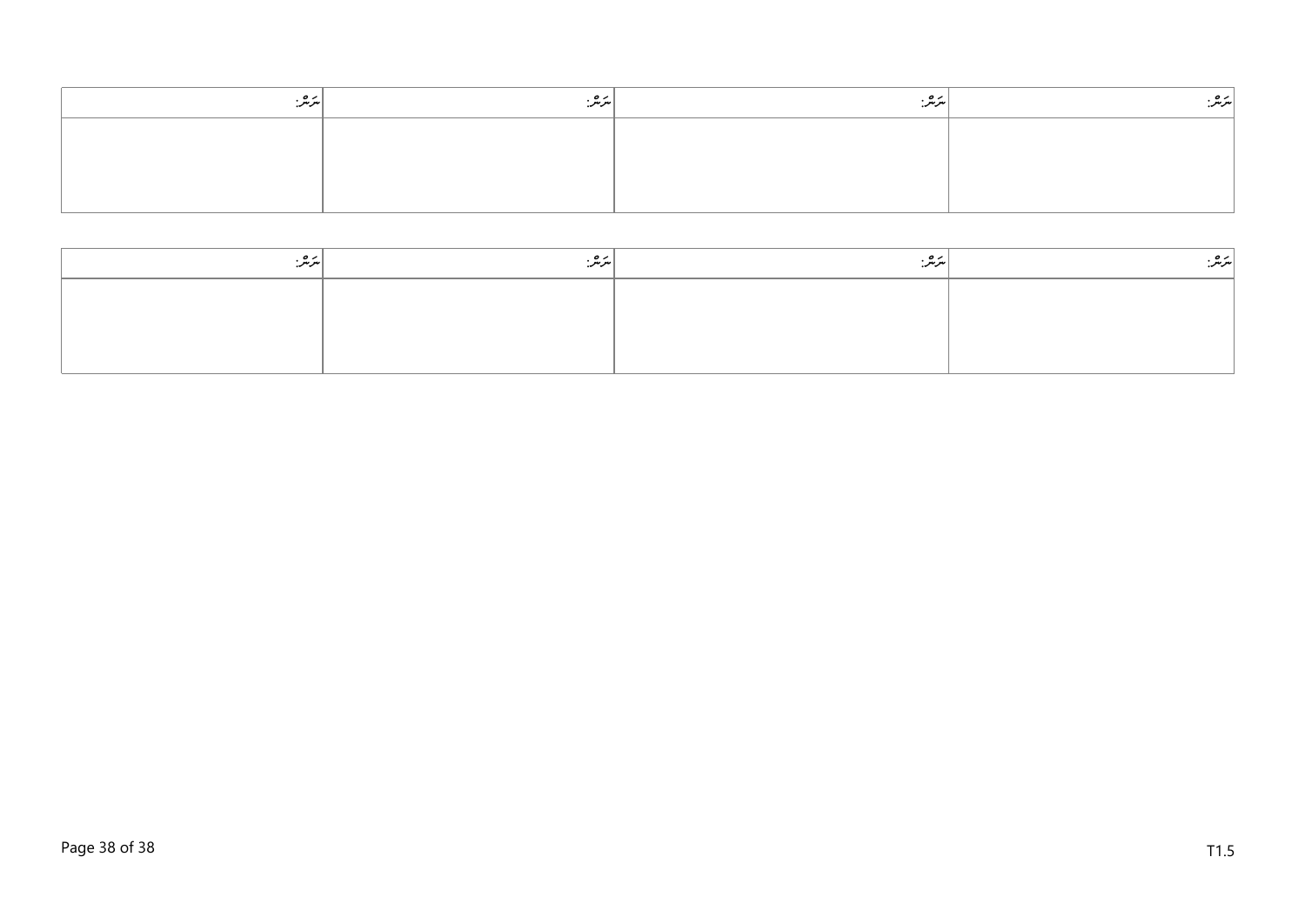| ނަންބަރު: | ނަންބަރު: | ނަންބަރު: | ނަންބަރު: |
| --- | --- | --- | --- |
| | | | |

| ނަންބަރު: | ނަންބަރު: | ނަންބަރު: | ނަންބަރު: |
| --- | --- | --- | --- |
| | | | |

T1.5